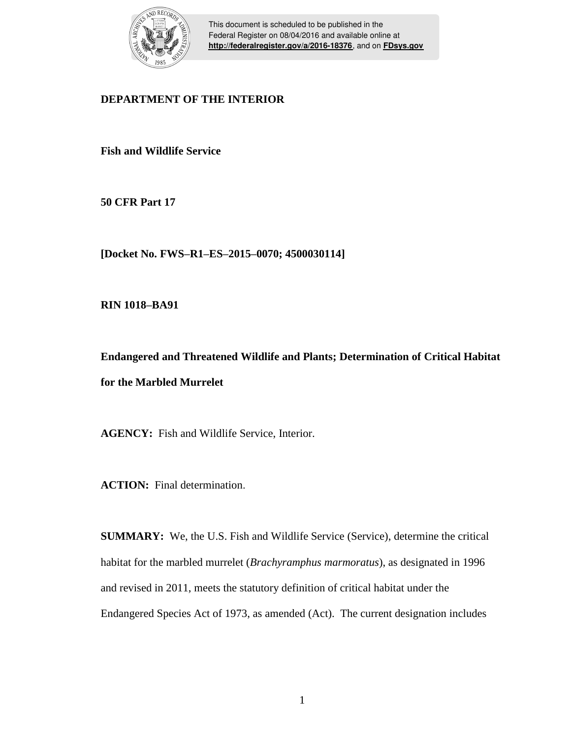This document is scheduled to be published in the Federal Register on 08/04/2016 and available online at **http://federalregister.gov/a/2016-18376**, and on **FDsys.gov**

**DEPARTMENT OF THE INTERIOR**

**Fish and Wildlife Service**

**50 CFR Part 17**

**[Docket No. FWS–R1–ES–2015–0070; 4500030114]**

**RIN 1018–BA91**

**Endangered and Threatened Wildlife and Plants; Determination of Critical Habitat for the Marbled Murrelet**

**AGENCY:** Fish and Wildlife Service, Interior.

**ACTION:** Final determination.

**SUMMARY:** We, the U.S. Fish and Wildlife Service (Service), determine the critical habitat for the marbled murrelet (*Brachyramphus marmoratus*), as designated in 1996 and revised in 2011, meets the statutory definition of critical habitat under the Endangered Species Act of 1973, as amended (Act). The current designation includes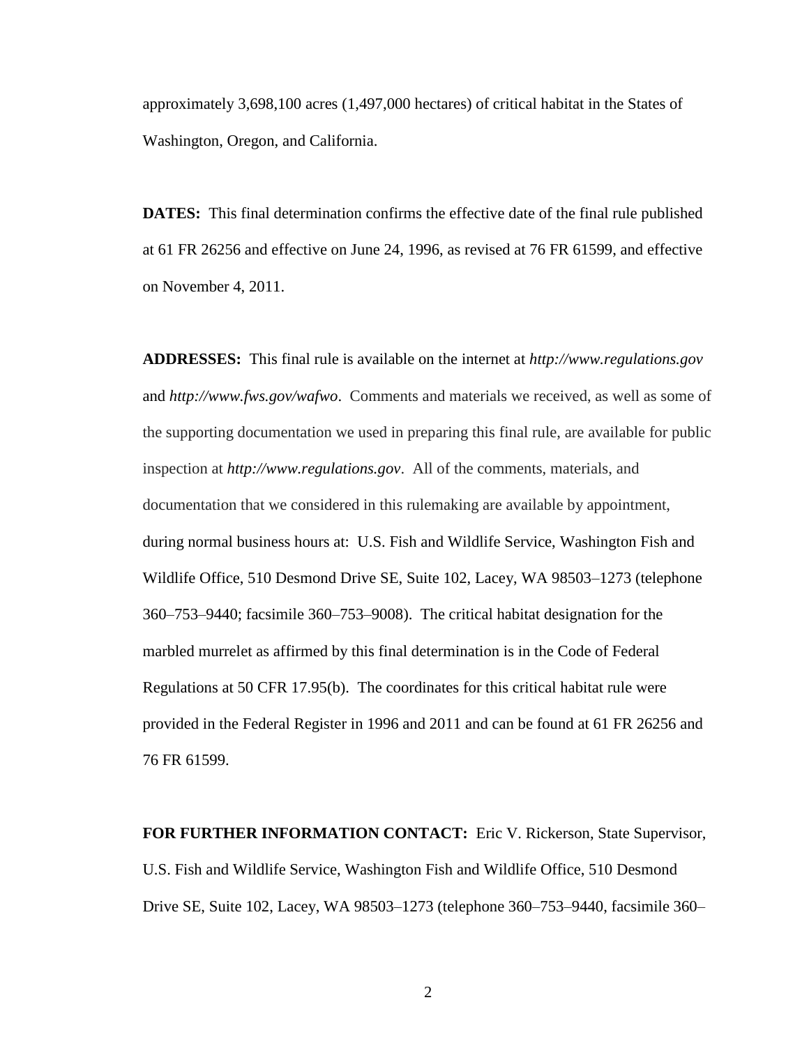approximately 3,698,100 acres (1,497,000 hectares) of critical habitat in the States of Washington, Oregon, and California.

**DATES:** This final determination confirms the effective date of the final rule published at 61 FR 26256 and effective on June 24, 1996, as revised at 76 FR 61599, and effective on November 4, 2011.

**ADDRESSES:** This final rule is available on the internet at *http://www.regulations.gov* and *http://www.fws.gov/wafwo*. Comments and materials we received, as well as some of the supporting documentation we used in preparing this final rule, are available for public inspection at *http://www.regulations.gov*. All of the comments, materials, and documentation that we considered in this rulemaking are available by appointment, during normal business hours at: U.S. Fish and Wildlife Service, Washington Fish and Wildlife Office, 510 Desmond Drive SE, Suite 102, Lacey, WA 98503–1273 (telephone 360–753–9440; facsimile 360–753–9008). The critical habitat designation for the marbled murrelet as affirmed by this final determination is in the Code of Federal Regulations at 50 CFR 17.95(b). The coordinates for this critical habitat rule were provided in the Federal Register in 1996 and 2011 and can be found at 61 FR 26256 and 76 FR 61599.

**FOR FURTHER INFORMATION CONTACT:** Eric V. Rickerson, State Supervisor, U.S. Fish and Wildlife Service, Washington Fish and Wildlife Office, 510 Desmond Drive SE, Suite 102, Lacey, WA 98503–1273 (telephone 360–753–9440, facsimile 360–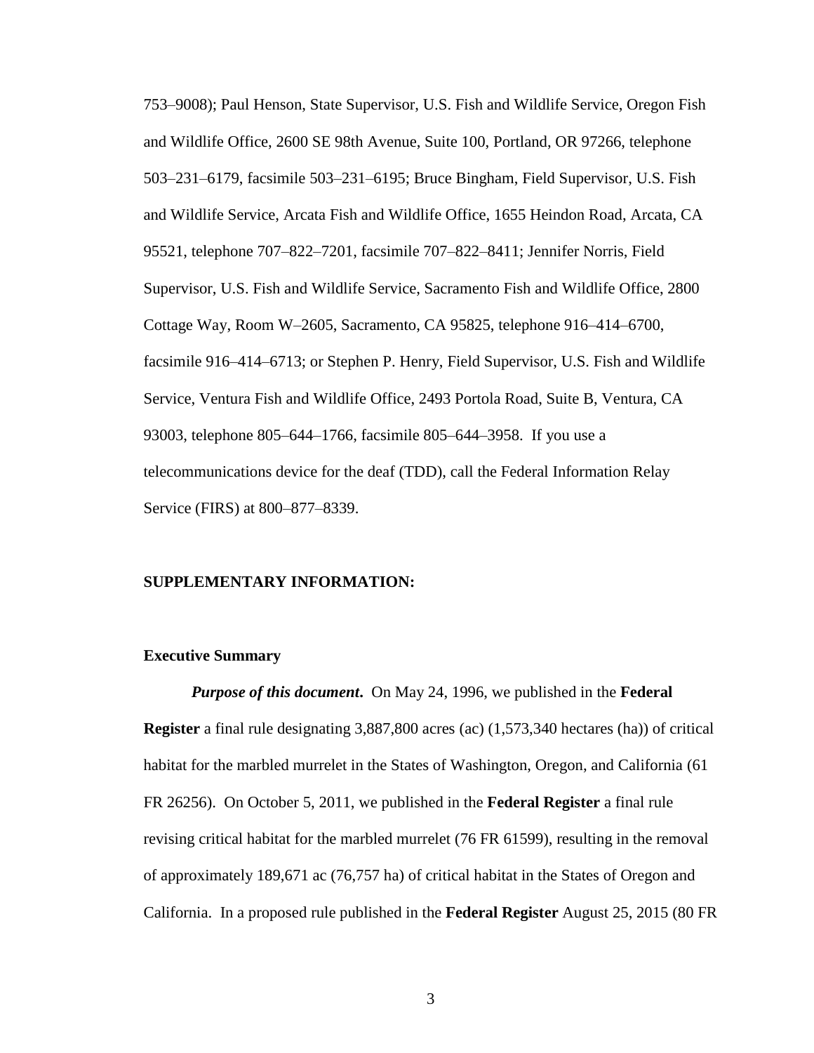753–9008); Paul Henson, State Supervisor, U.S. Fish and Wildlife Service, Oregon Fish and Wildlife Office, 2600 SE 98th Avenue, Suite 100, Portland, OR 97266, telephone 503–231–6179, facsimile 503–231–6195; Bruce Bingham, Field Supervisor, U.S. Fish and Wildlife Service, Arcata Fish and Wildlife Office, 1655 Heindon Road, Arcata, CA 95521, telephone 707–822–7201, facsimile 707–822–8411; Jennifer Norris, Field Supervisor, U.S. Fish and Wildlife Service, Sacramento Fish and Wildlife Office, 2800 Cottage Way, Room W–2605, Sacramento, CA 95825, telephone 916–414–6700, facsimile 916–414–6713; or Stephen P. Henry, Field Supervisor, U.S. Fish and Wildlife Service, Ventura Fish and Wildlife Office, 2493 Portola Road, Suite B, Ventura, CA 93003, telephone 805–644–1766, facsimile 805–644–3958. If you use a telecommunications device for the deaf (TDD), call the Federal Information Relay Service (FIRS) at 800–877–8339.

**SUPPLEMENTARY INFORMATION:**

**Executive Summary**

***Purpose of this document*.** On May 24, 1996, we published in the **Federal Register** a final rule designating 3,887,800 acres (ac) (1,573,340 hectares (ha)) of critical habitat for the marbled murrelet in the States of Washington, Oregon, and California (61 FR 26256). On October 5, 2011, we published in the **Federal Register** a final rule revising critical habitat for the marbled murrelet (76 FR 61599), resulting in the removal of approximately 189,671 ac (76,757 ha) of critical habitat in the States of Oregon and California. In a proposed rule published in the **Federal Register** August 25, 2015 (80 FR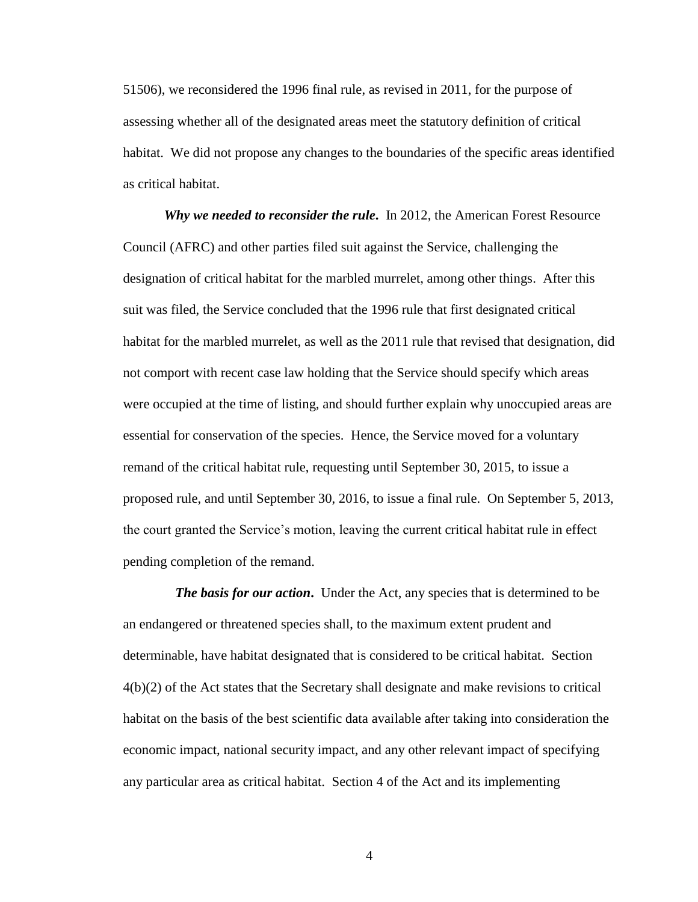51506), we reconsidered the 1996 final rule, as revised in 2011, for the purpose of assessing whether all of the designated areas meet the statutory definition of critical habitat. We did not propose any changes to the boundaries of the specific areas identified as critical habitat.

***Why we needed to reconsider the rule.*** In 2012, the American Forest Resource Council (AFRC) and other parties filed suit against the Service, challenging the designation of critical habitat for the marbled murrelet, among other things. After this suit was filed, the Service concluded that the 1996 rule that first designated critical habitat for the marbled murrelet, as well as the 2011 rule that revised that designation, did not comport with recent case law holding that the Service should specify which areas were occupied at the time of listing, and should further explain why unoccupied areas are essential for conservation of the species. Hence, the Service moved for a voluntary remand of the critical habitat rule, requesting until September 30, 2015, to issue a proposed rule, and until September 30, 2016, to issue a final rule. On September 5, 2013, the court granted the Service's motion, leaving the current critical habitat rule in effect pending completion of the remand.

***The basis for our action.*** Under the Act, any species that is determined to be an endangered or threatened species shall, to the maximum extent prudent and determinable, have habitat designated that is considered to be critical habitat. Section 4(b)(2) of the Act states that the Secretary shall designate and make revisions to critical habitat on the basis of the best scientific data available after taking into consideration the economic impact, national security impact, and any other relevant impact of specifying any particular area as critical habitat. Section 4 of the Act and its implementing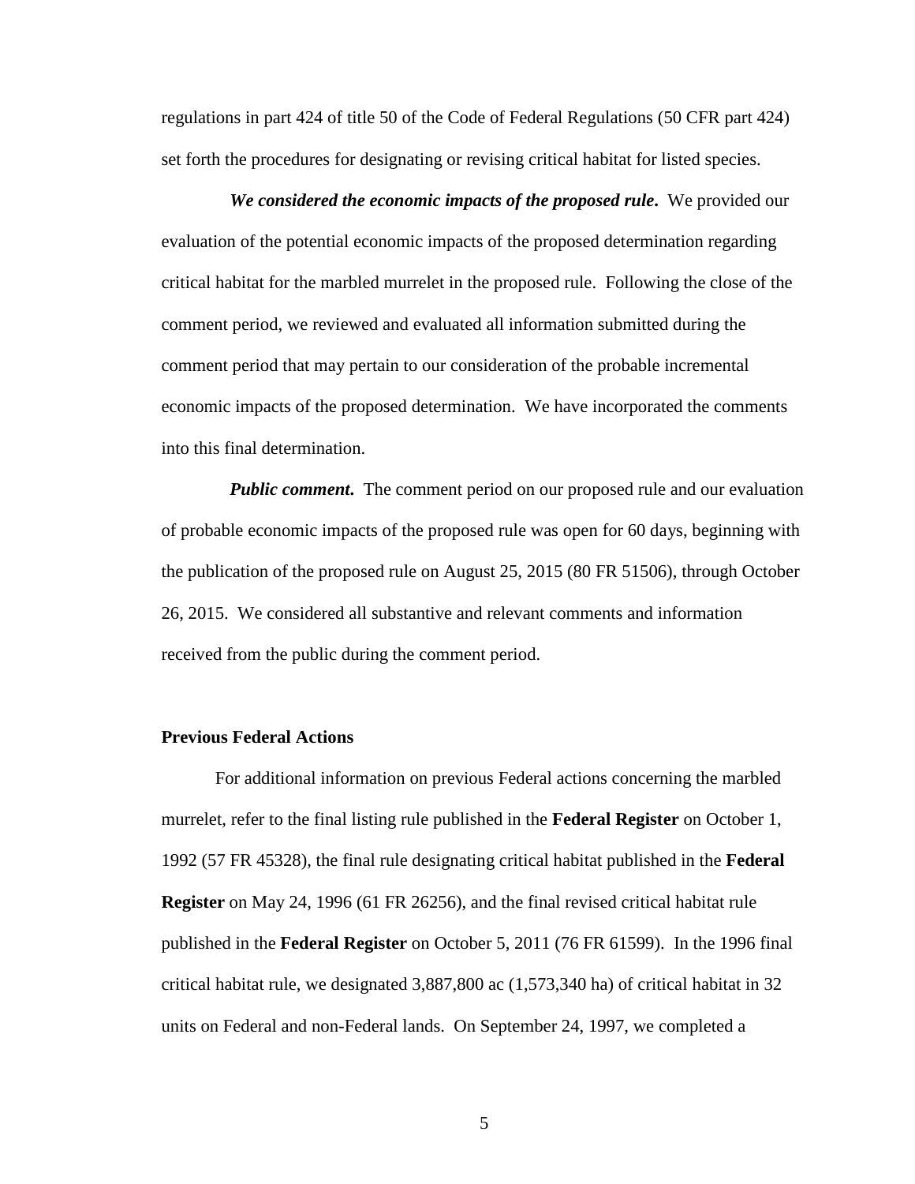regulations in part 424 of title 50 of the Code of Federal Regulations (50 CFR part 424) set forth the procedures for designating or revising critical habitat for listed species.

***We considered the economic impacts of the proposed rule*.** We provided our evaluation of the potential economic impacts of the proposed determination regarding critical habitat for the marbled murrelet in the proposed rule. Following the close of the comment period, we reviewed and evaluated all information submitted during the comment period that may pertain to our consideration of the probable incremental economic impacts of the proposed determination. We have incorporated the comments into this final determination.

***Public comment*.** The comment period on our proposed rule and our evaluation of probable economic impacts of the proposed rule was open for 60 days, beginning with the publication of the proposed rule on August 25, 2015 (80 FR 51506), through October 26, 2015. We considered all substantive and relevant comments and information received from the public during the comment period.

**Previous Federal Actions**

For additional information on previous Federal actions concerning the marbled murrelet, refer to the final listing rule published in the **Federal Register** on October 1, 1992 (57 FR 45328), the final rule designating critical habitat published in the **Federal Register** on May 24, 1996 (61 FR 26256), and the final revised critical habitat rule published in the **Federal Register** on October 5, 2011 (76 FR 61599). In the 1996 final critical habitat rule, we designated 3,887,800 ac (1,573,340 ha) of critical habitat in 32 units on Federal and non-Federal lands. On September 24, 1997, we completed a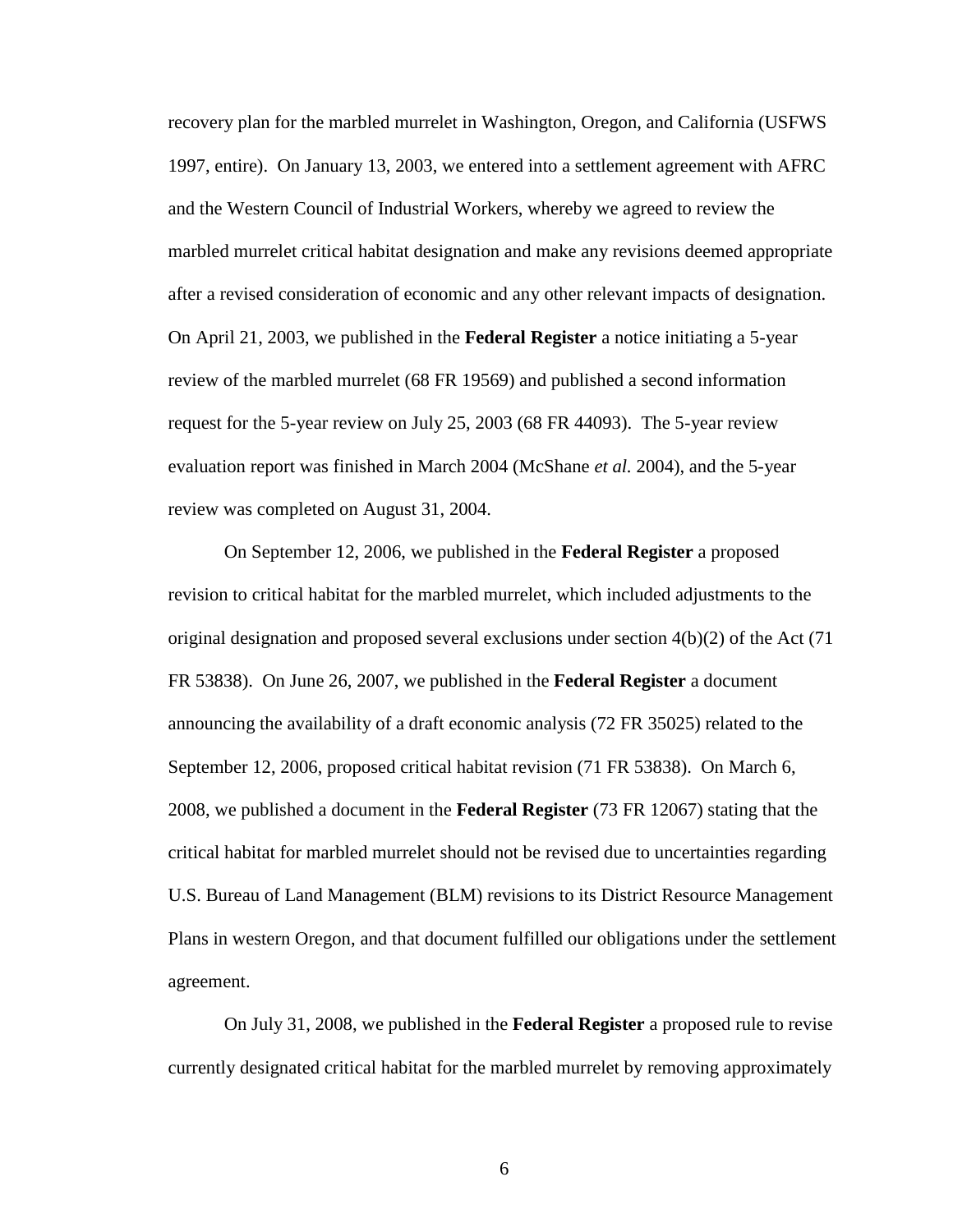recovery plan for the marbled murrelet in Washington, Oregon, and California (USFWS 1997, entire). On January 13, 2003, we entered into a settlement agreement with AFRC and the Western Council of Industrial Workers, whereby we agreed to review the marbled murrelet critical habitat designation and make any revisions deemed appropriate after a revised consideration of economic and any other relevant impacts of designation. On April 21, 2003, we published in the **Federal Register** a notice initiating a 5-year review of the marbled murrelet (68 FR 19569) and published a second information request for the 5-year review on July 25, 2003 (68 FR 44093). The 5-year review evaluation report was finished in March 2004 (McShane *et al.* 2004), and the 5-year review was completed on August 31, 2004.

On September 12, 2006, we published in the **Federal Register** a proposed revision to critical habitat for the marbled murrelet, which included adjustments to the original designation and proposed several exclusions under section 4(b)(2) of the Act (71 FR 53838). On June 26, 2007, we published in the **Federal Register** a document announcing the availability of a draft economic analysis (72 FR 35025) related to the September 12, 2006, proposed critical habitat revision (71 FR 53838). On March 6, 2008, we published a document in the **Federal Register** (73 FR 12067) stating that the critical habitat for marbled murrelet should not be revised due to uncertainties regarding U.S. Bureau of Land Management (BLM) revisions to its District Resource Management Plans in western Oregon, and that document fulfilled our obligations under the settlement agreement.

On July 31, 2008, we published in the **Federal Register** a proposed rule to revise currently designated critical habitat for the marbled murrelet by removing approximately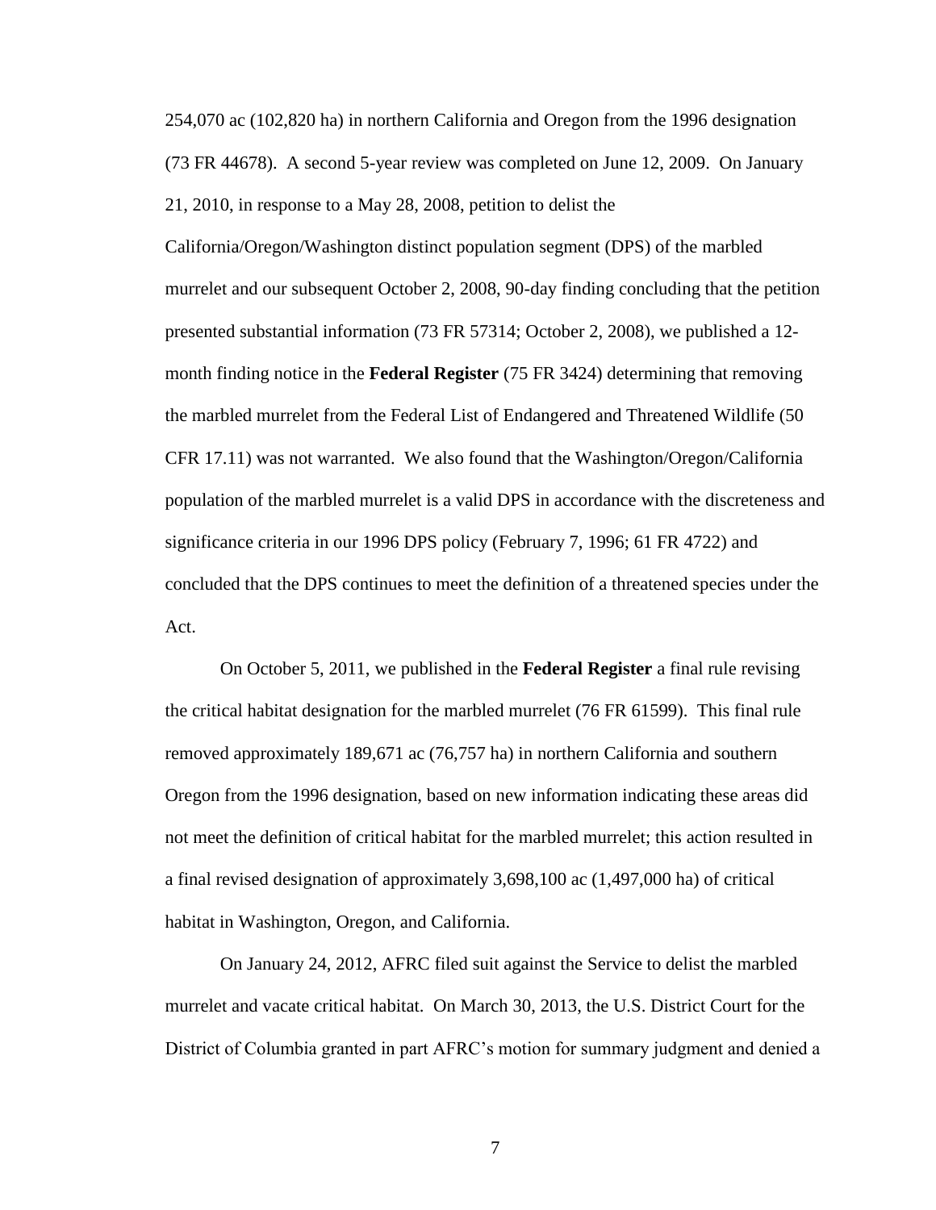254,070 ac (102,820 ha) in northern California and Oregon from the 1996 designation (73 FR 44678). A second 5-year review was completed on June 12, 2009. On January 21, 2010, in response to a May 28, 2008, petition to delist the California/Oregon/Washington distinct population segment (DPS) of the marbled murrelet and our subsequent October 2, 2008, 90-day finding concluding that the petition presented substantial information (73 FR 57314; October 2, 2008), we published a 12-month finding notice in the **Federal Register** (75 FR 3424) determining that removing the marbled murrelet from the Federal List of Endangered and Threatened Wildlife (50 CFR 17.11) was not warranted. We also found that the Washington/Oregon/California population of the marbled murrelet is a valid DPS in accordance with the discreteness and significance criteria in our 1996 DPS policy (February 7, 1996; 61 FR 4722) and concluded that the DPS continues to meet the definition of a threatened species under the Act.

On October 5, 2011, we published in the **Federal Register** a final rule revising the critical habitat designation for the marbled murrelet (76 FR 61599). This final rule removed approximately 189,671 ac (76,757 ha) in northern California and southern Oregon from the 1996 designation, based on new information indicating these areas did not meet the definition of critical habitat for the marbled murrelet; this action resulted in a final revised designation of approximately 3,698,100 ac (1,497,000 ha) of critical habitat in Washington, Oregon, and California.

On January 24, 2012, AFRC filed suit against the Service to delist the marbled murrelet and vacate critical habitat. On March 30, 2013, the U.S. District Court for the District of Columbia granted in part AFRC's motion for summary judgment and denied a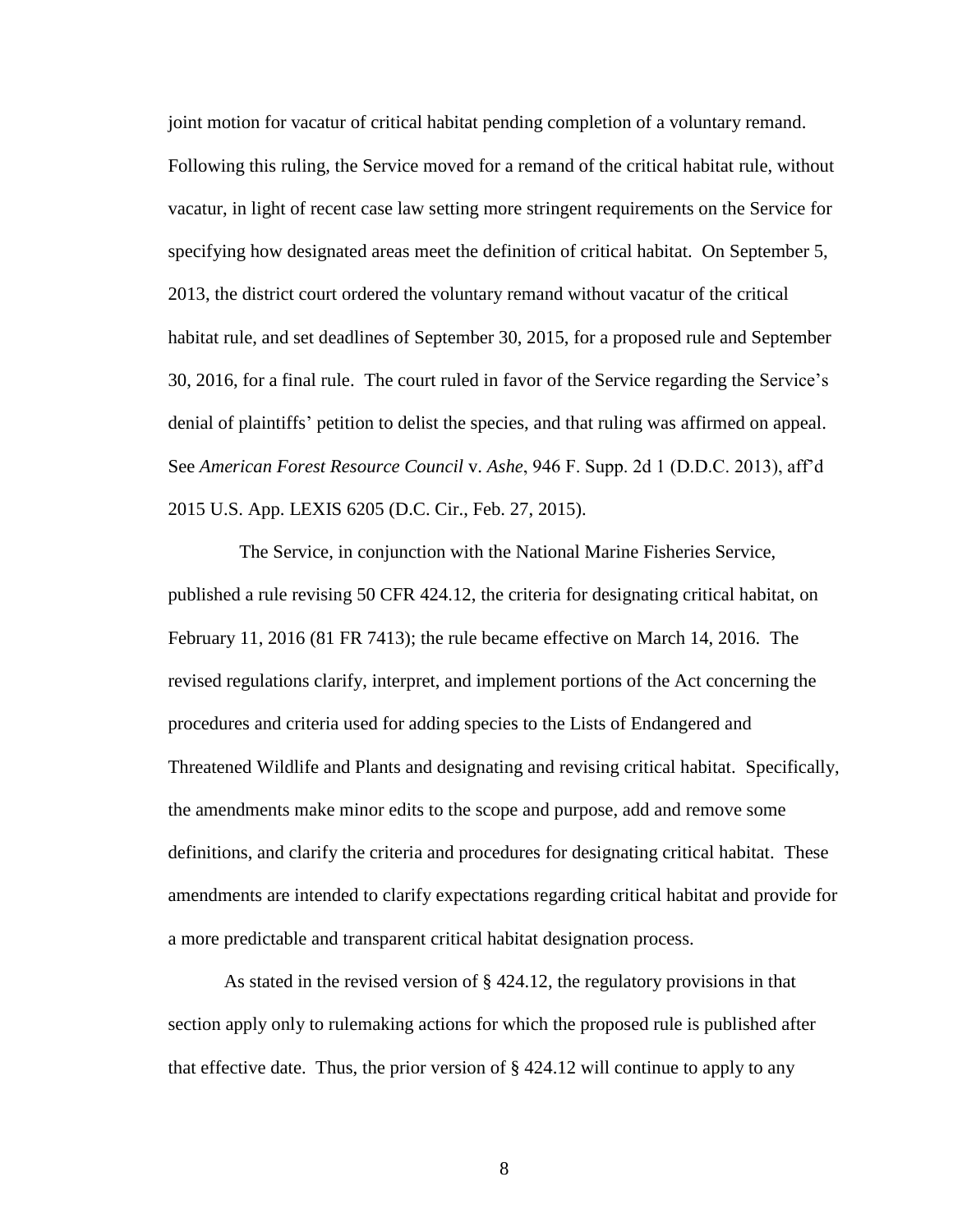joint motion for vacatur of critical habitat pending completion of a voluntary remand. Following this ruling, the Service moved for a remand of the critical habitat rule, without vacatur, in light of recent case law setting more stringent requirements on the Service for specifying how designated areas meet the definition of critical habitat. On September 5, 2013, the district court ordered the voluntary remand without vacatur of the critical habitat rule, and set deadlines of September 30, 2015, for a proposed rule and September 30, 2016, for a final rule. The court ruled in favor of the Service regarding the Service's denial of plaintiffs' petition to delist the species, and that ruling was affirmed on appeal. See *American Forest Resource Council* v. *Ashe*, 946 F. Supp. 2d 1 (D.D.C. 2013), aff'd 2015 U.S. App. LEXIS 6205 (D.C. Cir., Feb. 27, 2015).

The Service, in conjunction with the National Marine Fisheries Service, published a rule revising 50 CFR 424.12, the criteria for designating critical habitat, on February 11, 2016 (81 FR 7413); the rule became effective on March 14, 2016. The revised regulations clarify, interpret, and implement portions of the Act concerning the procedures and criteria used for adding species to the Lists of Endangered and Threatened Wildlife and Plants and designating and revising critical habitat. Specifically, the amendments make minor edits to the scope and purpose, add and remove some definitions, and clarify the criteria and procedures for designating critical habitat. These amendments are intended to clarify expectations regarding critical habitat and provide for a more predictable and transparent critical habitat designation process.

As stated in the revised version of § 424.12, the regulatory provisions in that section apply only to rulemaking actions for which the proposed rule is published after that effective date. Thus, the prior version of § 424.12 will continue to apply to any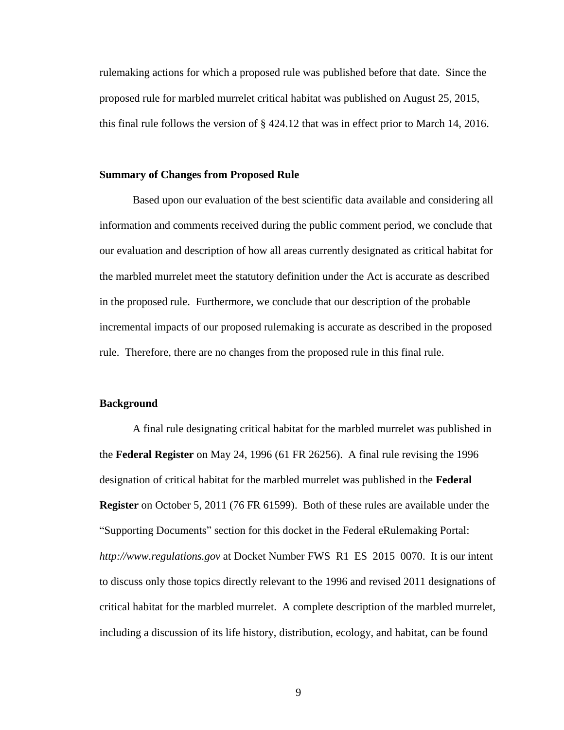rulemaking actions for which a proposed rule was published before that date. Since the proposed rule for marbled murrelet critical habitat was published on August 25, 2015, this final rule follows the version of § 424.12 that was in effect prior to March 14, 2016.

## Summary of Changes from Proposed Rule

Based upon our evaluation of the best scientific data available and considering all information and comments received during the public comment period, we conclude that our evaluation and description of how all areas currently designated as critical habitat for the marbled murrelet meet the statutory definition under the Act is accurate as described in the proposed rule. Furthermore, we conclude that our description of the probable incremental impacts of our proposed rulemaking is accurate as described in the proposed rule. Therefore, there are no changes from the proposed rule in this final rule.

## Background

A final rule designating critical habitat for the marbled murrelet was published in the **Federal Register** on May 24, 1996 (61 FR 26256). A final rule revising the 1996 designation of critical habitat for the marbled murrelet was published in the **Federal Register** on October 5, 2011 (76 FR 61599). Both of these rules are available under the "Supporting Documents" section for this docket in the Federal eRulemaking Portal: *http://www.regulations.gov* at Docket Number FWS–R1–ES–2015–0070. It is our intent to discuss only those topics directly relevant to the 1996 and revised 2011 designations of critical habitat for the marbled murrelet. A complete description of the marbled murrelet, including a discussion of its life history, distribution, ecology, and habitat, can be found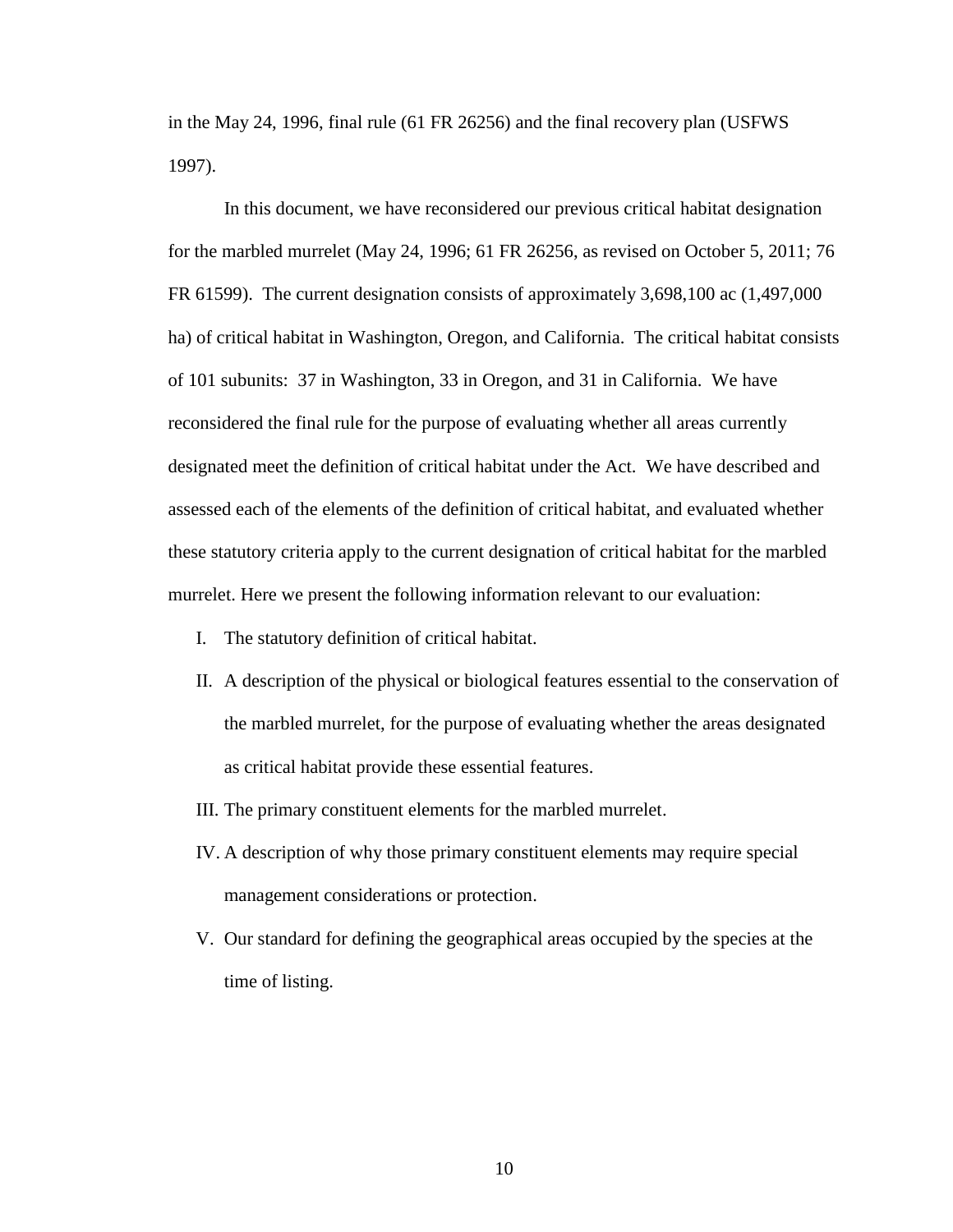in the May 24, 1996, final rule (61 FR 26256) and the final recovery plan (USFWS 1997).

In this document, we have reconsidered our previous critical habitat designation for the marbled murrelet (May 24, 1996; 61 FR 26256, as revised on October 5, 2011; 76 FR 61599). The current designation consists of approximately 3,698,100 ac (1,497,000 ha) of critical habitat in Washington, Oregon, and California. The critical habitat consists of 101 subunits: 37 in Washington, 33 in Oregon, and 31 in California. We have reconsidered the final rule for the purpose of evaluating whether all areas currently designated meet the definition of critical habitat under the Act. We have described and assessed each of the elements of the definition of critical habitat, and evaluated whether these statutory criteria apply to the current designation of critical habitat for the marbled murrelet. Here we present the following information relevant to our evaluation:

I. The statutory definition of critical habitat.
II. A description of the physical or biological features essential to the conservation of the marbled murrelet, for the purpose of evaluating whether the areas designated as critical habitat provide these essential features.
III. The primary constituent elements for the marbled murrelet.
IV. A description of why those primary constituent elements may require special management considerations or protection.
V. Our standard for defining the geographical areas occupied by the species at the time of listing.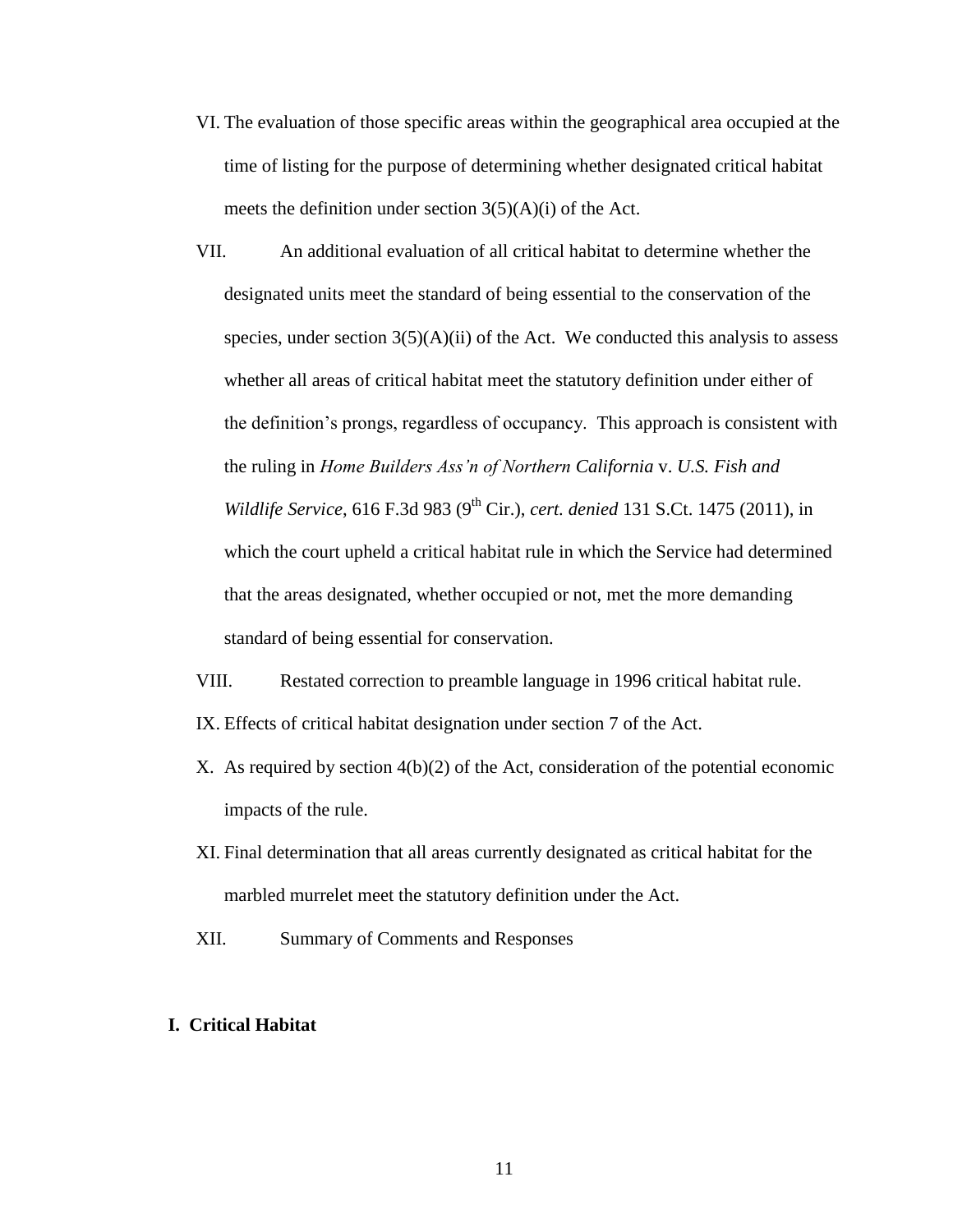VI. The evaluation of those specific areas within the geographical area occupied at the time of listing for the purpose of determining whether designated critical habitat meets the definition under section 3(5)(A)(i) of the Act.

VII. An additional evaluation of all critical habitat to determine whether the designated units meet the standard of being essential to the conservation of the species, under section 3(5)(A)(ii) of the Act. We conducted this analysis to assess whether all areas of critical habitat meet the statutory definition under either of the definition's prongs, regardless of occupancy. This approach is consistent with the ruling in *Home Builders Ass'n of Northern California* v. *U.S. Fish and Wildlife Service*, 616 F.3d 983 (9th Cir.), *cert. denied* 131 S.Ct. 1475 (2011), in which the court upheld a critical habitat rule in which the Service had determined that the areas designated, whether occupied or not, met the more demanding standard of being essential for conservation.

VIII. Restated correction to preamble language in 1996 critical habitat rule.

IX. Effects of critical habitat designation under section 7 of the Act.

X. As required by section 4(b)(2) of the Act, consideration of the potential economic impacts of the rule.

XI. Final determination that all areas currently designated as critical habitat for the marbled murrelet meet the statutory definition under the Act.

XII. Summary of Comments and Responses

## I. Critical Habitat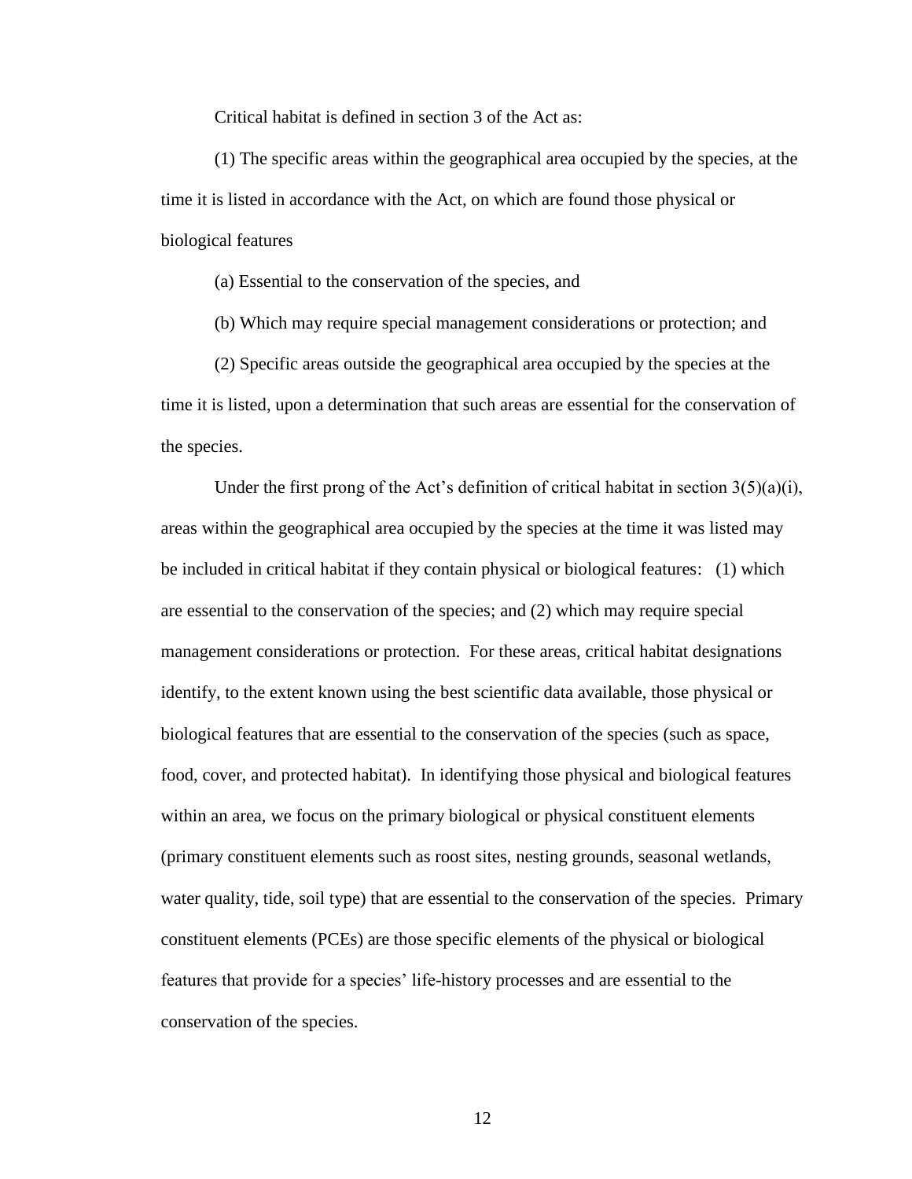Critical habitat is defined in section 3 of the Act as:

(1) The specific areas within the geographical area occupied by the species, at the time it is listed in accordance with the Act, on which are found those physical or biological features

(a) Essential to the conservation of the species, and

(b) Which may require special management considerations or protection; and

(2) Specific areas outside the geographical area occupied by the species at the time it is listed, upon a determination that such areas are essential for the conservation of the species.

Under the first prong of the Act's definition of critical habitat in section 3(5)(a)(i), areas within the geographical area occupied by the species at the time it was listed may be included in critical habitat if they contain physical or biological features: (1) which are essential to the conservation of the species; and (2) which may require special management considerations or protection. For these areas, critical habitat designations identify, to the extent known using the best scientific data available, those physical or biological features that are essential to the conservation of the species (such as space, food, cover, and protected habitat). In identifying those physical and biological features within an area, we focus on the primary biological or physical constituent elements (primary constituent elements such as roost sites, nesting grounds, seasonal wetlands, water quality, tide, soil type) that are essential to the conservation of the species. Primary constituent elements (PCEs) are those specific elements of the physical or biological features that provide for a species' life-history processes and are essential to the conservation of the species.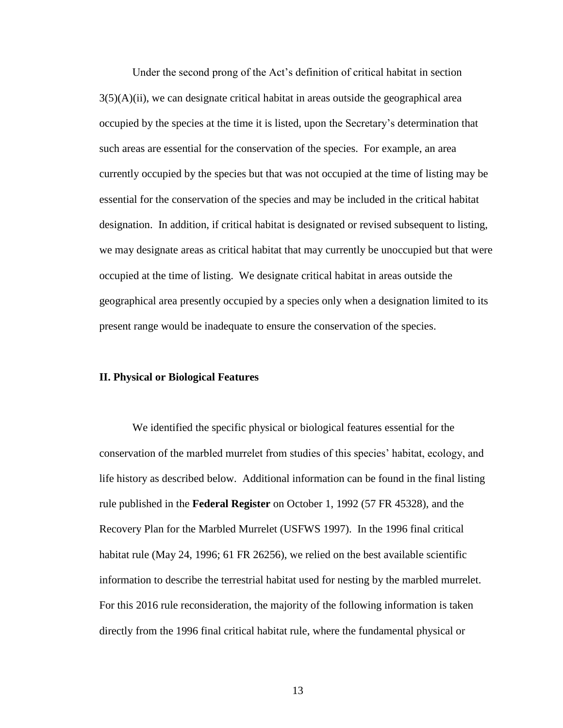Under the second prong of the Act's definition of critical habitat in section 3(5)(A)(ii), we can designate critical habitat in areas outside the geographical area occupied by the species at the time it is listed, upon the Secretary's determination that such areas are essential for the conservation of the species. For example, an area currently occupied by the species but that was not occupied at the time of listing may be essential for the conservation of the species and may be included in the critical habitat designation. In addition, if critical habitat is designated or revised subsequent to listing, we may designate areas as critical habitat that may currently be unoccupied but that were occupied at the time of listing. We designate critical habitat in areas outside the geographical area presently occupied by a species only when a designation limited to its present range would be inadequate to ensure the conservation of the species.

## II. Physical or Biological Features

We identified the specific physical or biological features essential for the conservation of the marbled murrelet from studies of this species' habitat, ecology, and life history as described below. Additional information can be found in the final listing rule published in the **Federal Register** on October 1, 1992 (57 FR 45328), and the Recovery Plan for the Marbled Murrelet (USFWS 1997). In the 1996 final critical habitat rule (May 24, 1996; 61 FR 26256), we relied on the best available scientific information to describe the terrestrial habitat used for nesting by the marbled murrelet. For this 2016 rule reconsideration, the majority of the following information is taken directly from the 1996 final critical habitat rule, where the fundamental physical or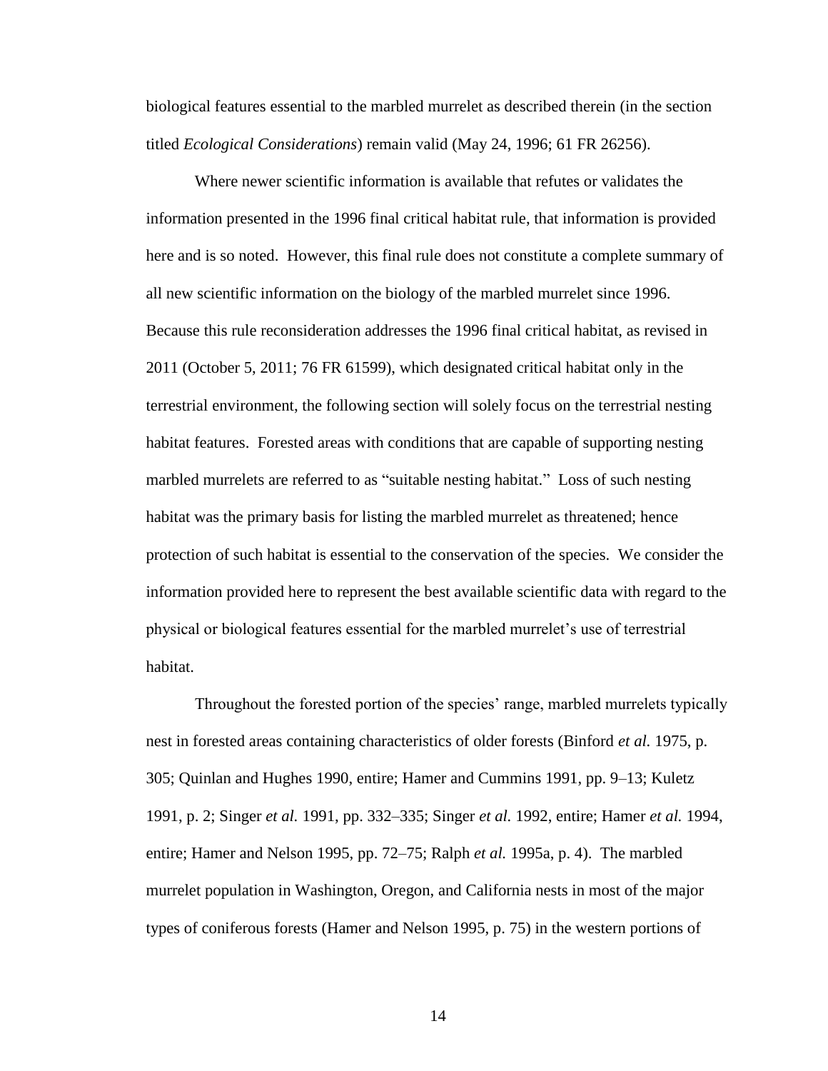biological features essential to the marbled murrelet as described therein (in the section titled *Ecological Considerations*) remain valid (May 24, 1996; 61 FR 26256).

Where newer scientific information is available that refutes or validates the information presented in the 1996 final critical habitat rule, that information is provided here and is so noted. However, this final rule does not constitute a complete summary of all new scientific information on the biology of the marbled murrelet since 1996. Because this rule reconsideration addresses the 1996 final critical habitat, as revised in 2011 (October 5, 2011; 76 FR 61599), which designated critical habitat only in the terrestrial environment, the following section will solely focus on the terrestrial nesting habitat features. Forested areas with conditions that are capable of supporting nesting marbled murrelets are referred to as "suitable nesting habitat." Loss of such nesting habitat was the primary basis for listing the marbled murrelet as threatened; hence protection of such habitat is essential to the conservation of the species. We consider the information provided here to represent the best available scientific data with regard to the physical or biological features essential for the marbled murrelet's use of terrestrial habitat.

Throughout the forested portion of the species' range, marbled murrelets typically nest in forested areas containing characteristics of older forests (Binford *et al.* 1975, p. 305; Quinlan and Hughes 1990, entire; Hamer and Cummins 1991, pp. 9–13; Kuletz 1991, p. 2; Singer *et al.* 1991, pp. 332–335; Singer *et al.* 1992, entire; Hamer *et al.* 1994, entire; Hamer and Nelson 1995, pp. 72–75; Ralph *et al.* 1995a, p. 4). The marbled murrelet population in Washington, Oregon, and California nests in most of the major types of coniferous forests (Hamer and Nelson 1995, p. 75) in the western portions of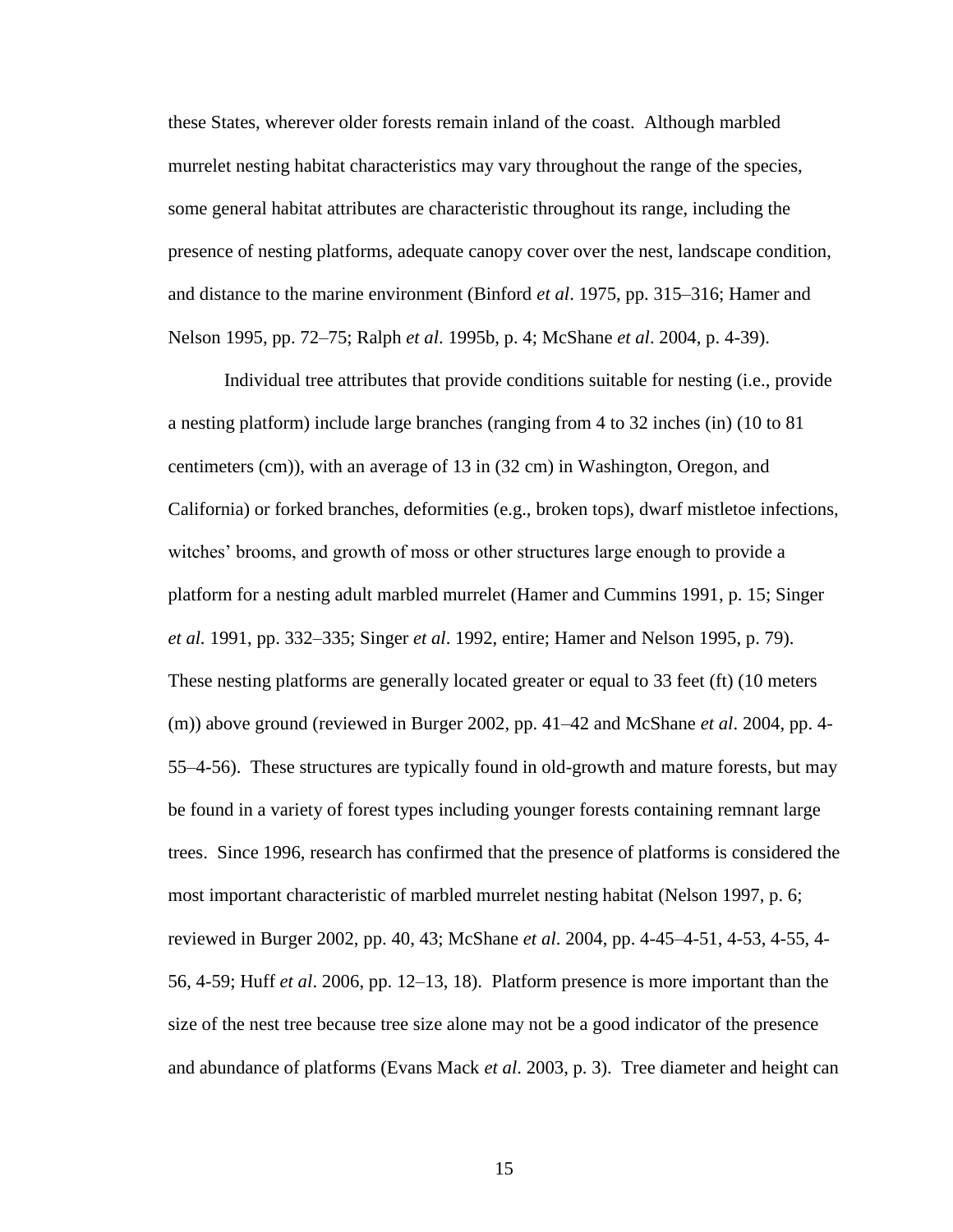these States, wherever older forests remain inland of the coast. Although marbled murrelet nesting habitat characteristics may vary throughout the range of the species, some general habitat attributes are characteristic throughout its range, including the presence of nesting platforms, adequate canopy cover over the nest, landscape condition, and distance to the marine environment (Binford *et al*. 1975, pp. 315–316; Hamer and Nelson 1995, pp. 72–75; Ralph *et al*. 1995b, p. 4; McShane *et al*. 2004, p. 4-39).

Individual tree attributes that provide conditions suitable for nesting (i.e., provide a nesting platform) include large branches (ranging from 4 to 32 inches (in) (10 to 81 centimeters (cm)), with an average of 13 in (32 cm) in Washington, Oregon, and California) or forked branches, deformities (e.g., broken tops), dwarf mistletoe infections, witches' brooms, and growth of moss or other structures large enough to provide a platform for a nesting adult marbled murrelet (Hamer and Cummins 1991, p. 15; Singer *et al.* 1991, pp. 332–335; Singer *et al*. 1992, entire; Hamer and Nelson 1995, p. 79). These nesting platforms are generally located greater or equal to 33 feet (ft) (10 meters (m)) above ground (reviewed in Burger 2002, pp. 41–42 and McShane *et al*. 2004, pp. 4-55–4-56). These structures are typically found in old-growth and mature forests, but may be found in a variety of forest types including younger forests containing remnant large trees. Since 1996, research has confirmed that the presence of platforms is considered the most important characteristic of marbled murrelet nesting habitat (Nelson 1997, p. 6; reviewed in Burger 2002, pp. 40, 43; McShane *et al*. 2004, pp. 4-45–4-51, 4-53, 4-55, 4-56, 4-59; Huff *et al*. 2006, pp. 12–13, 18). Platform presence is more important than the size of the nest tree because tree size alone may not be a good indicator of the presence and abundance of platforms (Evans Mack *et al*. 2003, p. 3). Tree diameter and height can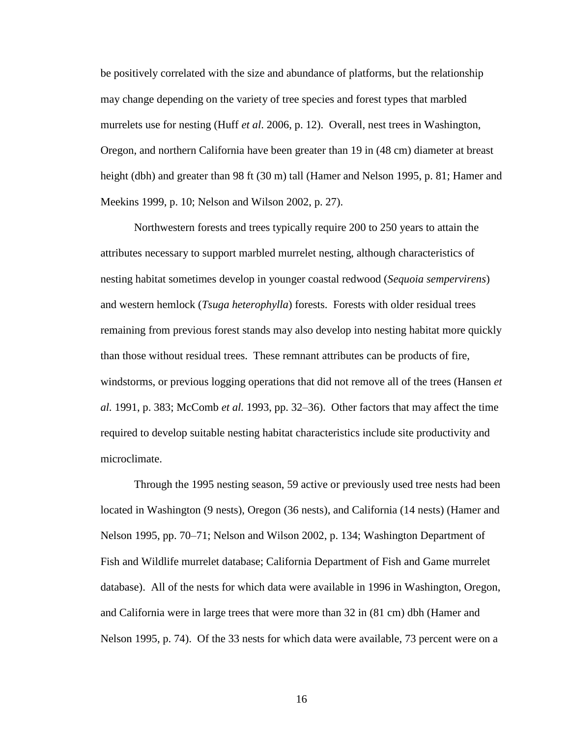be positively correlated with the size and abundance of platforms, but the relationship may change depending on the variety of tree species and forest types that marbled murrelets use for nesting (Huff *et al*. 2006, p. 12). Overall, nest trees in Washington, Oregon, and northern California have been greater than 19 in (48 cm) diameter at breast height (dbh) and greater than 98 ft (30 m) tall (Hamer and Nelson 1995, p. 81; Hamer and Meekins 1999, p. 10; Nelson and Wilson 2002, p. 27).

Northwestern forests and trees typically require 200 to 250 years to attain the attributes necessary to support marbled murrelet nesting, although characteristics of nesting habitat sometimes develop in younger coastal redwood (*Sequoia sempervirens*) and western hemlock (*Tsuga heterophylla*) forests. Forests with older residual trees remaining from previous forest stands may also develop into nesting habitat more quickly than those without residual trees. These remnant attributes can be products of fire, windstorms, or previous logging operations that did not remove all of the trees (Hansen *et al.* 1991, p. 383; McComb *et al.* 1993, pp. 32–36). Other factors that may affect the time required to develop suitable nesting habitat characteristics include site productivity and microclimate.

Through the 1995 nesting season, 59 active or previously used tree nests had been located in Washington (9 nests), Oregon (36 nests), and California (14 nests) (Hamer and Nelson 1995, pp. 70–71; Nelson and Wilson 2002, p. 134; Washington Department of Fish and Wildlife murrelet database; California Department of Fish and Game murrelet database). All of the nests for which data were available in 1996 in Washington, Oregon, and California were in large trees that were more than 32 in (81 cm) dbh (Hamer and Nelson 1995, p. 74). Of the 33 nests for which data were available, 73 percent were on a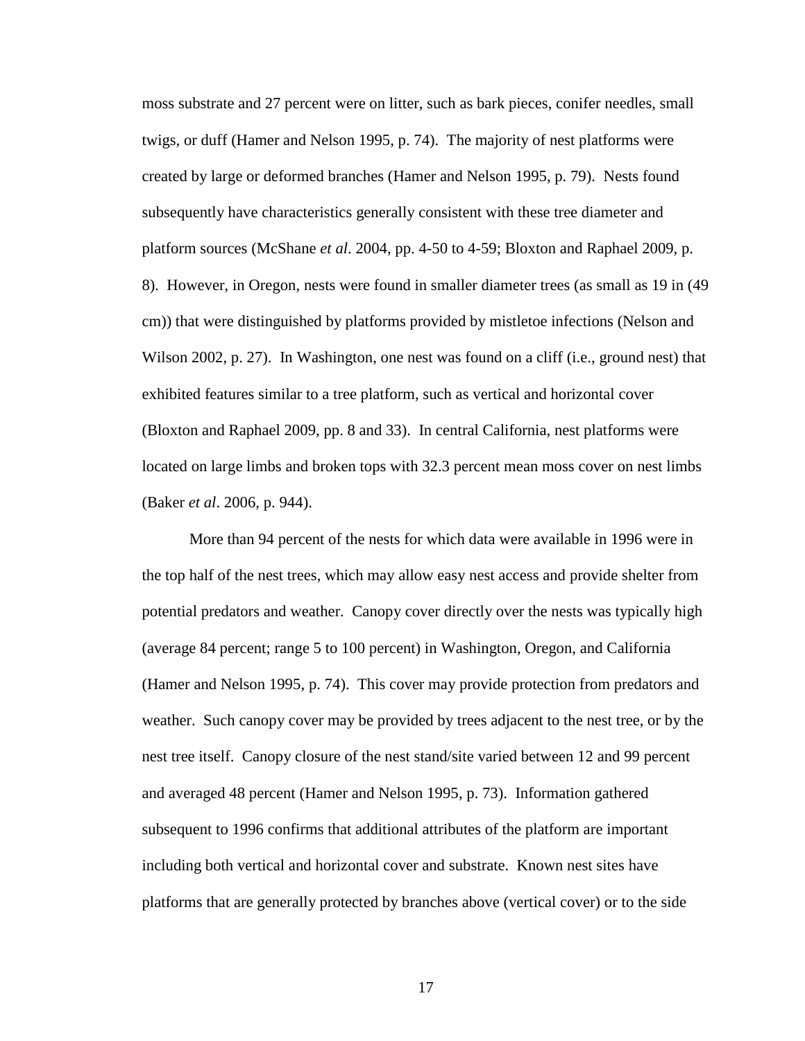moss substrate and 27 percent were on litter, such as bark pieces, conifer needles, small twigs, or duff (Hamer and Nelson 1995, p. 74). The majority of nest platforms were created by large or deformed branches (Hamer and Nelson 1995, p. 79). Nests found subsequently have characteristics generally consistent with these tree diameter and platform sources (McShane *et al*. 2004, pp. 4-50 to 4-59; Bloxton and Raphael 2009, p. 8). However, in Oregon, nests were found in smaller diameter trees (as small as 19 in (49 cm)) that were distinguished by platforms provided by mistletoe infections (Nelson and Wilson 2002, p. 27). In Washington, one nest was found on a cliff (i.e., ground nest) that exhibited features similar to a tree platform, such as vertical and horizontal cover (Bloxton and Raphael 2009, pp. 8 and 33). In central California, nest platforms were located on large limbs and broken tops with 32.3 percent mean moss cover on nest limbs (Baker *et al*. 2006, p. 944).

More than 94 percent of the nests for which data were available in 1996 were in the top half of the nest trees, which may allow easy nest access and provide shelter from potential predators and weather. Canopy cover directly over the nests was typically high (average 84 percent; range 5 to 100 percent) in Washington, Oregon, and California (Hamer and Nelson 1995, p. 74). This cover may provide protection from predators and weather. Such canopy cover may be provided by trees adjacent to the nest tree, or by the nest tree itself. Canopy closure of the nest stand/site varied between 12 and 99 percent and averaged 48 percent (Hamer and Nelson 1995, p. 73). Information gathered subsequent to 1996 confirms that additional attributes of the platform are important including both vertical and horizontal cover and substrate. Known nest sites have platforms that are generally protected by branches above (vertical cover) or to the side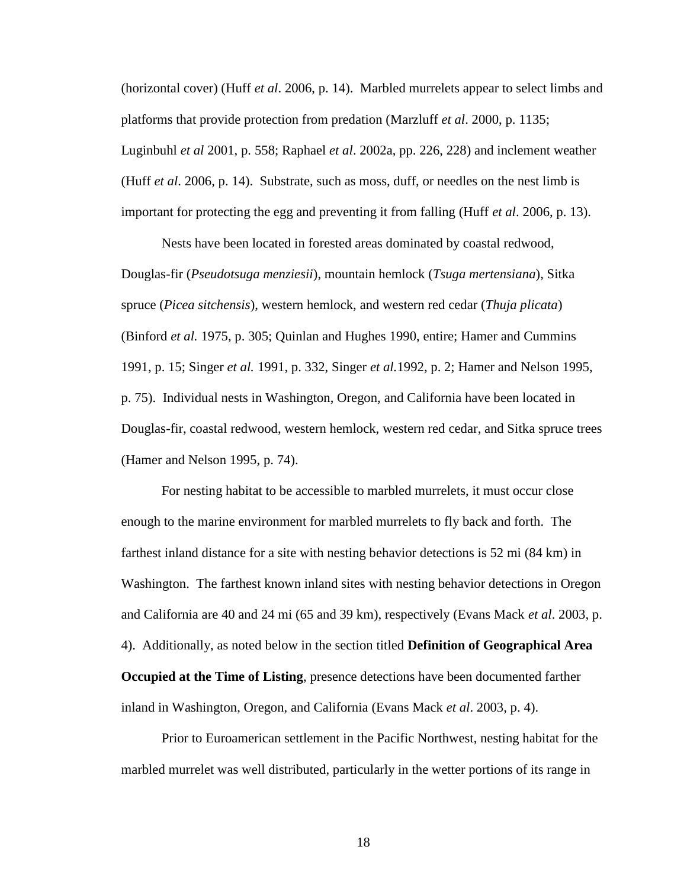(horizontal cover) (Huff *et al*. 2006, p. 14). Marbled murrelets appear to select limbs and platforms that provide protection from predation (Marzluff *et al*. 2000, p. 1135; Luginbuhl *et al* 2001, p. 558; Raphael *et al*. 2002a, pp. 226, 228) and inclement weather (Huff *et al*. 2006, p. 14). Substrate, such as moss, duff, or needles on the nest limb is important for protecting the egg and preventing it from falling (Huff *et al*. 2006, p. 13).

Nests have been located in forested areas dominated by coastal redwood, Douglas-fir (*Pseudotsuga menziesii*), mountain hemlock (*Tsuga mertensiana*), Sitka spruce (*Picea sitchensis*), western hemlock, and western red cedar (*Thuja plicata*) (Binford *et al.* 1975, p. 305; Quinlan and Hughes 1990, entire; Hamer and Cummins 1991, p. 15; Singer *et al.* 1991, p. 332, Singer *et al.*1992, p. 2; Hamer and Nelson 1995, p. 75). Individual nests in Washington, Oregon, and California have been located in Douglas-fir, coastal redwood, western hemlock, western red cedar, and Sitka spruce trees (Hamer and Nelson 1995, p. 74).

For nesting habitat to be accessible to marbled murrelets, it must occur close enough to the marine environment for marbled murrelets to fly back and forth. The farthest inland distance for a site with nesting behavior detections is 52 mi (84 km) in Washington. The farthest known inland sites with nesting behavior detections in Oregon and California are 40 and 24 mi (65 and 39 km), respectively (Evans Mack *et al*. 2003, p. 4). Additionally, as noted below in the section titled **Definition of Geographical Area Occupied at the Time of Listing**, presence detections have been documented farther inland in Washington, Oregon, and California (Evans Mack *et al*. 2003, p. 4).

Prior to Euroamerican settlement in the Pacific Northwest, nesting habitat for the marbled murrelet was well distributed, particularly in the wetter portions of its range in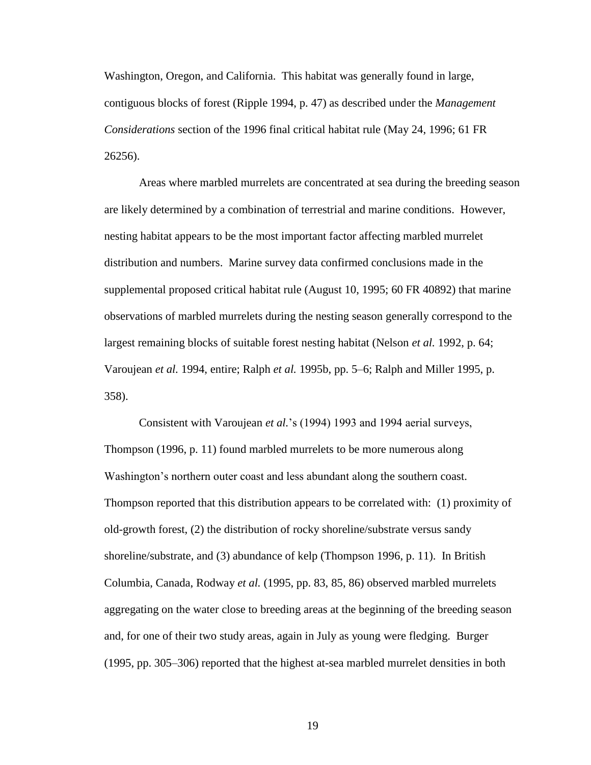Washington, Oregon, and California. This habitat was generally found in large, contiguous blocks of forest (Ripple 1994, p. 47) as described under the *Management Considerations* section of the 1996 final critical habitat rule (May 24, 1996; 61 FR 26256).

Areas where marbled murrelets are concentrated at sea during the breeding season are likely determined by a combination of terrestrial and marine conditions. However, nesting habitat appears to be the most important factor affecting marbled murrelet distribution and numbers. Marine survey data confirmed conclusions made in the supplemental proposed critical habitat rule (August 10, 1995; 60 FR 40892) that marine observations of marbled murrelets during the nesting season generally correspond to the largest remaining blocks of suitable forest nesting habitat (Nelson *et al.* 1992, p. 64; Varoujean *et al.* 1994, entire; Ralph *et al.* 1995b, pp. 5–6; Ralph and Miller 1995, p. 358).

Consistent with Varoujean *et al.*'s (1994) 1993 and 1994 aerial surveys, Thompson (1996, p. 11) found marbled murrelets to be more numerous along Washington's northern outer coast and less abundant along the southern coast. Thompson reported that this distribution appears to be correlated with: (1) proximity of old-growth forest, (2) the distribution of rocky shoreline/substrate versus sandy shoreline/substrate, and (3) abundance of kelp (Thompson 1996, p. 11). In British Columbia, Canada, Rodway *et al.* (1995, pp. 83, 85, 86) observed marbled murrelets aggregating on the water close to breeding areas at the beginning of the breeding season and, for one of their two study areas, again in July as young were fledging. Burger (1995, pp. 305–306) reported that the highest at-sea marbled murrelet densities in both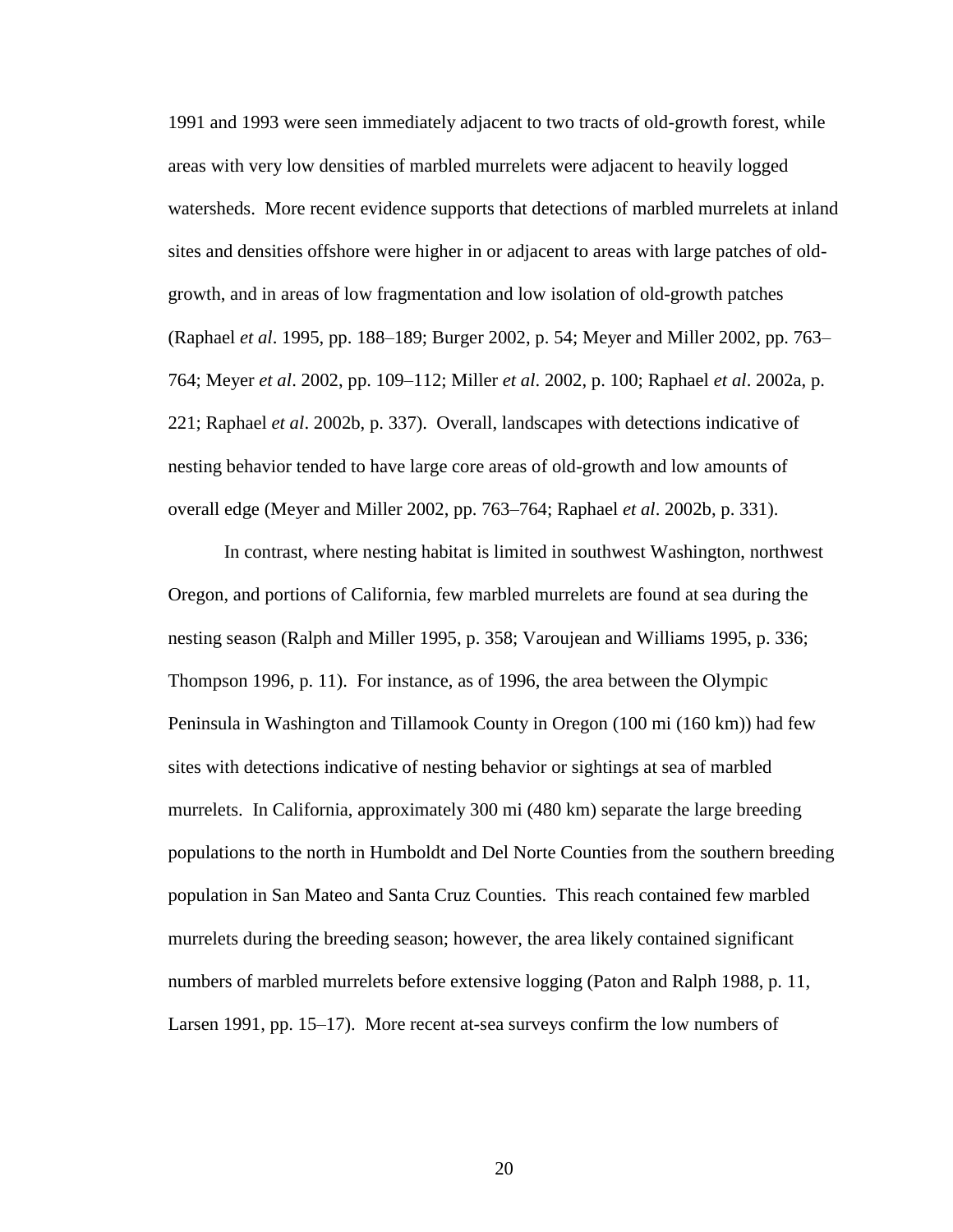1991 and 1993 were seen immediately adjacent to two tracts of old-growth forest, while areas with very low densities of marbled murrelets were adjacent to heavily logged watersheds. More recent evidence supports that detections of marbled murrelets at inland sites and densities offshore were higher in or adjacent to areas with large patches of old-growth, and in areas of low fragmentation and low isolation of old-growth patches (Raphael *et al*. 1995, pp. 188–189; Burger 2002, p. 54; Meyer and Miller 2002, pp. 763–764; Meyer *et al*. 2002, pp. 109–112; Miller *et al*. 2002, p. 100; Raphael *et al*. 2002a, p. 221; Raphael *et al*. 2002b, p. 337). Overall, landscapes with detections indicative of nesting behavior tended to have large core areas of old-growth and low amounts of overall edge (Meyer and Miller 2002, pp. 763–764; Raphael *et al*. 2002b, p. 331).

In contrast, where nesting habitat is limited in southwest Washington, northwest Oregon, and portions of California, few marbled murrelets are found at sea during the nesting season (Ralph and Miller 1995, p. 358; Varoujean and Williams 1995, p. 336; Thompson 1996, p. 11). For instance, as of 1996, the area between the Olympic Peninsula in Washington and Tillamook County in Oregon (100 mi (160 km)) had few sites with detections indicative of nesting behavior or sightings at sea of marbled murrelets. In California, approximately 300 mi (480 km) separate the large breeding populations to the north in Humboldt and Del Norte Counties from the southern breeding population in San Mateo and Santa Cruz Counties. This reach contained few marbled murrelets during the breeding season; however, the area likely contained significant numbers of marbled murrelets before extensive logging (Paton and Ralph 1988, p. 11, Larsen 1991, pp. 15–17). More recent at-sea surveys confirm the low numbers of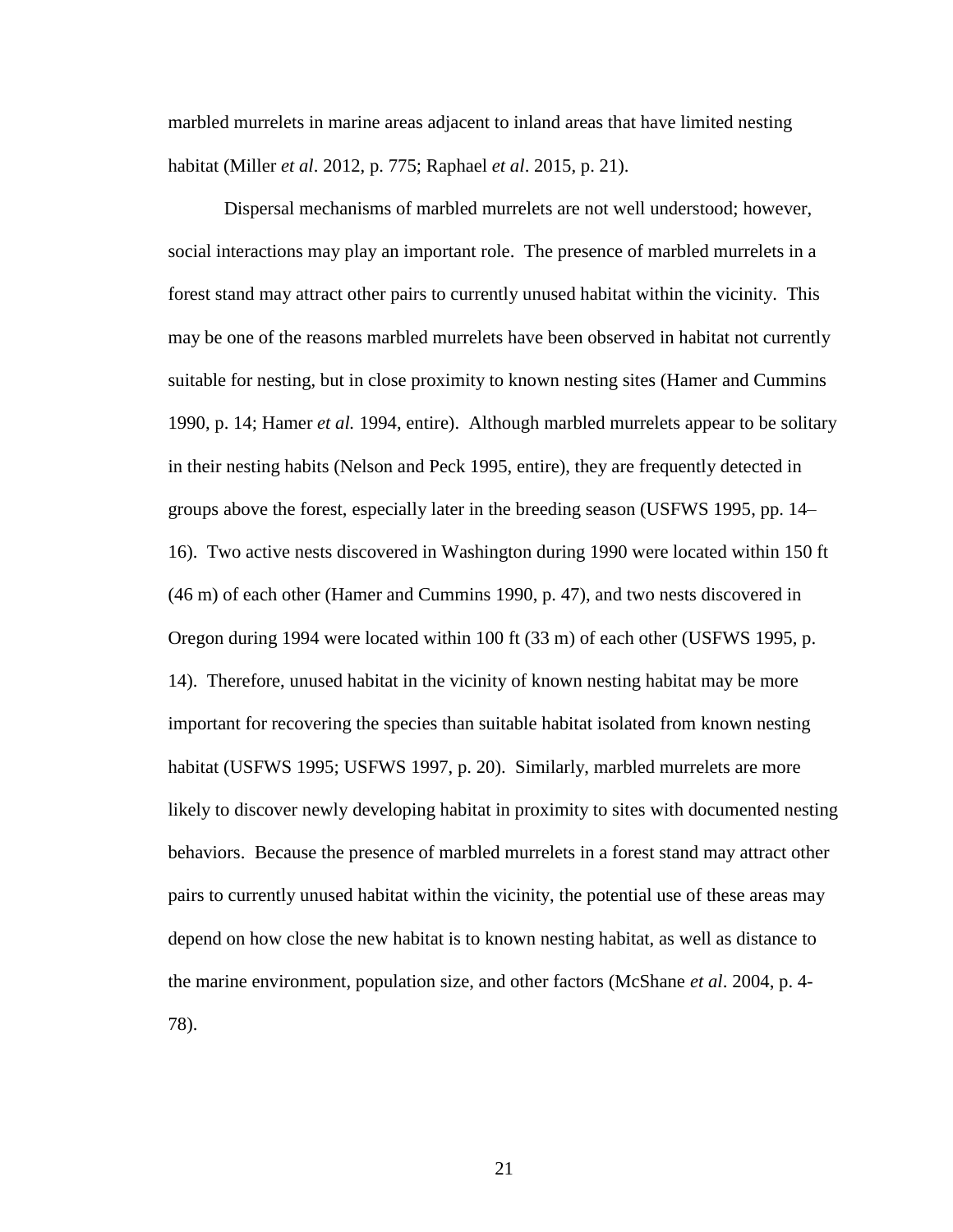marbled murrelets in marine areas adjacent to inland areas that have limited nesting habitat (Miller *et al*. 2012, p. 775; Raphael *et al*. 2015, p. 21).

Dispersal mechanisms of marbled murrelets are not well understood; however, social interactions may play an important role. The presence of marbled murrelets in a forest stand may attract other pairs to currently unused habitat within the vicinity. This may be one of the reasons marbled murrelets have been observed in habitat not currently suitable for nesting, but in close proximity to known nesting sites (Hamer and Cummins 1990, p. 14; Hamer *et al.* 1994, entire). Although marbled murrelets appear to be solitary in their nesting habits (Nelson and Peck 1995, entire), they are frequently detected in groups above the forest, especially later in the breeding season (USFWS 1995, pp. 14–16). Two active nests discovered in Washington during 1990 were located within 150 ft (46 m) of each other (Hamer and Cummins 1990, p. 47), and two nests discovered in Oregon during 1994 were located within 100 ft (33 m) of each other (USFWS 1995, p. 14). Therefore, unused habitat in the vicinity of known nesting habitat may be more important for recovering the species than suitable habitat isolated from known nesting habitat (USFWS 1995; USFWS 1997, p. 20). Similarly, marbled murrelets are more likely to discover newly developing habitat in proximity to sites with documented nesting behaviors. Because the presence of marbled murrelets in a forest stand may attract other pairs to currently unused habitat within the vicinity, the potential use of these areas may depend on how close the new habitat is to known nesting habitat, as well as distance to the marine environment, population size, and other factors (McShane *et al*. 2004, p. 4-78).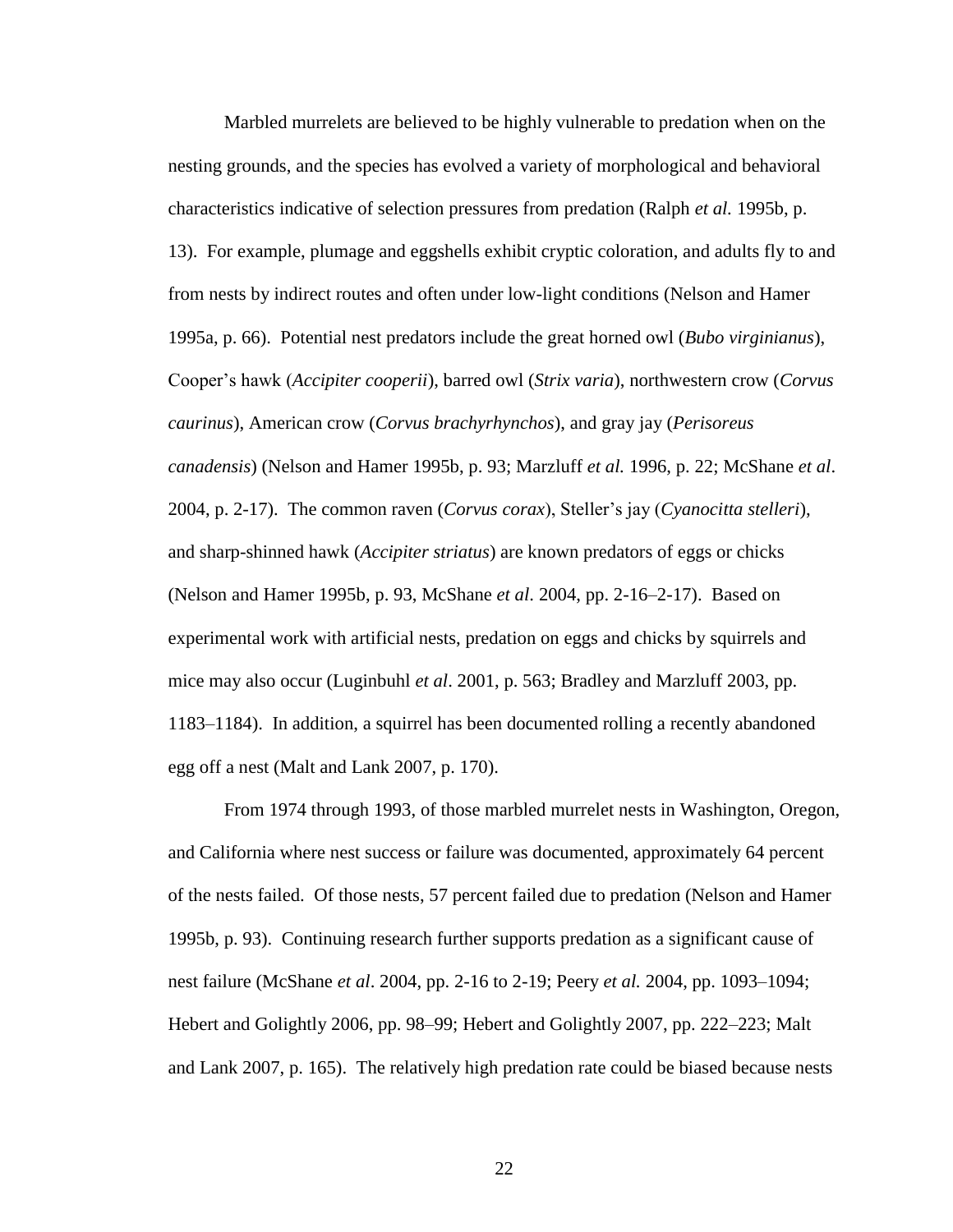Marbled murrelets are believed to be highly vulnerable to predation when on the nesting grounds, and the species has evolved a variety of morphological and behavioral characteristics indicative of selection pressures from predation (Ralph *et al.* 1995b, p. 13). For example, plumage and eggshells exhibit cryptic coloration, and adults fly to and from nests by indirect routes and often under low-light conditions (Nelson and Hamer 1995a, p. 66). Potential nest predators include the great horned owl (*Bubo virginianus*), Cooper's hawk (*Accipiter cooperii*), barred owl (*Strix varia*), northwestern crow (*Corvus caurinus*), American crow (*Corvus brachyrhynchos*), and gray jay (*Perisoreus canadensis*) (Nelson and Hamer 1995b, p. 93; Marzluff *et al.* 1996, p. 22; McShane *et al*. 2004, p. 2-17). The common raven (*Corvus corax*), Steller's jay (*Cyanocitta stelleri*), and sharp-shinned hawk (*Accipiter striatus*) are known predators of eggs or chicks (Nelson and Hamer 1995b, p. 93, McShane *et al*. 2004, pp. 2-16–2-17). Based on experimental work with artificial nests, predation on eggs and chicks by squirrels and mice may also occur (Luginbuhl *et al*. 2001, p. 563; Bradley and Marzluff 2003, pp. 1183–1184). In addition, a squirrel has been documented rolling a recently abandoned egg off a nest (Malt and Lank 2007, p. 170).

From 1974 through 1993, of those marbled murrelet nests in Washington, Oregon, and California where nest success or failure was documented, approximately 64 percent of the nests failed. Of those nests, 57 percent failed due to predation (Nelson and Hamer 1995b, p. 93). Continuing research further supports predation as a significant cause of nest failure (McShane *et al*. 2004, pp. 2-16 to 2-19; Peery *et al.* 2004, pp. 1093–1094; Hebert and Golightly 2006, pp. 98–99; Hebert and Golightly 2007, pp. 222–223; Malt and Lank 2007, p. 165). The relatively high predation rate could be biased because nests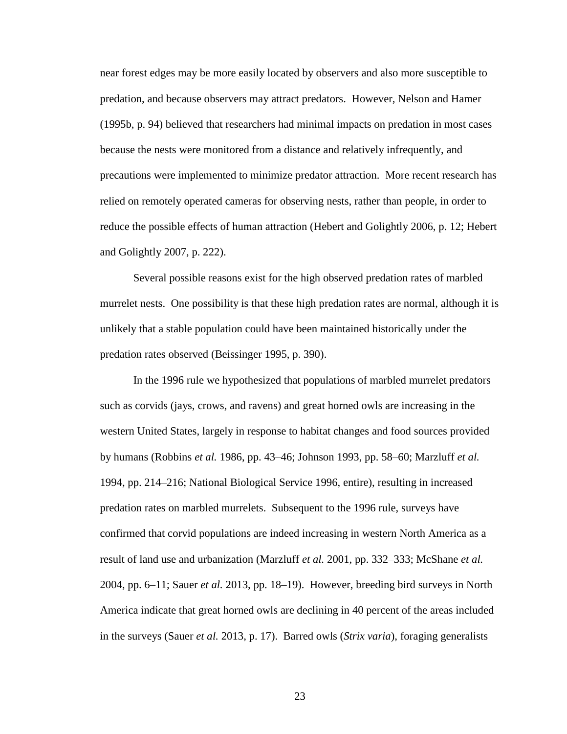near forest edges may be more easily located by observers and also more susceptible to predation, and because observers may attract predators. However, Nelson and Hamer (1995b, p. 94) believed that researchers had minimal impacts on predation in most cases because the nests were monitored from a distance and relatively infrequently, and precautions were implemented to minimize predator attraction. More recent research has relied on remotely operated cameras for observing nests, rather than people, in order to reduce the possible effects of human attraction (Hebert and Golightly 2006, p. 12; Hebert and Golightly 2007, p. 222).

Several possible reasons exist for the high observed predation rates of marbled murrelet nests. One possibility is that these high predation rates are normal, although it is unlikely that a stable population could have been maintained historically under the predation rates observed (Beissinger 1995, p. 390).

In the 1996 rule we hypothesized that populations of marbled murrelet predators such as corvids (jays, crows, and ravens) and great horned owls are increasing in the western United States, largely in response to habitat changes and food sources provided by humans (Robbins *et al.* 1986, pp. 43–46; Johnson 1993, pp. 58–60; Marzluff *et al.* 1994, pp. 214–216; National Biological Service 1996, entire), resulting in increased predation rates on marbled murrelets. Subsequent to the 1996 rule, surveys have confirmed that corvid populations are indeed increasing in western North America as a result of land use and urbanization (Marzluff *et al.* 2001, pp. 332–333; McShane *et al.* 2004, pp. 6–11; Sauer *et al.* 2013, pp. 18–19). However, breeding bird surveys in North America indicate that great horned owls are declining in 40 percent of the areas included in the surveys (Sauer *et al.* 2013, p. 17). Barred owls (*Strix varia*), foraging generalists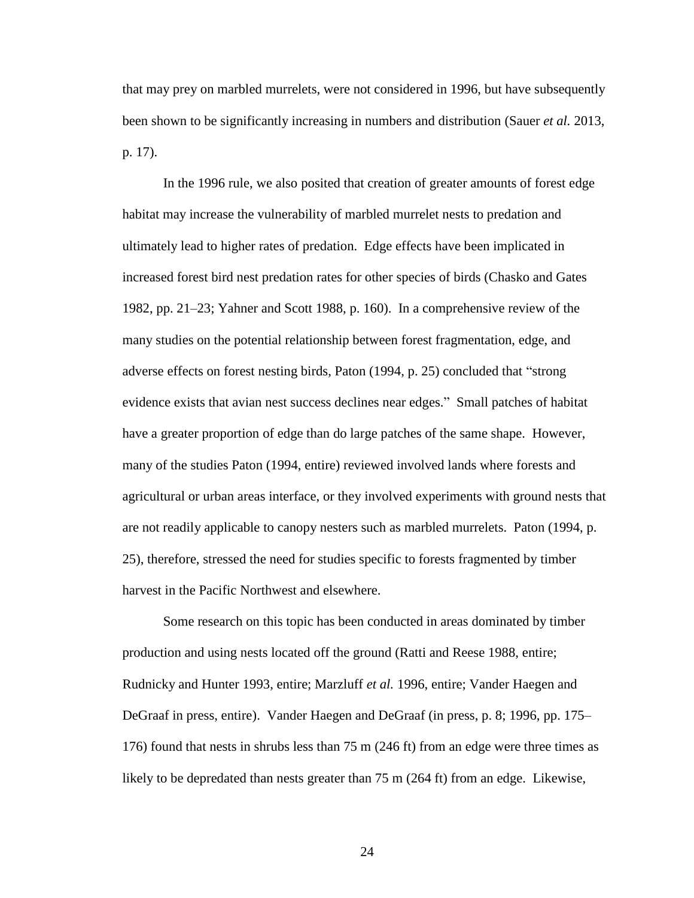that may prey on marbled murrelets, were not considered in 1996, but have subsequently been shown to be significantly increasing in numbers and distribution (Sauer *et al.* 2013, p. 17).

In the 1996 rule, we also posited that creation of greater amounts of forest edge habitat may increase the vulnerability of marbled murrelet nests to predation and ultimately lead to higher rates of predation. Edge effects have been implicated in increased forest bird nest predation rates for other species of birds (Chasko and Gates 1982, pp. 21–23; Yahner and Scott 1988, p. 160). In a comprehensive review of the many studies on the potential relationship between forest fragmentation, edge, and adverse effects on forest nesting birds, Paton (1994, p. 25) concluded that "strong evidence exists that avian nest success declines near edges." Small patches of habitat have a greater proportion of edge than do large patches of the same shape. However, many of the studies Paton (1994, entire) reviewed involved lands where forests and agricultural or urban areas interface, or they involved experiments with ground nests that are not readily applicable to canopy nesters such as marbled murrelets. Paton (1994, p. 25), therefore, stressed the need for studies specific to forests fragmented by timber harvest in the Pacific Northwest and elsewhere.

Some research on this topic has been conducted in areas dominated by timber production and using nests located off the ground (Ratti and Reese 1988, entire; Rudnicky and Hunter 1993, entire; Marzluff *et al.* 1996, entire; Vander Haegen and DeGraaf in press, entire). Vander Haegen and DeGraaf (in press, p. 8; 1996, pp. 175–176) found that nests in shrubs less than 75 m (246 ft) from an edge were three times as likely to be depredated than nests greater than 75 m (264 ft) from an edge. Likewise,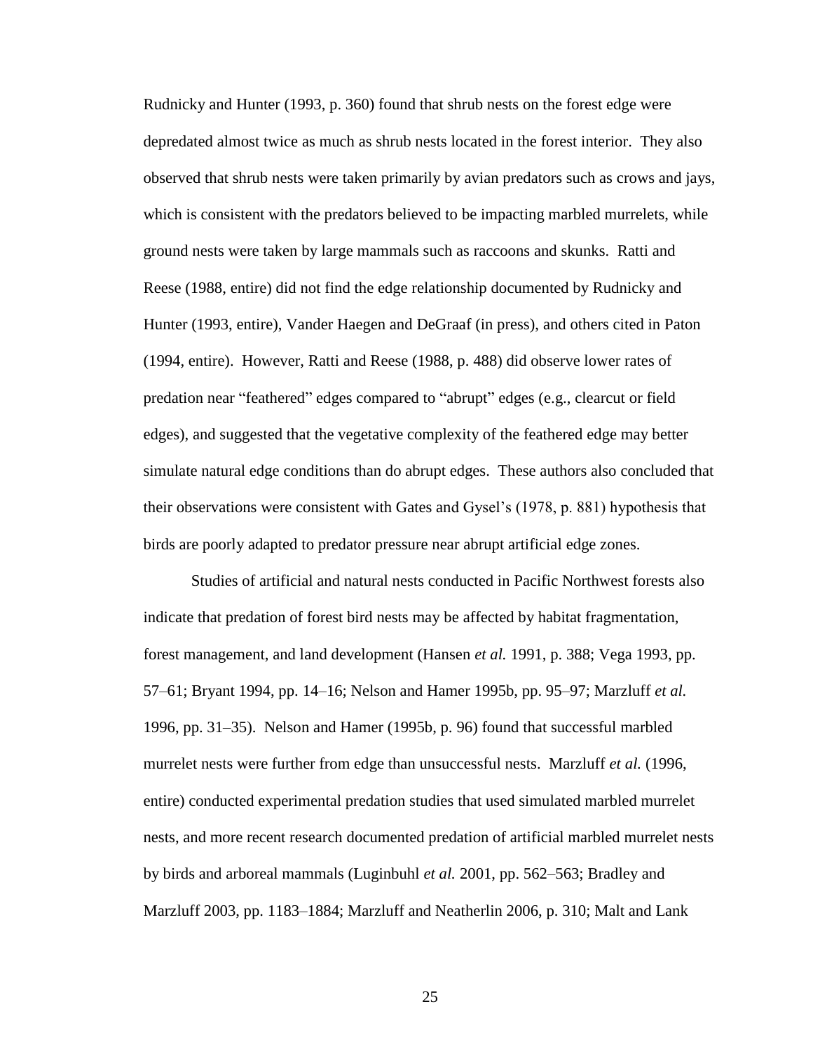Rudnicky and Hunter (1993, p. 360) found that shrub nests on the forest edge were depredated almost twice as much as shrub nests located in the forest interior. They also observed that shrub nests were taken primarily by avian predators such as crows and jays, which is consistent with the predators believed to be impacting marbled murrelets, while ground nests were taken by large mammals such as raccoons and skunks. Ratti and Reese (1988, entire) did not find the edge relationship documented by Rudnicky and Hunter (1993, entire), Vander Haegen and DeGraaf (in press), and others cited in Paton (1994, entire). However, Ratti and Reese (1988, p. 488) did observe lower rates of predation near "feathered" edges compared to "abrupt" edges (e.g., clearcut or field edges), and suggested that the vegetative complexity of the feathered edge may better simulate natural edge conditions than do abrupt edges. These authors also concluded that their observations were consistent with Gates and Gysel's (1978, p. 881) hypothesis that birds are poorly adapted to predator pressure near abrupt artificial edge zones.

Studies of artificial and natural nests conducted in Pacific Northwest forests also indicate that predation of forest bird nests may be affected by habitat fragmentation, forest management, and land development (Hansen *et al.* 1991, p. 388; Vega 1993, pp. 57–61; Bryant 1994, pp. 14–16; Nelson and Hamer 1995b, pp. 95–97; Marzluff *et al.* 1996, pp. 31–35). Nelson and Hamer (1995b, p. 96) found that successful marbled murrelet nests were further from edge than unsuccessful nests. Marzluff *et al.* (1996, entire) conducted experimental predation studies that used simulated marbled murrelet nests, and more recent research documented predation of artificial marbled murrelet nests by birds and arboreal mammals (Luginbuhl *et al.* 2001, pp. 562–563; Bradley and Marzluff 2003, pp. 1183–1884; Marzluff and Neatherlin 2006, p. 310; Malt and Lank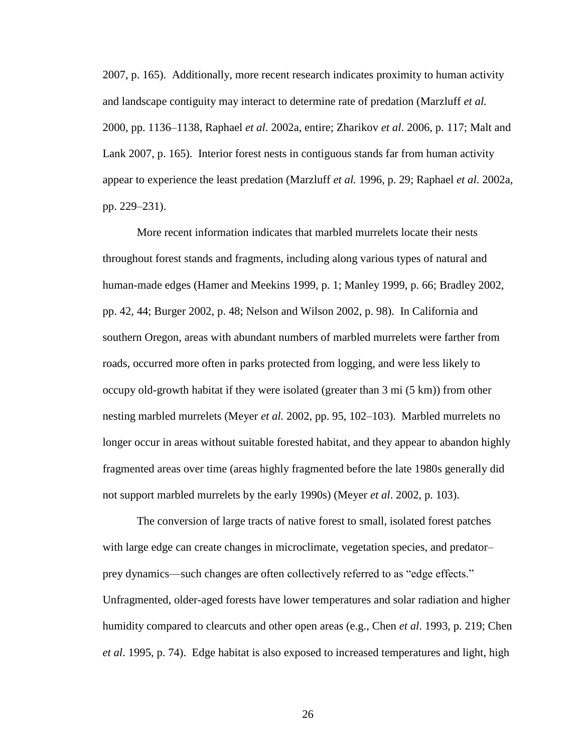2007, p. 165). Additionally, more recent research indicates proximity to human activity and landscape contiguity may interact to determine rate of predation (Marzluff *et al.* 2000, pp. 1136–1138, Raphael *et al*. 2002a, entire; Zharikov *et al*. 2006, p. 117; Malt and Lank 2007, p. 165). Interior forest nests in contiguous stands far from human activity appear to experience the least predation (Marzluff *et al.* 1996, p. 29; Raphael *et al*. 2002a, pp. 229–231).

More recent information indicates that marbled murrelets locate their nests throughout forest stands and fragments, including along various types of natural and human-made edges (Hamer and Meekins 1999, p. 1; Manley 1999, p. 66; Bradley 2002, pp. 42, 44; Burger 2002, p. 48; Nelson and Wilson 2002, p. 98). In California and southern Oregon, areas with abundant numbers of marbled murrelets were farther from roads, occurred more often in parks protected from logging, and were less likely to occupy old-growth habitat if they were isolated (greater than 3 mi (5 km)) from other nesting marbled murrelets (Meyer *et al.* 2002, pp. 95, 102–103). Marbled murrelets no longer occur in areas without suitable forested habitat, and they appear to abandon highly fragmented areas over time (areas highly fragmented before the late 1980s generally did not support marbled murrelets by the early 1990s) (Meyer *et al*. 2002, p. 103).

The conversion of large tracts of native forest to small, isolated forest patches with large edge can create changes in microclimate, vegetation species, and predator–prey dynamics—such changes are often collectively referred to as "edge effects." Unfragmented, older-aged forests have lower temperatures and solar radiation and higher humidity compared to clearcuts and other open areas (e.g., Chen *et al*. 1993, p. 219; Chen *et al*. 1995, p. 74). Edge habitat is also exposed to increased temperatures and light, high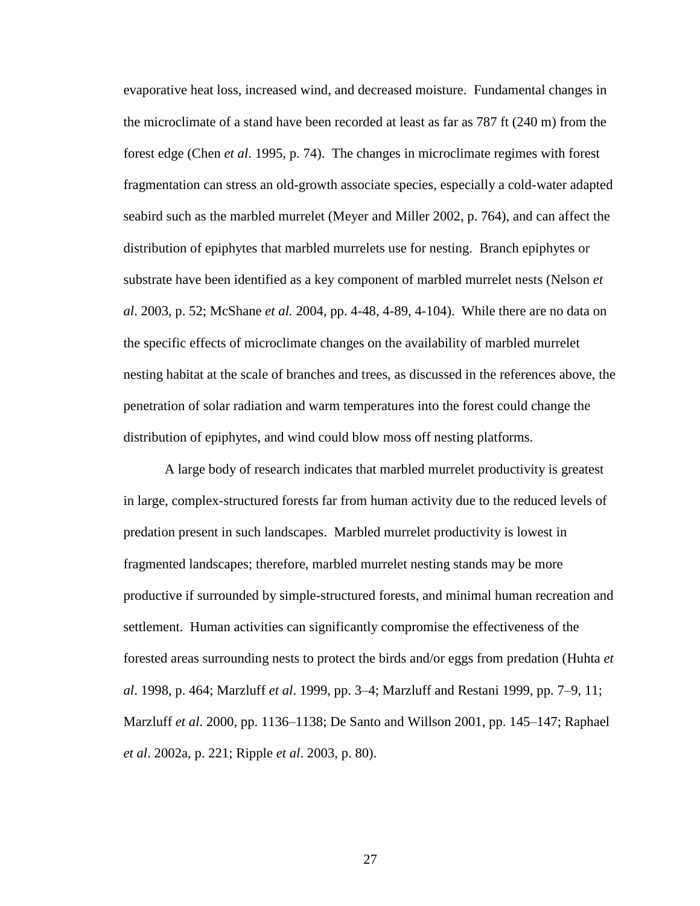evaporative heat loss, increased wind, and decreased moisture. Fundamental changes in the microclimate of a stand have been recorded at least as far as 787 ft (240 m) from the forest edge (Chen *et al*. 1995, p. 74). The changes in microclimate regimes with forest fragmentation can stress an old-growth associate species, especially a cold-water adapted seabird such as the marbled murrelet (Meyer and Miller 2002, p. 764), and can affect the distribution of epiphytes that marbled murrelets use for nesting. Branch epiphytes or substrate have been identified as a key component of marbled murrelet nests (Nelson *et al*. 2003, p. 52; McShane *et al.* 2004, pp. 4-48, 4-89, 4-104). While there are no data on the specific effects of microclimate changes on the availability of marbled murrelet nesting habitat at the scale of branches and trees, as discussed in the references above, the penetration of solar radiation and warm temperatures into the forest could change the distribution of epiphytes, and wind could blow moss off nesting platforms.

A large body of research indicates that marbled murrelet productivity is greatest in large, complex-structured forests far from human activity due to the reduced levels of predation present in such landscapes. Marbled murrelet productivity is lowest in fragmented landscapes; therefore, marbled murrelet nesting stands may be more productive if surrounded by simple-structured forests, and minimal human recreation and settlement. Human activities can significantly compromise the effectiveness of the forested areas surrounding nests to protect the birds and/or eggs from predation (Huhta *et al*. 1998, p. 464; Marzluff *et al*. 1999, pp. 3–4; Marzluff and Restani 1999, pp. 7–9, 11; Marzluff *et al*. 2000, pp. 1136–1138; De Santo and Willson 2001, pp. 145–147; Raphael *et al*. 2002a, p. 221; Ripple *et al*. 2003, p. 80).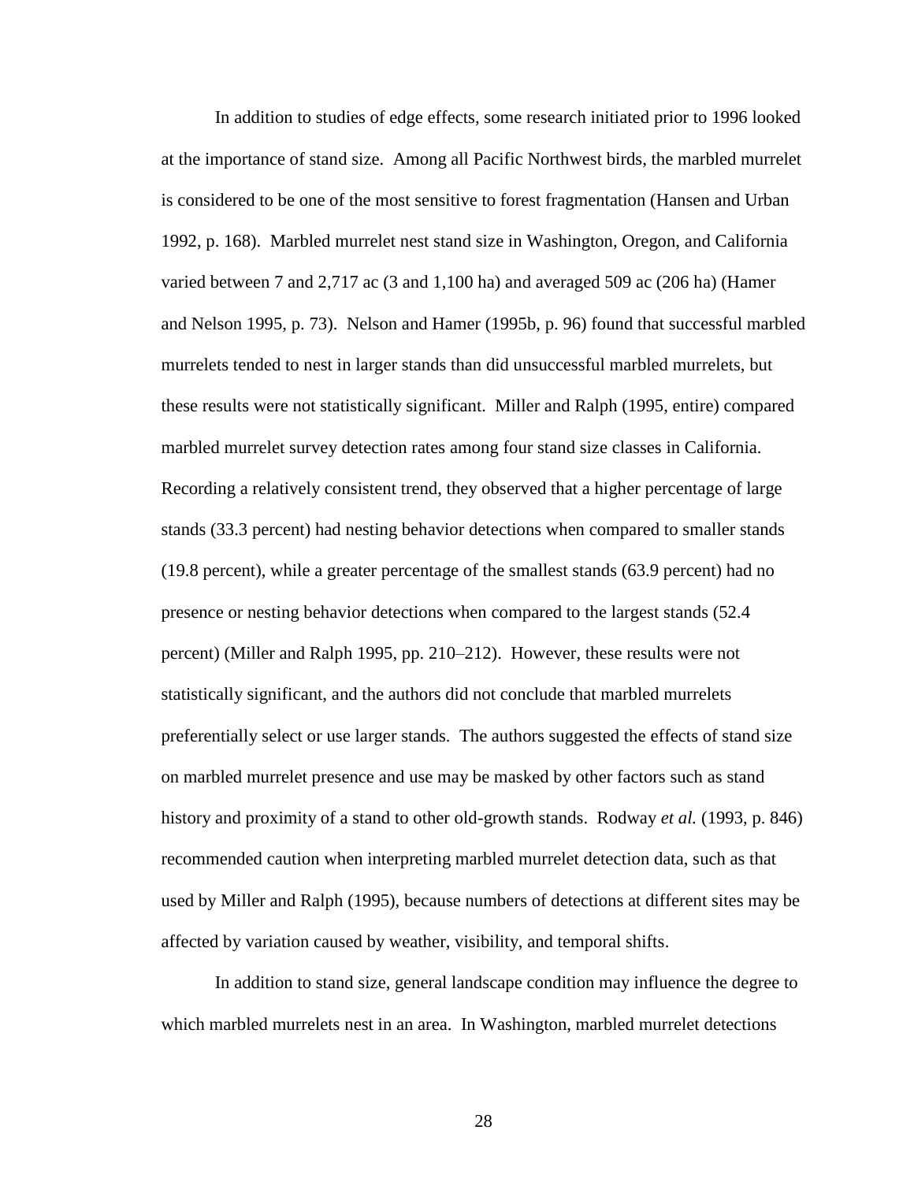In addition to studies of edge effects, some research initiated prior to 1996 looked at the importance of stand size. Among all Pacific Northwest birds, the marbled murrelet is considered to be one of the most sensitive to forest fragmentation (Hansen and Urban 1992, p. 168). Marbled murrelet nest stand size in Washington, Oregon, and California varied between 7 and 2,717 ac (3 and 1,100 ha) and averaged 509 ac (206 ha) (Hamer and Nelson 1995, p. 73). Nelson and Hamer (1995b, p. 96) found that successful marbled murrelets tended to nest in larger stands than did unsuccessful marbled murrelets, but these results were not statistically significant. Miller and Ralph (1995, entire) compared marbled murrelet survey detection rates among four stand size classes in California. Recording a relatively consistent trend, they observed that a higher percentage of large stands (33.3 percent) had nesting behavior detections when compared to smaller stands (19.8 percent), while a greater percentage of the smallest stands (63.9 percent) had no presence or nesting behavior detections when compared to the largest stands (52.4 percent) (Miller and Ralph 1995, pp. 210–212). However, these results were not statistically significant, and the authors did not conclude that marbled murrelets preferentially select or use larger stands. The authors suggested the effects of stand size on marbled murrelet presence and use may be masked by other factors such as stand history and proximity of a stand to other old-growth stands. Rodway *et al.* (1993, p. 846) recommended caution when interpreting marbled murrelet detection data, such as that used by Miller and Ralph (1995), because numbers of detections at different sites may be affected by variation caused by weather, visibility, and temporal shifts.

In addition to stand size, general landscape condition may influence the degree to which marbled murrelets nest in an area. In Washington, marbled murrelet detections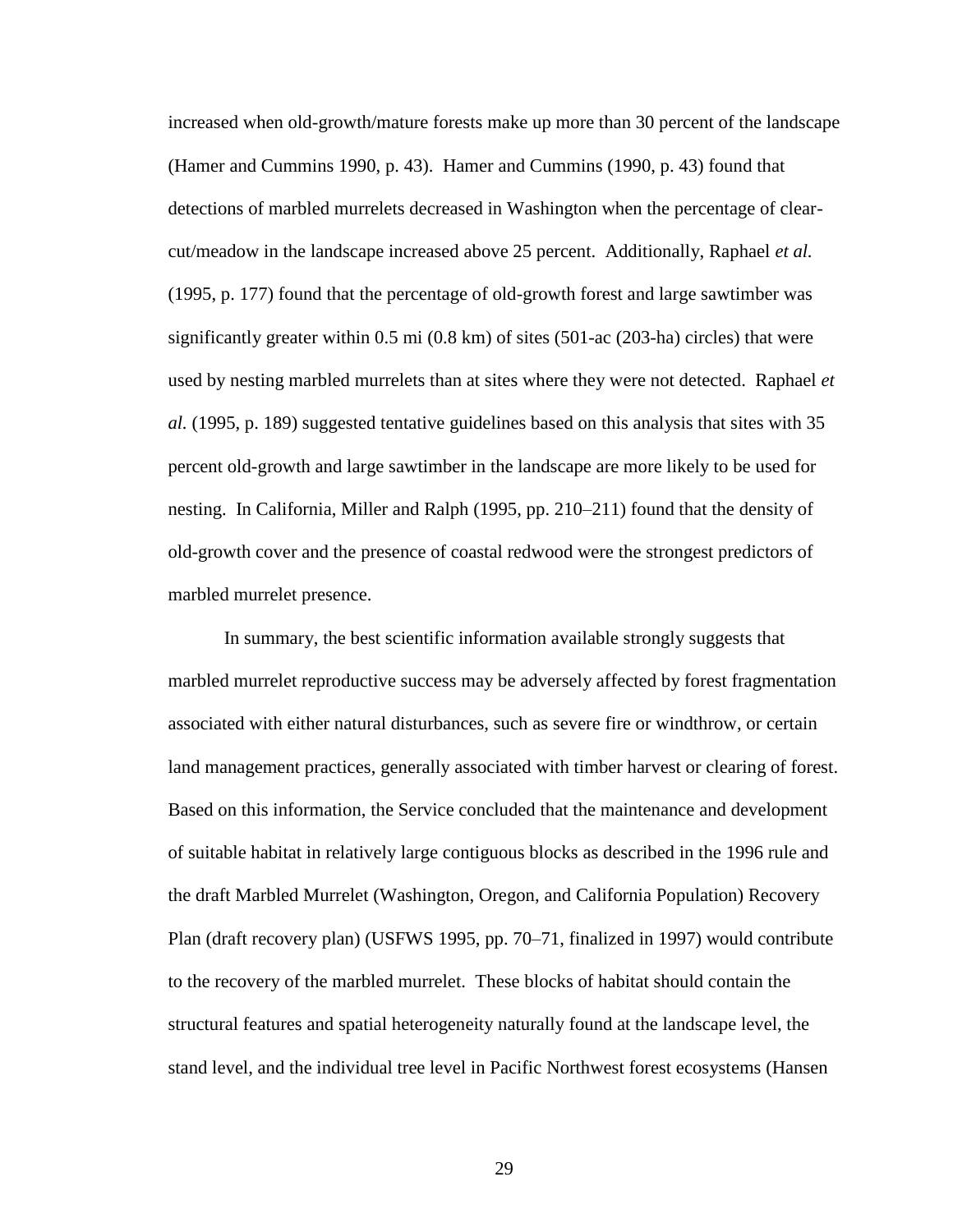increased when old-growth/mature forests make up more than 30 percent of the landscape (Hamer and Cummins 1990, p. 43). Hamer and Cummins (1990, p. 43) found that detections of marbled murrelets decreased in Washington when the percentage of clear-cut/meadow in the landscape increased above 25 percent. Additionally, Raphael *et al.* (1995, p. 177) found that the percentage of old-growth forest and large sawtimber was significantly greater within 0.5 mi (0.8 km) of sites (501-ac (203-ha) circles) that were used by nesting marbled murrelets than at sites where they were not detected. Raphael *et al.* (1995, p. 189) suggested tentative guidelines based on this analysis that sites with 35 percent old-growth and large sawtimber in the landscape are more likely to be used for nesting. In California, Miller and Ralph (1995, pp. 210–211) found that the density of old-growth cover and the presence of coastal redwood were the strongest predictors of marbled murrelet presence.

In summary, the best scientific information available strongly suggests that marbled murrelet reproductive success may be adversely affected by forest fragmentation associated with either natural disturbances, such as severe fire or windthrow, or certain land management practices, generally associated with timber harvest or clearing of forest. Based on this information, the Service concluded that the maintenance and development of suitable habitat in relatively large contiguous blocks as described in the 1996 rule and the draft Marbled Murrelet (Washington, Oregon, and California Population) Recovery Plan (draft recovery plan) (USFWS 1995, pp. 70–71, finalized in 1997) would contribute to the recovery of the marbled murrelet. These blocks of habitat should contain the structural features and spatial heterogeneity naturally found at the landscape level, the stand level, and the individual tree level in Pacific Northwest forest ecosystems (Hansen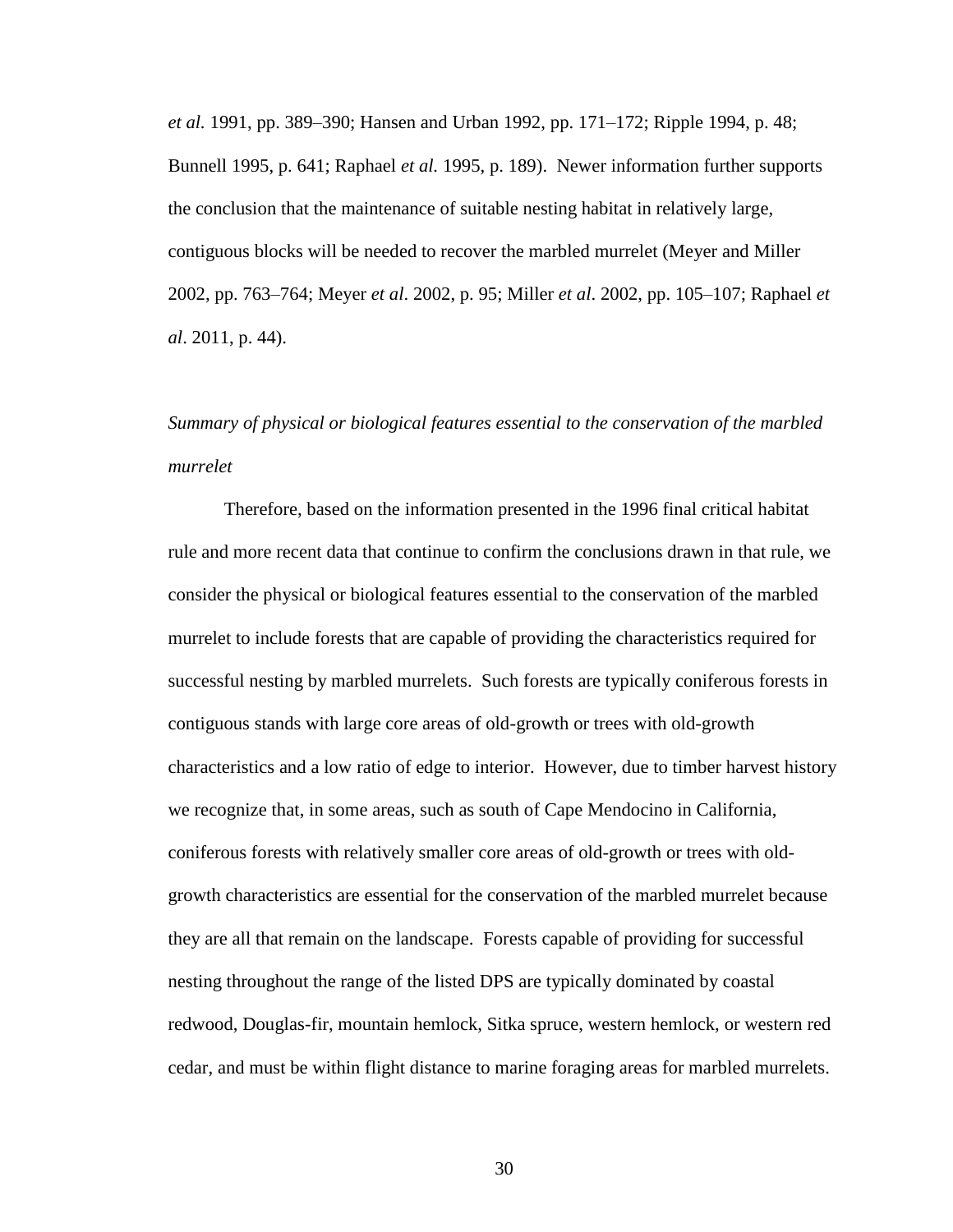*et al*. 1991, pp. 389–390; Hansen and Urban 1992, pp. 171–172; Ripple 1994, p. 48; Bunnell 1995, p. 641; Raphael *et al*. 1995, p. 189). Newer information further supports the conclusion that the maintenance of suitable nesting habitat in relatively large, contiguous blocks will be needed to recover the marbled murrelet (Meyer and Miller 2002, pp. 763–764; Meyer *et al*. 2002, p. 95; Miller *et al*. 2002, pp. 105–107; Raphael *et al*. 2011, p. 44).

*Summary of physical or biological features essential to the conservation of the marbled murrelet*

Therefore, based on the information presented in the 1996 final critical habitat rule and more recent data that continue to confirm the conclusions drawn in that rule, we consider the physical or biological features essential to the conservation of the marbled murrelet to include forests that are capable of providing the characteristics required for successful nesting by marbled murrelets. Such forests are typically coniferous forests in contiguous stands with large core areas of old-growth or trees with old-growth characteristics and a low ratio of edge to interior. However, due to timber harvest history we recognize that, in some areas, such as south of Cape Mendocino in California, coniferous forests with relatively smaller core areas of old-growth or trees with old-growth characteristics are essential for the conservation of the marbled murrelet because they are all that remain on the landscape. Forests capable of providing for successful nesting throughout the range of the listed DPS are typically dominated by coastal redwood, Douglas-fir, mountain hemlock, Sitka spruce, western hemlock, or western red cedar, and must be within flight distance to marine foraging areas for marbled murrelets.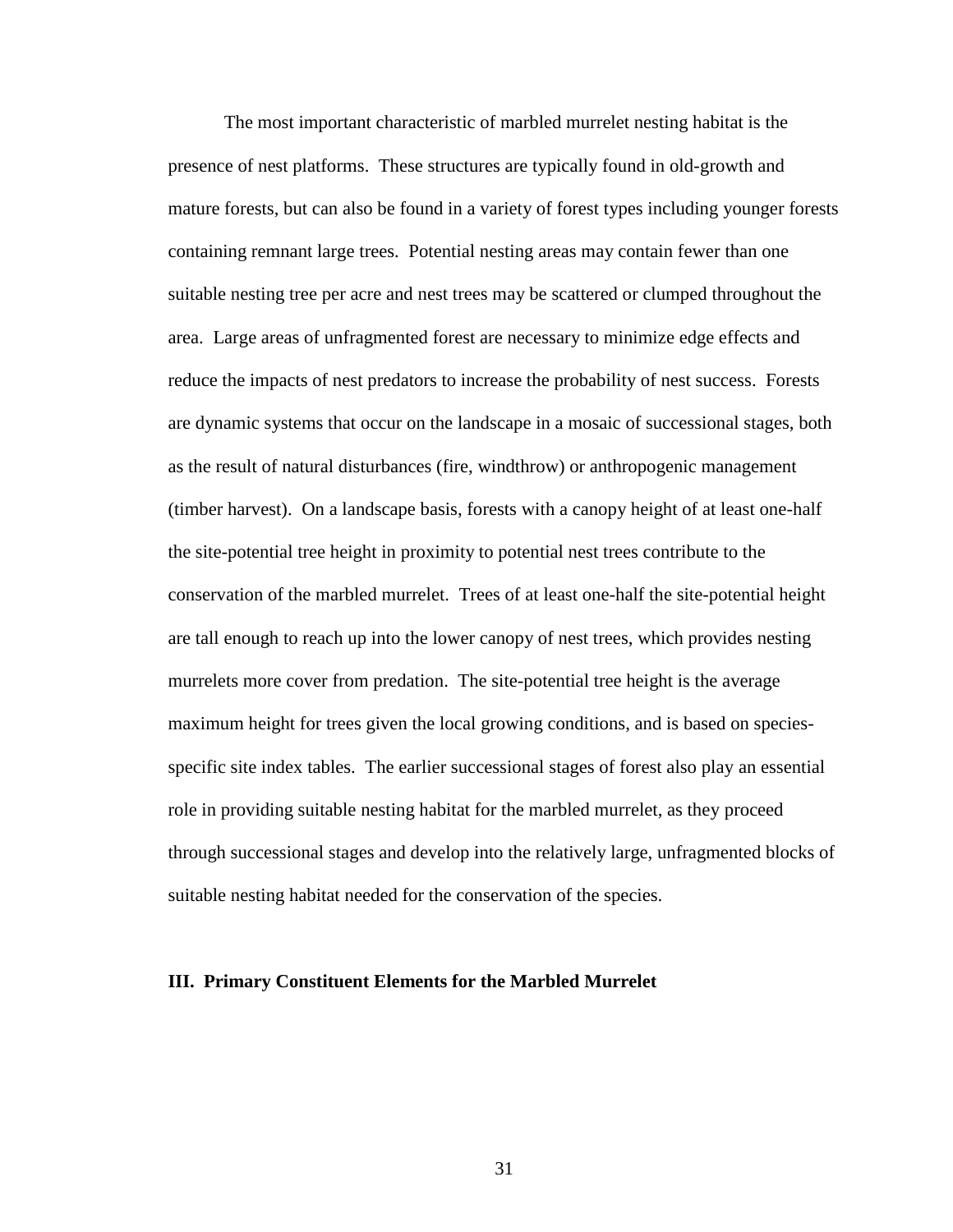The most important characteristic of marbled murrelet nesting habitat is the presence of nest platforms. These structures are typically found in old-growth and mature forests, but can also be found in a variety of forest types including younger forests containing remnant large trees. Potential nesting areas may contain fewer than one suitable nesting tree per acre and nest trees may be scattered or clumped throughout the area. Large areas of unfragmented forest are necessary to minimize edge effects and reduce the impacts of nest predators to increase the probability of nest success. Forests are dynamic systems that occur on the landscape in a mosaic of successional stages, both as the result of natural disturbances (fire, windthrow) or anthropogenic management (timber harvest). On a landscape basis, forests with a canopy height of at least one-half the site-potential tree height in proximity to potential nest trees contribute to the conservation of the marbled murrelet. Trees of at least one-half the site-potential height are tall enough to reach up into the lower canopy of nest trees, which provides nesting murrelets more cover from predation. The site-potential tree height is the average maximum height for trees given the local growing conditions, and is based on species-specific site index tables. The earlier successional stages of forest also play an essential role in providing suitable nesting habitat for the marbled murrelet, as they proceed through successional stages and develop into the relatively large, unfragmented blocks of suitable nesting habitat needed for the conservation of the species.

## III. Primary Constituent Elements for the Marbled Murrelet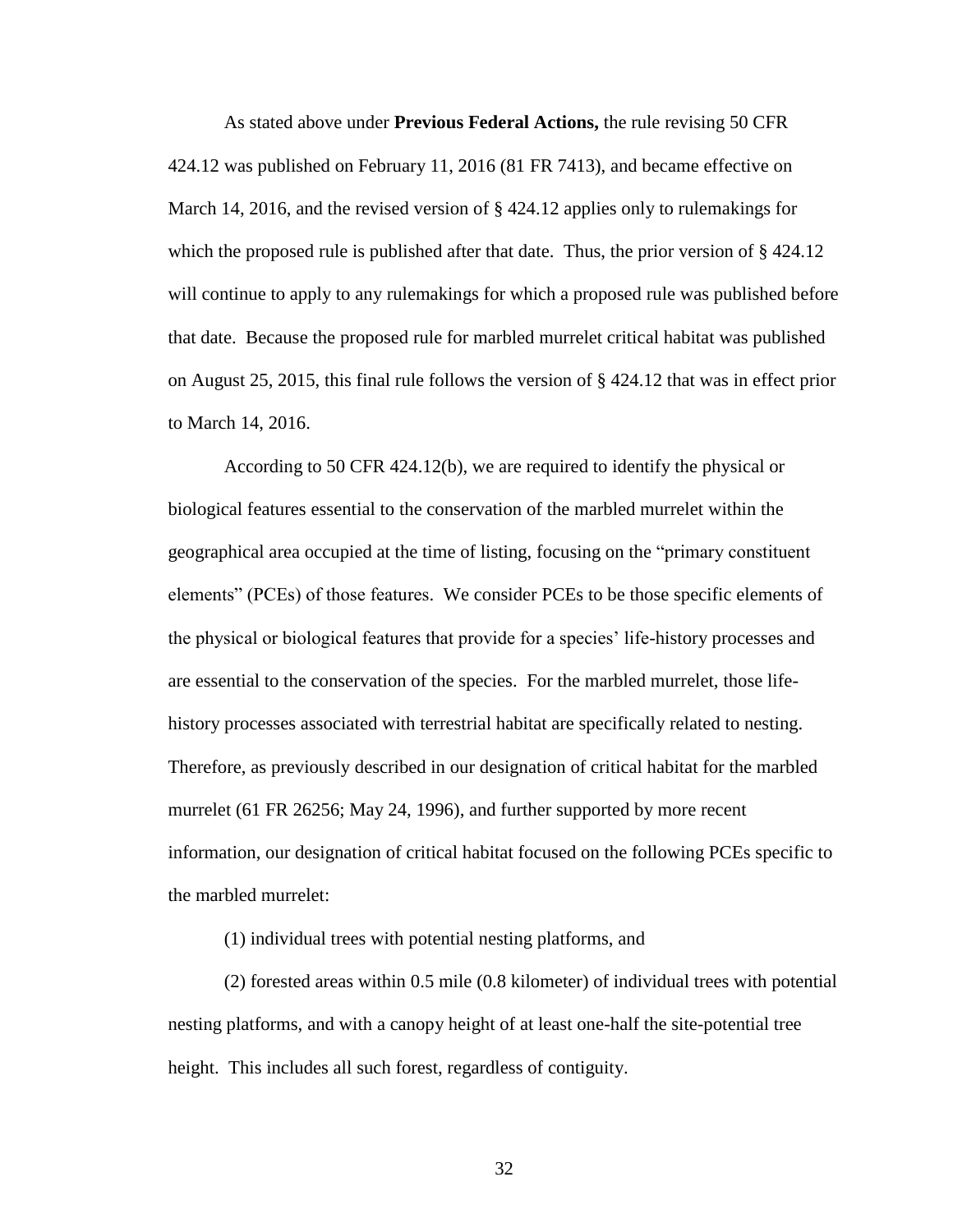As stated above under **Previous Federal Actions,** the rule revising 50 CFR 424.12 was published on February 11, 2016 (81 FR 7413), and became effective on March 14, 2016, and the revised version of § 424.12 applies only to rulemakings for which the proposed rule is published after that date. Thus, the prior version of § 424.12 will continue to apply to any rulemakings for which a proposed rule was published before that date. Because the proposed rule for marbled murrelet critical habitat was published on August 25, 2015, this final rule follows the version of § 424.12 that was in effect prior to March 14, 2016.

According to 50 CFR 424.12(b), we are required to identify the physical or biological features essential to the conservation of the marbled murrelet within the geographical area occupied at the time of listing, focusing on the "primary constituent elements" (PCEs) of those features. We consider PCEs to be those specific elements of the physical or biological features that provide for a species' life-history processes and are essential to the conservation of the species. For the marbled murrelet, those life-history processes associated with terrestrial habitat are specifically related to nesting. Therefore, as previously described in our designation of critical habitat for the marbled murrelet (61 FR 26256; May 24, 1996), and further supported by more recent information, our designation of critical habitat focused on the following PCEs specific to the marbled murrelet:

(1) individual trees with potential nesting platforms, and

(2) forested areas within 0.5 mile (0.8 kilometer) of individual trees with potential nesting platforms, and with a canopy height of at least one-half the site-potential tree height. This includes all such forest, regardless of contiguity.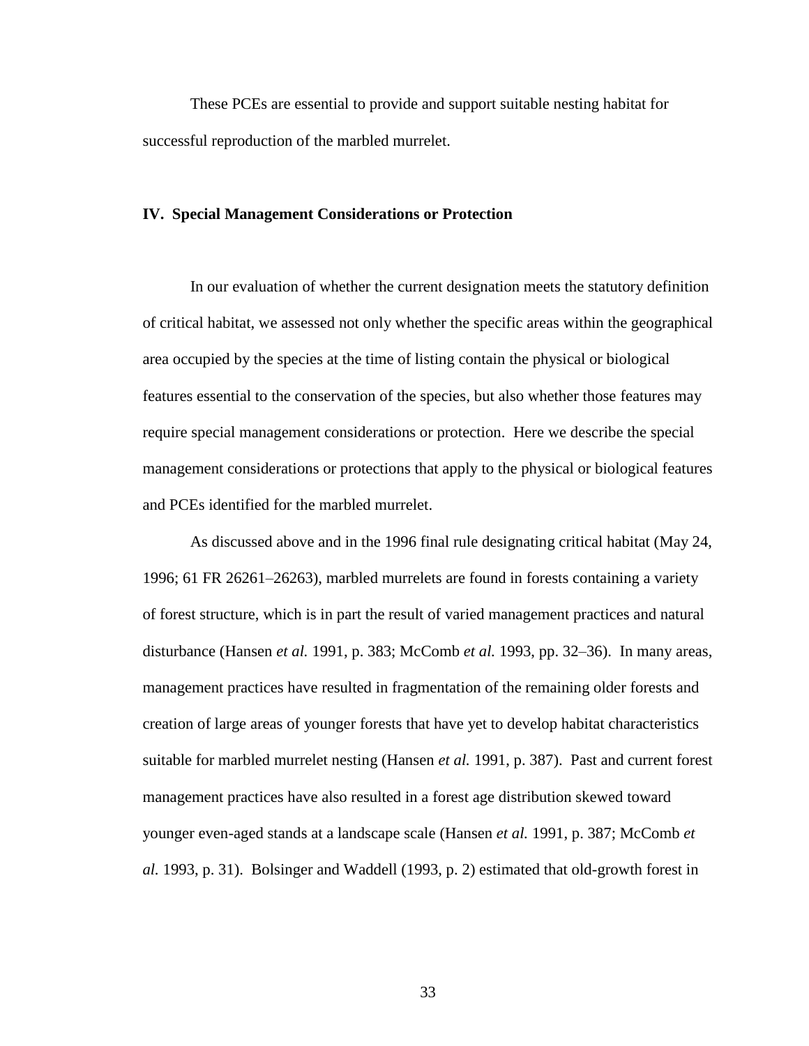These PCEs are essential to provide and support suitable nesting habitat for successful reproduction of the marbled murrelet.

## IV. Special Management Considerations or Protection

In our evaluation of whether the current designation meets the statutory definition of critical habitat, we assessed not only whether the specific areas within the geographical area occupied by the species at the time of listing contain the physical or biological features essential to the conservation of the species, but also whether those features may require special management considerations or protection. Here we describe the special management considerations or protections that apply to the physical or biological features and PCEs identified for the marbled murrelet.

As discussed above and in the 1996 final rule designating critical habitat (May 24, 1996; 61 FR 26261–26263), marbled murrelets are found in forests containing a variety of forest structure, which is in part the result of varied management practices and natural disturbance (Hansen *et al.* 1991, p. 383; McComb *et al.* 1993, pp. 32–36). In many areas, management practices have resulted in fragmentation of the remaining older forests and creation of large areas of younger forests that have yet to develop habitat characteristics suitable for marbled murrelet nesting (Hansen *et al.* 1991, p. 387). Past and current forest management practices have also resulted in a forest age distribution skewed toward younger even-aged stands at a landscape scale (Hansen *et al.* 1991, p. 387; McComb *et al.* 1993, p. 31). Bolsinger and Waddell (1993, p. 2) estimated that old-growth forest in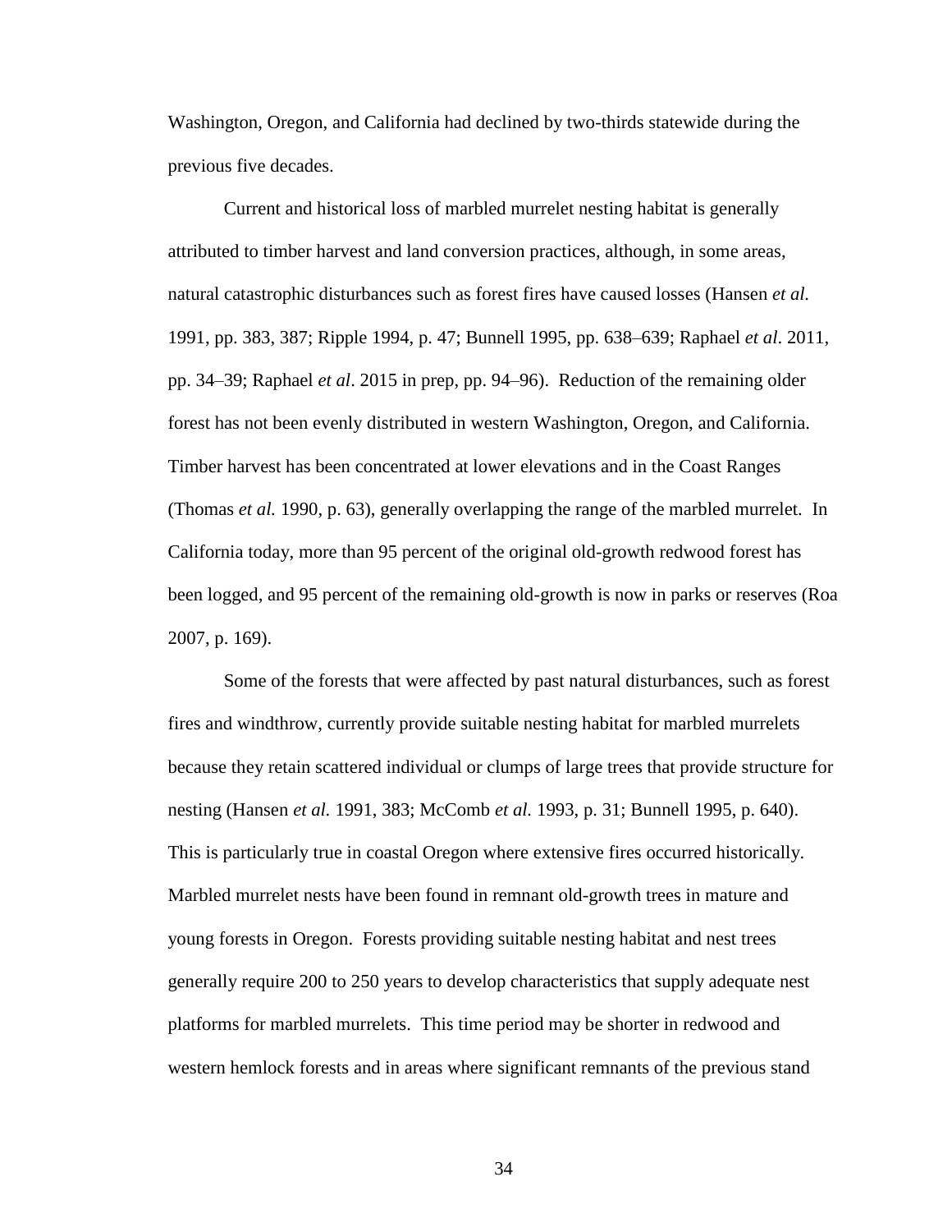Washington, Oregon, and California had declined by two-thirds statewide during the previous five decades.

Current and historical loss of marbled murrelet nesting habitat is generally attributed to timber harvest and land conversion practices, although, in some areas, natural catastrophic disturbances such as forest fires have caused losses (Hansen *et al.* 1991, pp. 383, 387; Ripple 1994, p. 47; Bunnell 1995, pp. 638–639; Raphael *et al*. 2011, pp. 34–39; Raphael *et al*. 2015 in prep, pp. 94–96). Reduction of the remaining older forest has not been evenly distributed in western Washington, Oregon, and California. Timber harvest has been concentrated at lower elevations and in the Coast Ranges (Thomas *et al.* 1990, p. 63), generally overlapping the range of the marbled murrelet. In California today, more than 95 percent of the original old-growth redwood forest has been logged, and 95 percent of the remaining old-growth is now in parks or reserves (Roa 2007, p. 169).

Some of the forests that were affected by past natural disturbances, such as forest fires and windthrow, currently provide suitable nesting habitat for marbled murrelets because they retain scattered individual or clumps of large trees that provide structure for nesting (Hansen *et al.* 1991, 383; McComb *et al.* 1993, p. 31; Bunnell 1995, p. 640). This is particularly true in coastal Oregon where extensive fires occurred historically. Marbled murrelet nests have been found in remnant old-growth trees in mature and young forests in Oregon. Forests providing suitable nesting habitat and nest trees generally require 200 to 250 years to develop characteristics that supply adequate nest platforms for marbled murrelets. This time period may be shorter in redwood and western hemlock forests and in areas where significant remnants of the previous stand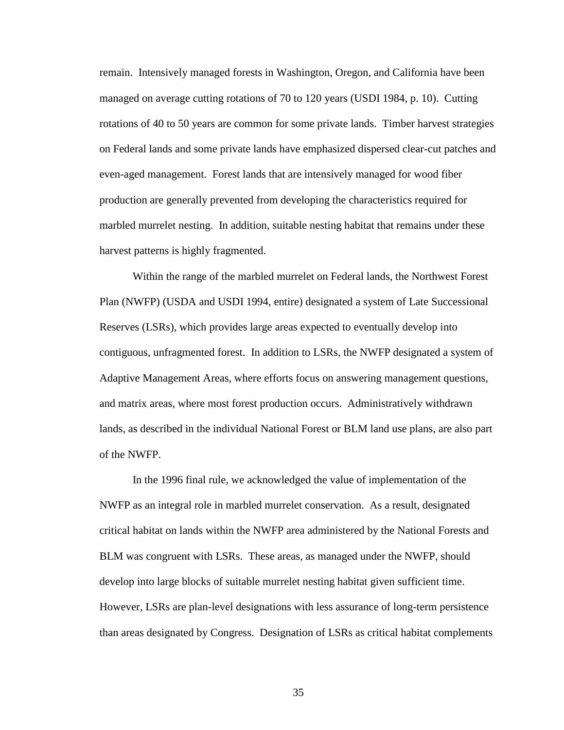remain. Intensively managed forests in Washington, Oregon, and California have been managed on average cutting rotations of 70 to 120 years (USDI 1984, p. 10). Cutting rotations of 40 to 50 years are common for some private lands. Timber harvest strategies on Federal lands and some private lands have emphasized dispersed clear-cut patches and even-aged management. Forest lands that are intensively managed for wood fiber production are generally prevented from developing the characteristics required for marbled murrelet nesting. In addition, suitable nesting habitat that remains under these harvest patterns is highly fragmented.

Within the range of the marbled murrelet on Federal lands, the Northwest Forest Plan (NWFP) (USDA and USDI 1994, entire) designated a system of Late Successional Reserves (LSRs), which provides large areas expected to eventually develop into contiguous, unfragmented forest. In addition to LSRs, the NWFP designated a system of Adaptive Management Areas, where efforts focus on answering management questions, and matrix areas, where most forest production occurs. Administratively withdrawn lands, as described in the individual National Forest or BLM land use plans, are also part of the NWFP.

In the 1996 final rule, we acknowledged the value of implementation of the NWFP as an integral role in marbled murrelet conservation. As a result, designated critical habitat on lands within the NWFP area administered by the National Forests and BLM was congruent with LSRs. These areas, as managed under the NWFP, should develop into large blocks of suitable murrelet nesting habitat given sufficient time. However, LSRs are plan-level designations with less assurance of long-term persistence than areas designated by Congress. Designation of LSRs as critical habitat complements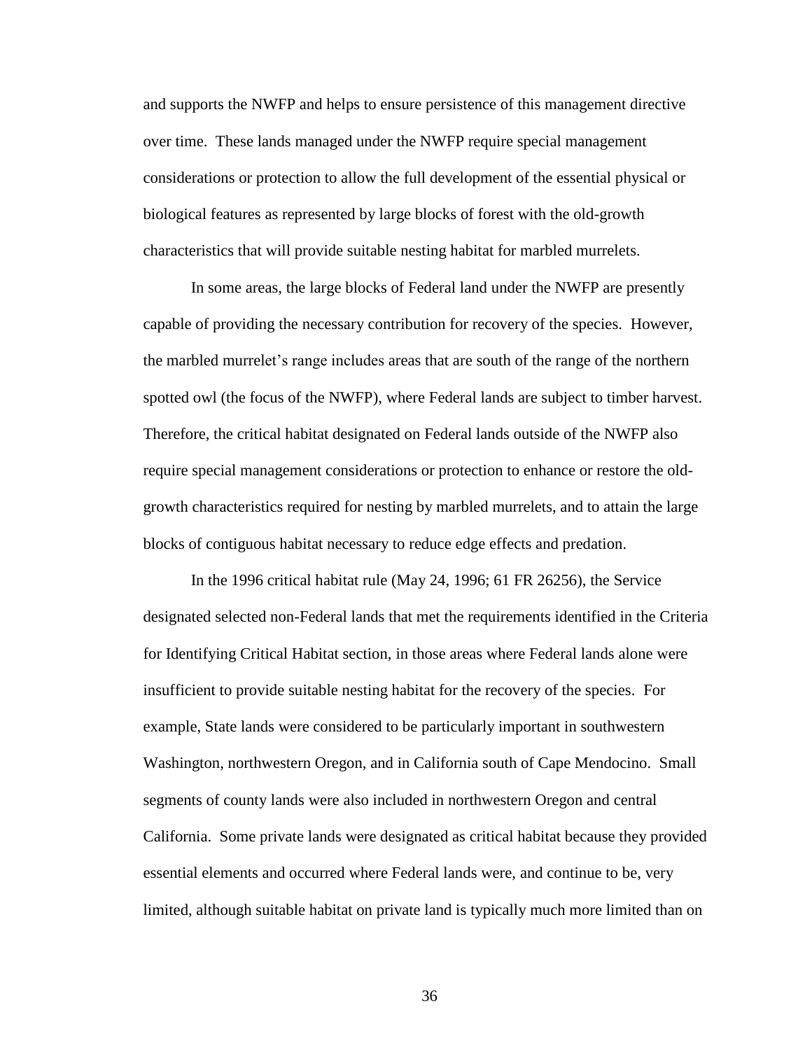and supports the NWFP and helps to ensure persistence of this management directive over time. These lands managed under the NWFP require special management considerations or protection to allow the full development of the essential physical or biological features as represented by large blocks of forest with the old-growth characteristics that will provide suitable nesting habitat for marbled murrelets.

In some areas, the large blocks of Federal land under the NWFP are presently capable of providing the necessary contribution for recovery of the species. However, the marbled murrelet's range includes areas that are south of the range of the northern spotted owl (the focus of the NWFP), where Federal lands are subject to timber harvest. Therefore, the critical habitat designated on Federal lands outside of the NWFP also require special management considerations or protection to enhance or restore the old-growth characteristics required for nesting by marbled murrelets, and to attain the large blocks of contiguous habitat necessary to reduce edge effects and predation.

In the 1996 critical habitat rule (May 24, 1996; 61 FR 26256), the Service designated selected non-Federal lands that met the requirements identified in the Criteria for Identifying Critical Habitat section, in those areas where Federal lands alone were insufficient to provide suitable nesting habitat for the recovery of the species. For example, State lands were considered to be particularly important in southwestern Washington, northwestern Oregon, and in California south of Cape Mendocino. Small segments of county lands were also included in northwestern Oregon and central California. Some private lands were designated as critical habitat because they provided essential elements and occurred where Federal lands were, and continue to be, very limited, although suitable habitat on private land is typically much more limited than on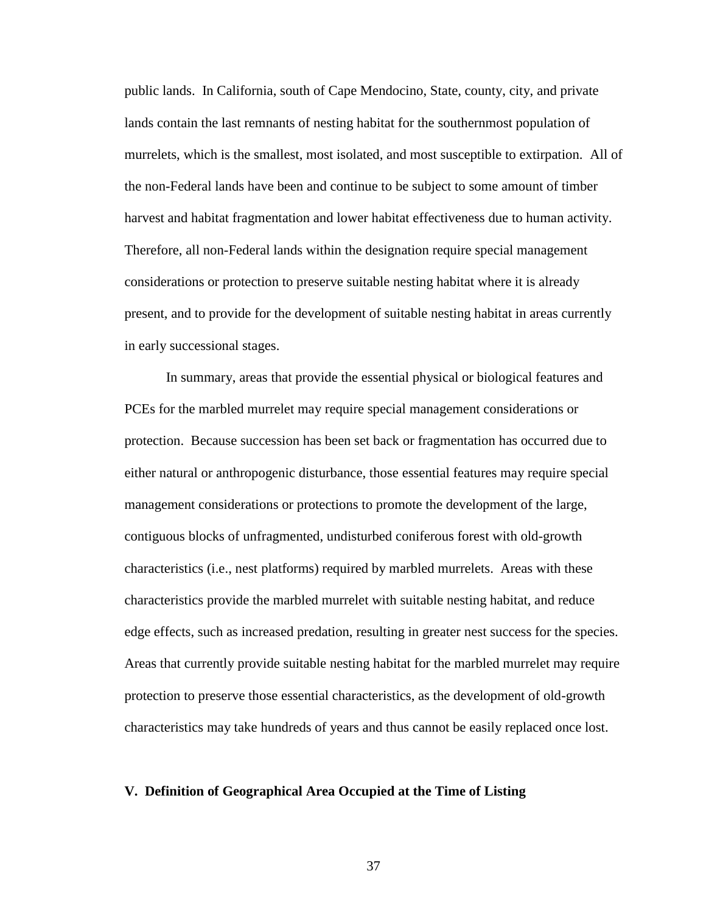public lands. In California, south of Cape Mendocino, State, county, city, and private lands contain the last remnants of nesting habitat for the southernmost population of murrelets, which is the smallest, most isolated, and most susceptible to extirpation. All of the non-Federal lands have been and continue to be subject to some amount of timber harvest and habitat fragmentation and lower habitat effectiveness due to human activity. Therefore, all non-Federal lands within the designation require special management considerations or protection to preserve suitable nesting habitat where it is already present, and to provide for the development of suitable nesting habitat in areas currently in early successional stages.

In summary, areas that provide the essential physical or biological features and PCEs for the marbled murrelet may require special management considerations or protection. Because succession has been set back or fragmentation has occurred due to either natural or anthropogenic disturbance, those essential features may require special management considerations or protections to promote the development of the large, contiguous blocks of unfragmented, undisturbed coniferous forest with old-growth characteristics (i.e., nest platforms) required by marbled murrelets. Areas with these characteristics provide the marbled murrelet with suitable nesting habitat, and reduce edge effects, such as increased predation, resulting in greater nest success for the species. Areas that currently provide suitable nesting habitat for the marbled murrelet may require protection to preserve those essential characteristics, as the development of old-growth characteristics may take hundreds of years and thus cannot be easily replaced once lost.

## V. Definition of Geographical Area Occupied at the Time of Listing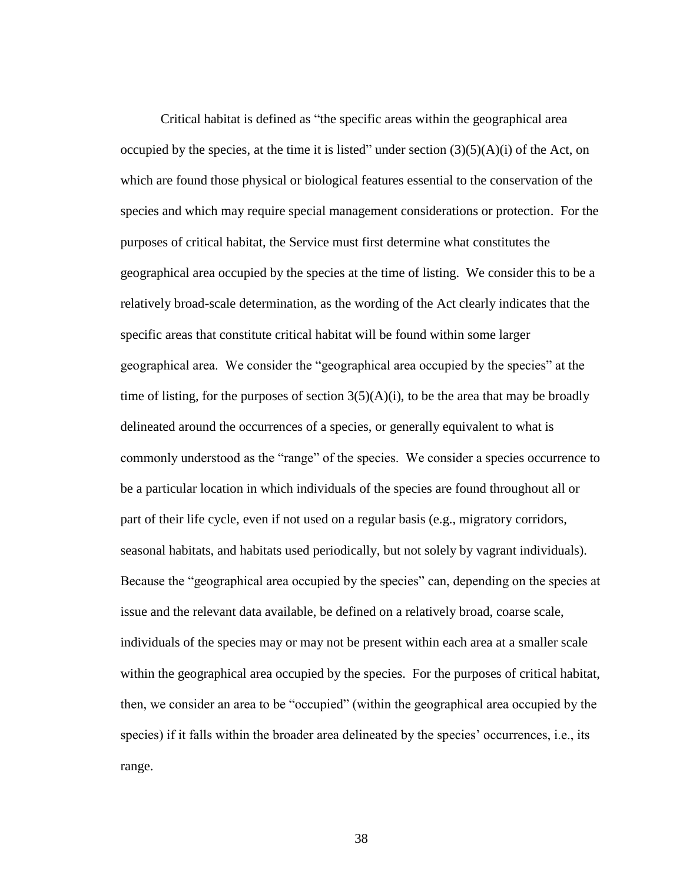Critical habitat is defined as "the specific areas within the geographical area occupied by the species, at the time it is listed" under section (3)(5)(A)(i) of the Act, on which are found those physical or biological features essential to the conservation of the species and which may require special management considerations or protection. For the purposes of critical habitat, the Service must first determine what constitutes the geographical area occupied by the species at the time of listing. We consider this to be a relatively broad-scale determination, as the wording of the Act clearly indicates that the specific areas that constitute critical habitat will be found within some larger geographical area. We consider the "geographical area occupied by the species" at the time of listing, for the purposes of section 3(5)(A)(i), to be the area that may be broadly delineated around the occurrences of a species, or generally equivalent to what is commonly understood as the "range" of the species. We consider a species occurrence to be a particular location in which individuals of the species are found throughout all or part of their life cycle, even if not used on a regular basis (e.g., migratory corridors, seasonal habitats, and habitats used periodically, but not solely by vagrant individuals). Because the "geographical area occupied by the species" can, depending on the species at issue and the relevant data available, be defined on a relatively broad, coarse scale, individuals of the species may or may not be present within each area at a smaller scale within the geographical area occupied by the species. For the purposes of critical habitat, then, we consider an area to be "occupied" (within the geographical area occupied by the species) if it falls within the broader area delineated by the species' occurrences, i.e., its range.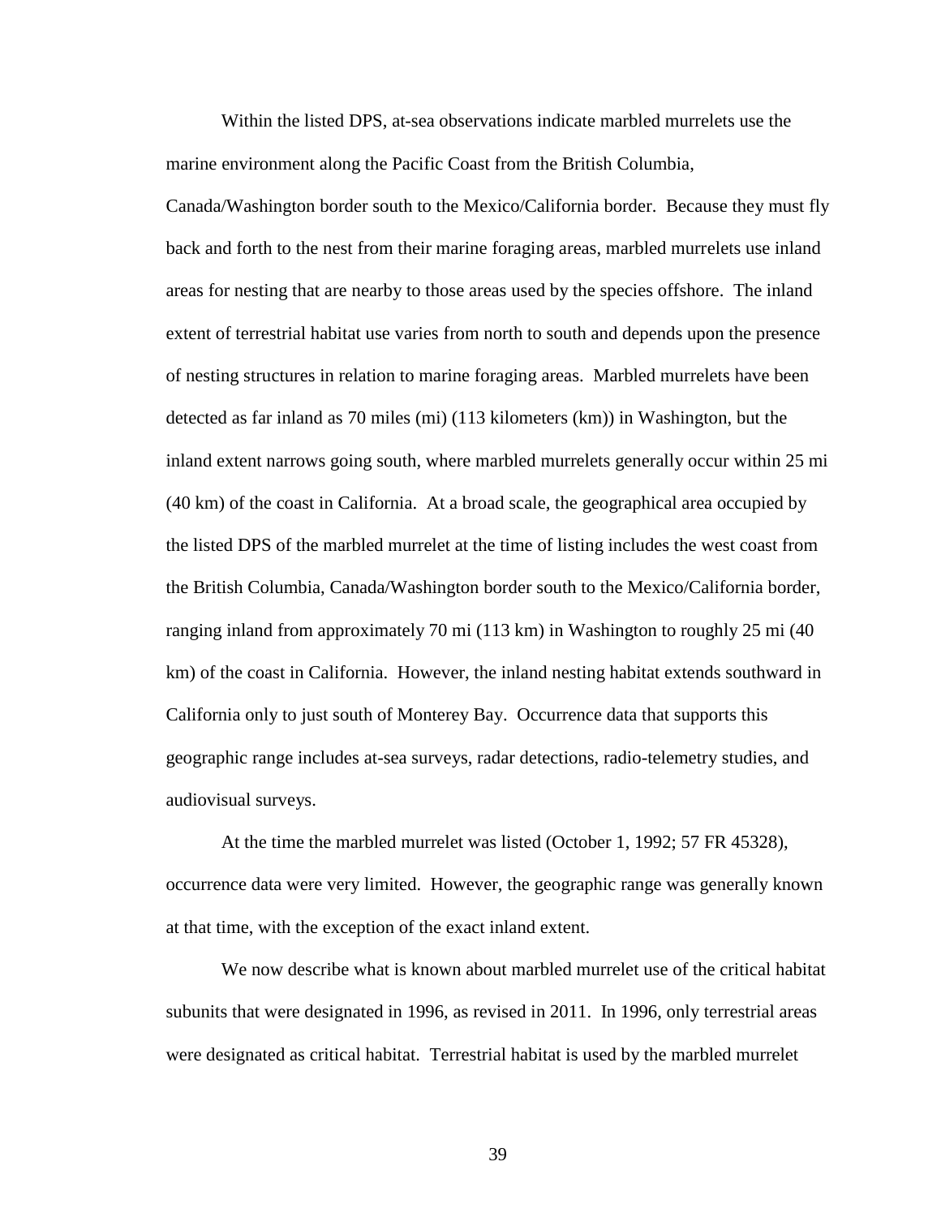Within the listed DPS, at-sea observations indicate marbled murrelets use the marine environment along the Pacific Coast from the British Columbia, Canada/Washington border south to the Mexico/California border. Because they must fly back and forth to the nest from their marine foraging areas, marbled murrelets use inland areas for nesting that are nearby to those areas used by the species offshore. The inland extent of terrestrial habitat use varies from north to south and depends upon the presence of nesting structures in relation to marine foraging areas. Marbled murrelets have been detected as far inland as 70 miles (mi) (113 kilometers (km)) in Washington, but the inland extent narrows going south, where marbled murrelets generally occur within 25 mi (40 km) of the coast in California. At a broad scale, the geographical area occupied by the listed DPS of the marbled murrelet at the time of listing includes the west coast from the British Columbia, Canada/Washington border south to the Mexico/California border, ranging inland from approximately 70 mi (113 km) in Washington to roughly 25 mi (40 km) of the coast in California. However, the inland nesting habitat extends southward in California only to just south of Monterey Bay. Occurrence data that supports this geographic range includes at-sea surveys, radar detections, radio-telemetry studies, and audiovisual surveys.

At the time the marbled murrelet was listed (October 1, 1992; 57 FR 45328), occurrence data were very limited. However, the geographic range was generally known at that time, with the exception of the exact inland extent.

We now describe what is known about marbled murrelet use of the critical habitat subunits that were designated in 1996, as revised in 2011. In 1996, only terrestrial areas were designated as critical habitat. Terrestrial habitat is used by the marbled murrelet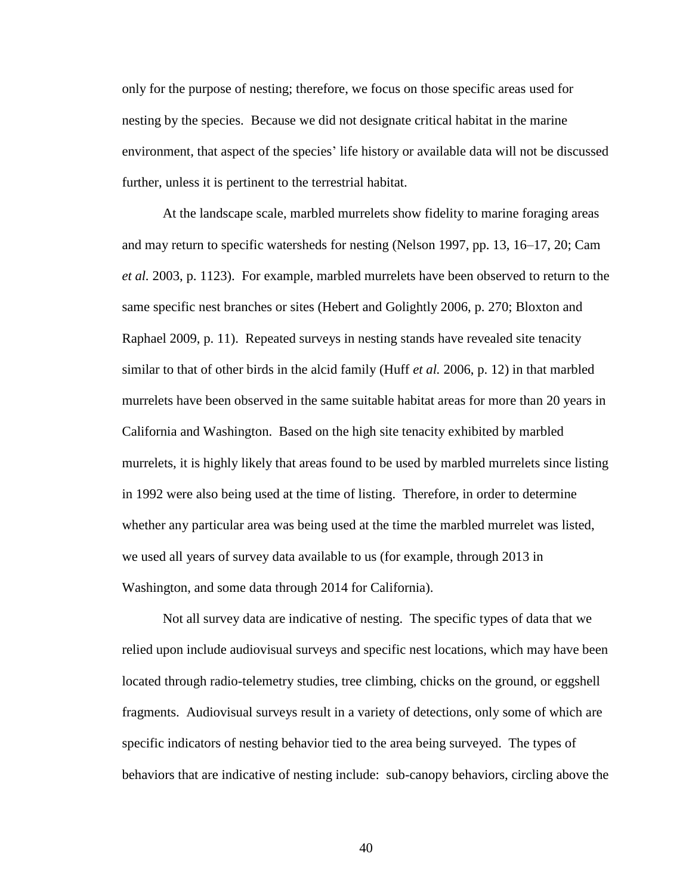only for the purpose of nesting; therefore, we focus on those specific areas used for nesting by the species. Because we did not designate critical habitat in the marine environment, that aspect of the species' life history or available data will not be discussed further, unless it is pertinent to the terrestrial habitat.

At the landscape scale, marbled murrelets show fidelity to marine foraging areas and may return to specific watersheds for nesting (Nelson 1997, pp. 13, 16–17, 20; Cam *et al.* 2003, p. 1123). For example, marbled murrelets have been observed to return to the same specific nest branches or sites (Hebert and Golightly 2006, p. 270; Bloxton and Raphael 2009, p. 11). Repeated surveys in nesting stands have revealed site tenacity similar to that of other birds in the alcid family (Huff *et al.* 2006, p. 12) in that marbled murrelets have been observed in the same suitable habitat areas for more than 20 years in California and Washington. Based on the high site tenacity exhibited by marbled murrelets, it is highly likely that areas found to be used by marbled murrelets since listing in 1992 were also being used at the time of listing. Therefore, in order to determine whether any particular area was being used at the time the marbled murrelet was listed, we used all years of survey data available to us (for example, through 2013 in Washington, and some data through 2014 for California).

Not all survey data are indicative of nesting. The specific types of data that we relied upon include audiovisual surveys and specific nest locations, which may have been located through radio-telemetry studies, tree climbing, chicks on the ground, or eggshell fragments. Audiovisual surveys result in a variety of detections, only some of which are specific indicators of nesting behavior tied to the area being surveyed. The types of behaviors that are indicative of nesting include: sub-canopy behaviors, circling above the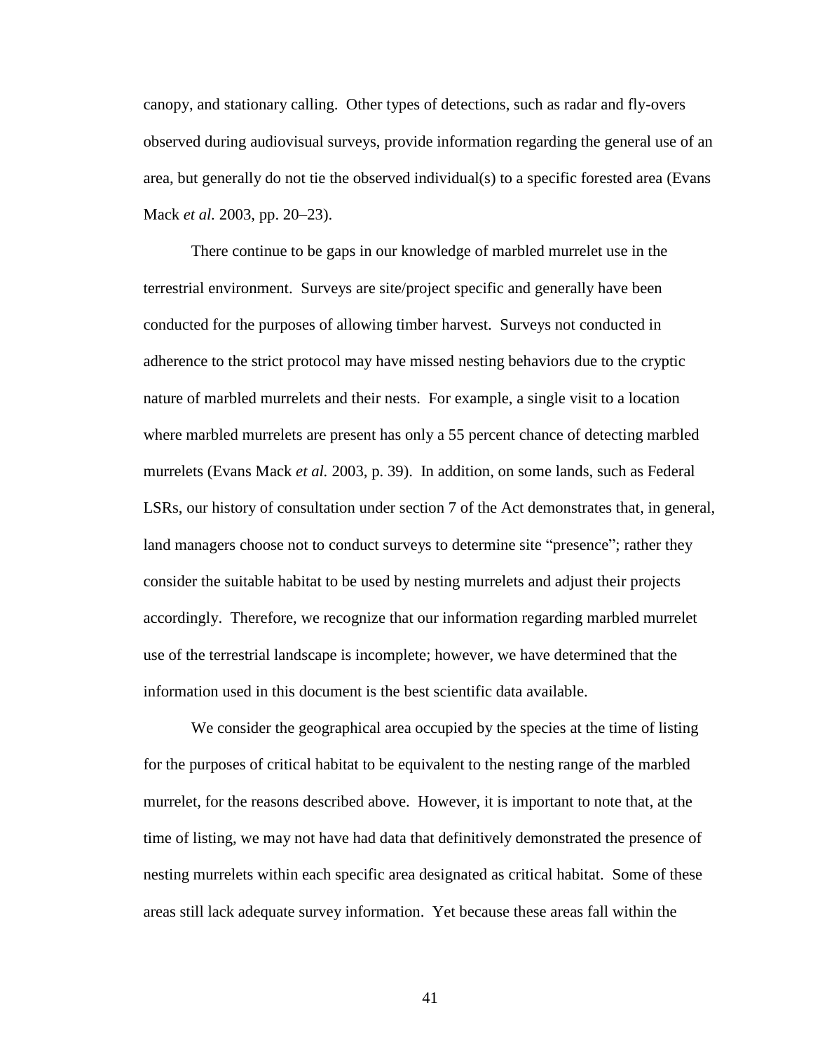canopy, and stationary calling. Other types of detections, such as radar and fly-overs observed during audiovisual surveys, provide information regarding the general use of an area, but generally do not tie the observed individual(s) to a specific forested area (Evans Mack *et al.* 2003, pp. 20–23).

There continue to be gaps in our knowledge of marbled murrelet use in the terrestrial environment. Surveys are site/project specific and generally have been conducted for the purposes of allowing timber harvest. Surveys not conducted in adherence to the strict protocol may have missed nesting behaviors due to the cryptic nature of marbled murrelets and their nests. For example, a single visit to a location where marbled murrelets are present has only a 55 percent chance of detecting marbled murrelets (Evans Mack *et al.* 2003, p. 39). In addition, on some lands, such as Federal LSRs, our history of consultation under section 7 of the Act demonstrates that, in general, land managers choose not to conduct surveys to determine site "presence"; rather they consider the suitable habitat to be used by nesting murrelets and adjust their projects accordingly. Therefore, we recognize that our information regarding marbled murrelet use of the terrestrial landscape is incomplete; however, we have determined that the information used in this document is the best scientific data available.

We consider the geographical area occupied by the species at the time of listing for the purposes of critical habitat to be equivalent to the nesting range of the marbled murrelet, for the reasons described above. However, it is important to note that, at the time of listing, we may not have had data that definitively demonstrated the presence of nesting murrelets within each specific area designated as critical habitat. Some of these areas still lack adequate survey information. Yet because these areas fall within the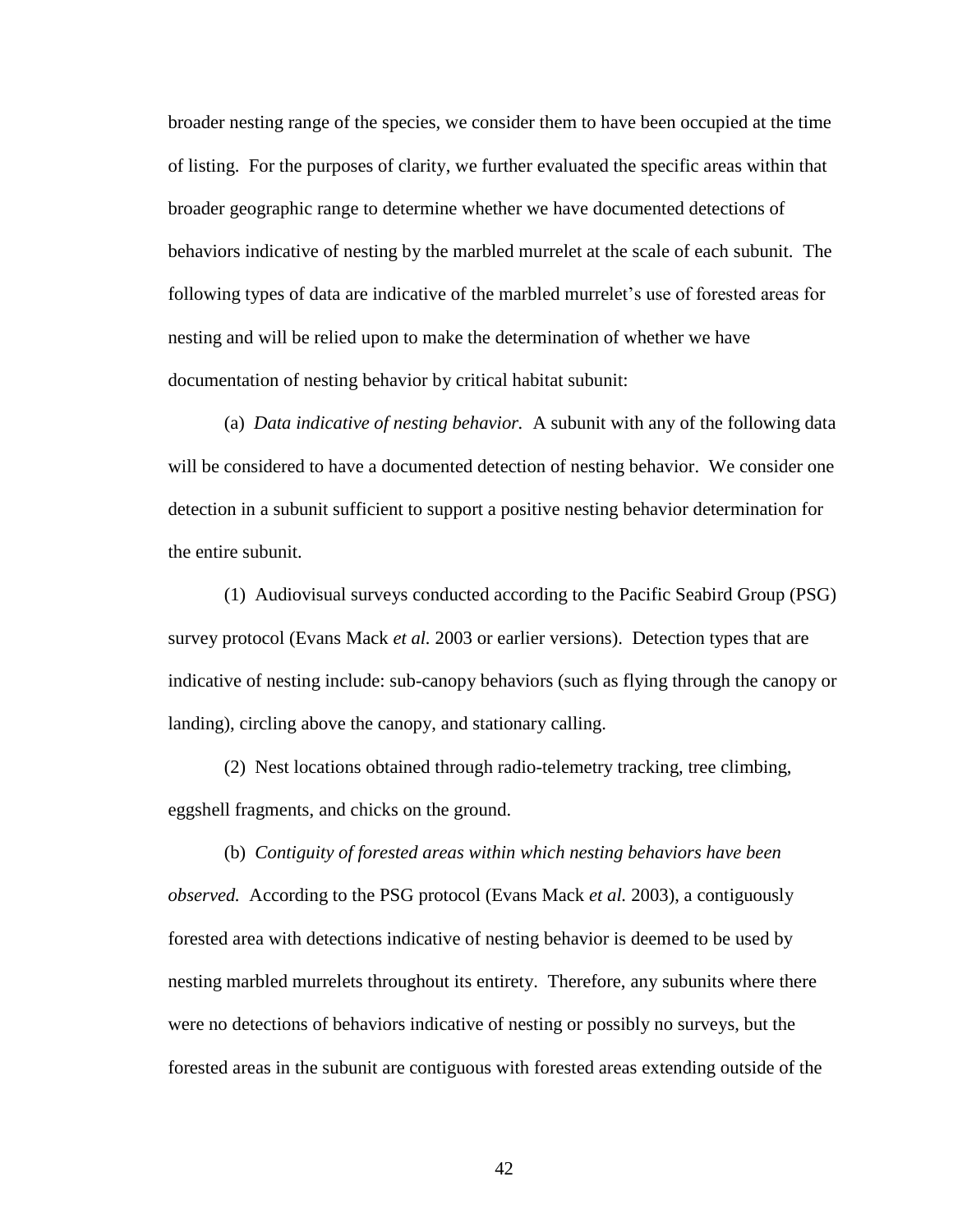broader nesting range of the species, we consider them to have been occupied at the time of listing. For the purposes of clarity, we further evaluated the specific areas within that broader geographic range to determine whether we have documented detections of behaviors indicative of nesting by the marbled murrelet at the scale of each subunit. The following types of data are indicative of the marbled murrelet's use of forested areas for nesting and will be relied upon to make the determination of whether we have documentation of nesting behavior by critical habitat subunit:

(a) *Data indicative of nesting behavior.* A subunit with any of the following data will be considered to have a documented detection of nesting behavior. We consider one detection in a subunit sufficient to support a positive nesting behavior determination for the entire subunit.

(1) Audiovisual surveys conducted according to the Pacific Seabird Group (PSG) survey protocol (Evans Mack *et al.* 2003 or earlier versions). Detection types that are indicative of nesting include: sub-canopy behaviors (such as flying through the canopy or landing), circling above the canopy, and stationary calling.

(2) Nest locations obtained through radio-telemetry tracking, tree climbing, eggshell fragments, and chicks on the ground.

(b) *Contiguity of forested areas within which nesting behaviors have been observed.* According to the PSG protocol (Evans Mack *et al.* 2003), a contiguously forested area with detections indicative of nesting behavior is deemed to be used by nesting marbled murrelets throughout its entirety. Therefore, any subunits where there were no detections of behaviors indicative of nesting or possibly no surveys, but the forested areas in the subunit are contiguous with forested areas extending outside of the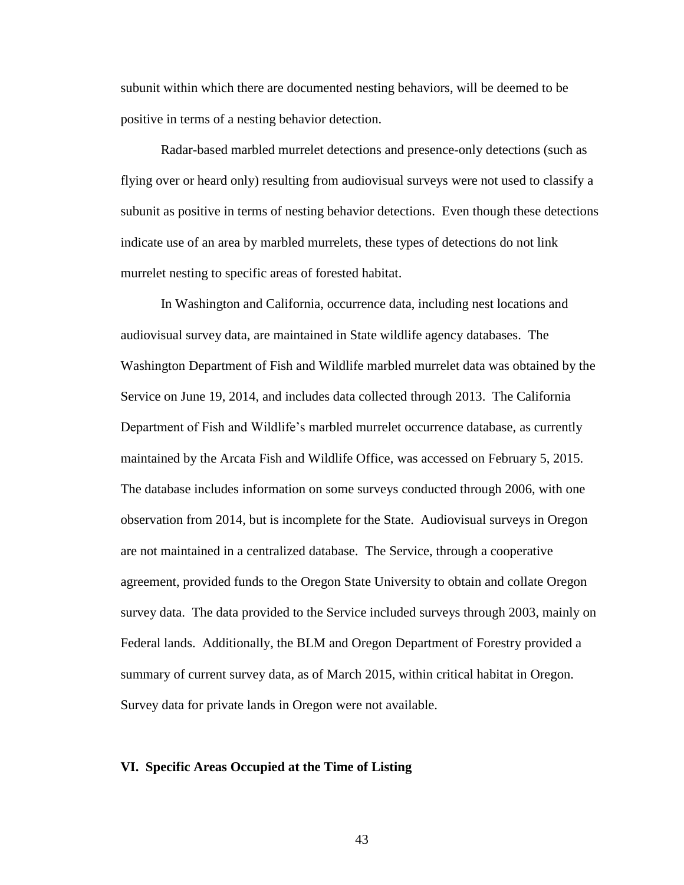subunit within which there are documented nesting behaviors, will be deemed to be positive in terms of a nesting behavior detection.

Radar-based marbled murrelet detections and presence-only detections (such as flying over or heard only) resulting from audiovisual surveys were not used to classify a subunit as positive in terms of nesting behavior detections. Even though these detections indicate use of an area by marbled murrelets, these types of detections do not link murrelet nesting to specific areas of forested habitat.

In Washington and California, occurrence data, including nest locations and audiovisual survey data, are maintained in State wildlife agency databases. The Washington Department of Fish and Wildlife marbled murrelet data was obtained by the Service on June 19, 2014, and includes data collected through 2013. The California Department of Fish and Wildlife's marbled murrelet occurrence database, as currently maintained by the Arcata Fish and Wildlife Office, was accessed on February 5, 2015. The database includes information on some surveys conducted through 2006, with one observation from 2014, but is incomplete for the State. Audiovisual surveys in Oregon are not maintained in a centralized database. The Service, through a cooperative agreement, provided funds to the Oregon State University to obtain and collate Oregon survey data. The data provided to the Service included surveys through 2003, mainly on Federal lands. Additionally, the BLM and Oregon Department of Forestry provided a summary of current survey data, as of March 2015, within critical habitat in Oregon. Survey data for private lands in Oregon were not available.

## VI. Specific Areas Occupied at the Time of Listing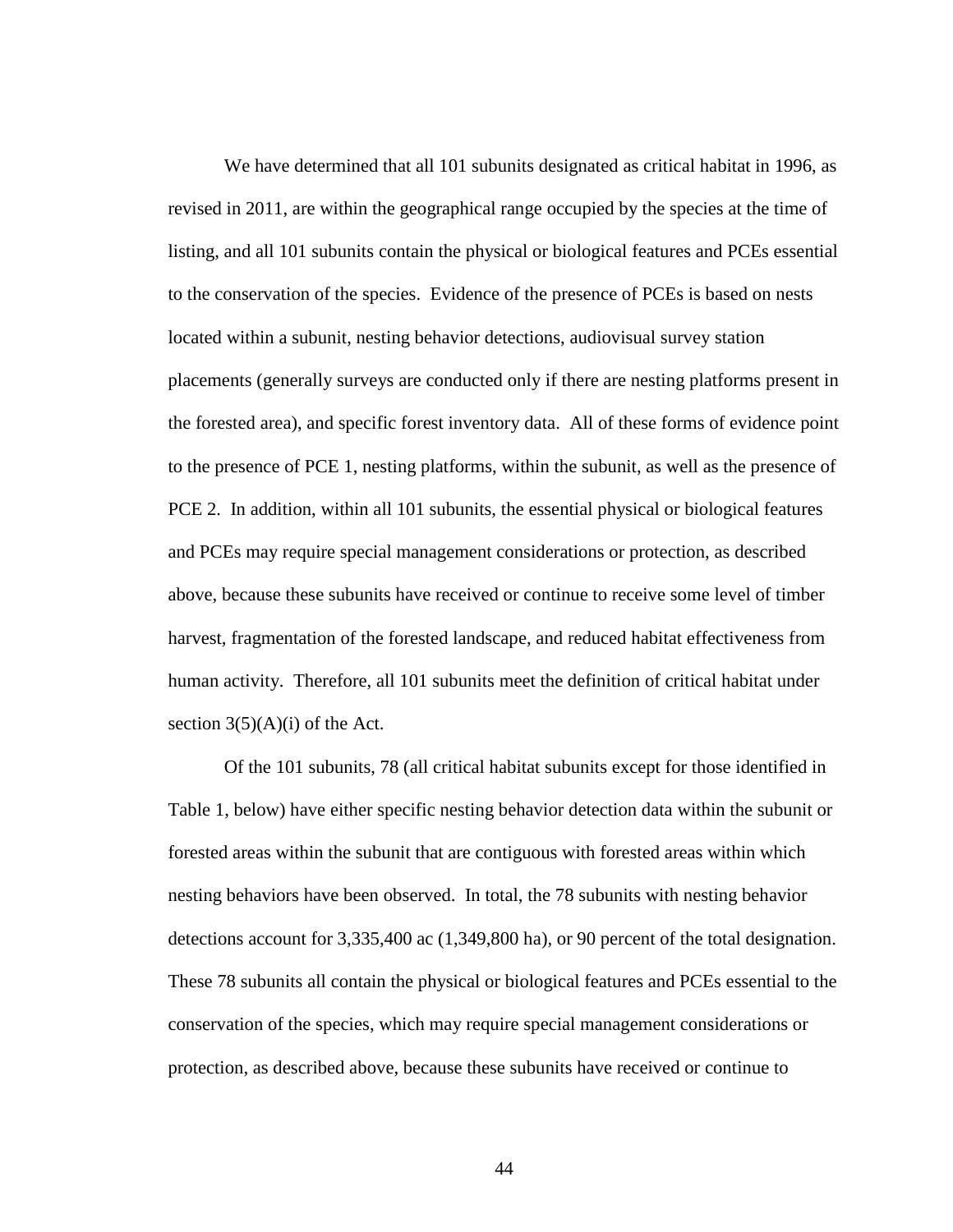We have determined that all 101 subunits designated as critical habitat in 1996, as revised in 2011, are within the geographical range occupied by the species at the time of listing, and all 101 subunits contain the physical or biological features and PCEs essential to the conservation of the species. Evidence of the presence of PCEs is based on nests located within a subunit, nesting behavior detections, audiovisual survey station placements (generally surveys are conducted only if there are nesting platforms present in the forested area), and specific forest inventory data. All of these forms of evidence point to the presence of PCE 1, nesting platforms, within the subunit, as well as the presence of PCE 2. In addition, within all 101 subunits, the essential physical or biological features and PCEs may require special management considerations or protection, as described above, because these subunits have received or continue to receive some level of timber harvest, fragmentation of the forested landscape, and reduced habitat effectiveness from human activity. Therefore, all 101 subunits meet the definition of critical habitat under section 3(5)(A)(i) of the Act.

Of the 101 subunits, 78 (all critical habitat subunits except for those identified in Table 1, below) have either specific nesting behavior detection data within the subunit or forested areas within the subunit that are contiguous with forested areas within which nesting behaviors have been observed. In total, the 78 subunits with nesting behavior detections account for 3,335,400 ac (1,349,800 ha), or 90 percent of the total designation. These 78 subunits all contain the physical or biological features and PCEs essential to the conservation of the species, which may require special management considerations or protection, as described above, because these subunits have received or continue to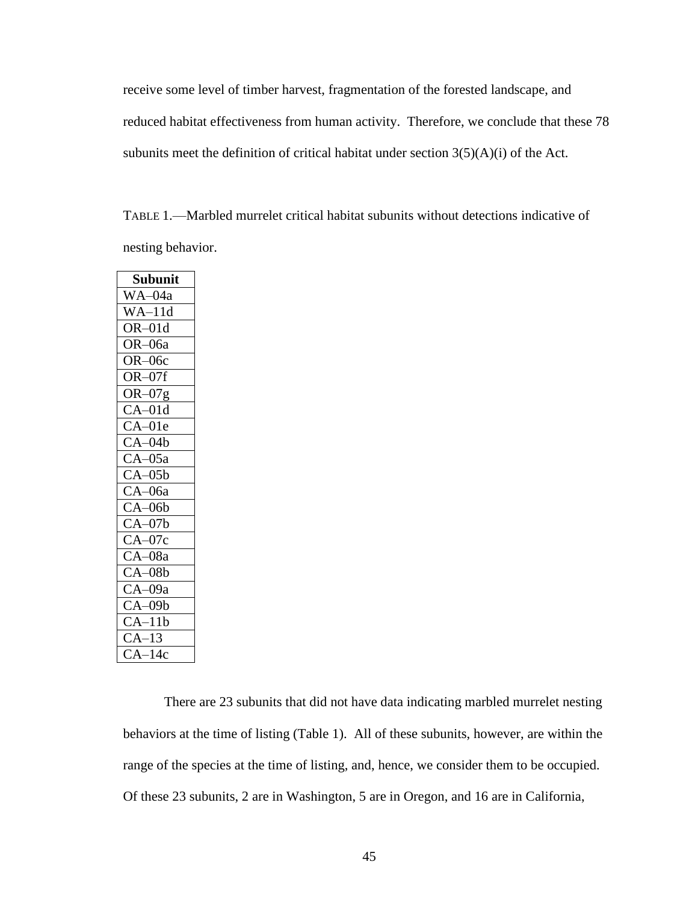receive some level of timber harvest, fragmentation of the forested landscape, and reduced habitat effectiveness from human activity. Therefore, we conclude that these 78 subunits meet the definition of critical habitat under section 3(5)(A)(i) of the Act.

TABLE 1.—Marbled murrelet critical habitat subunits without detections indicative of nesting behavior.

| Subunit |
|---|
| WA–04a |
| WA–11d |
| OR–01d |
| OR–06a |
| OR–06c |
| OR–07f |
| OR–07g |
| CA–01d |
| CA–01e |
| CA–04b |
| CA–05a |
| CA–05b |
| CA–06a |
| CA–06b |
| CA–07b |
| CA–07c |
| CA–08a |
| CA–08b |
| CA–09a |
| CA–09b |
| CA–11b |
| CA–13 |
| CA–14c |

There are 23 subunits that did not have data indicating marbled murrelet nesting behaviors at the time of listing (Table 1). All of these subunits, however, are within the range of the species at the time of listing, and, hence, we consider them to be occupied. Of these 23 subunits, 2 are in Washington, 5 are in Oregon, and 16 are in California,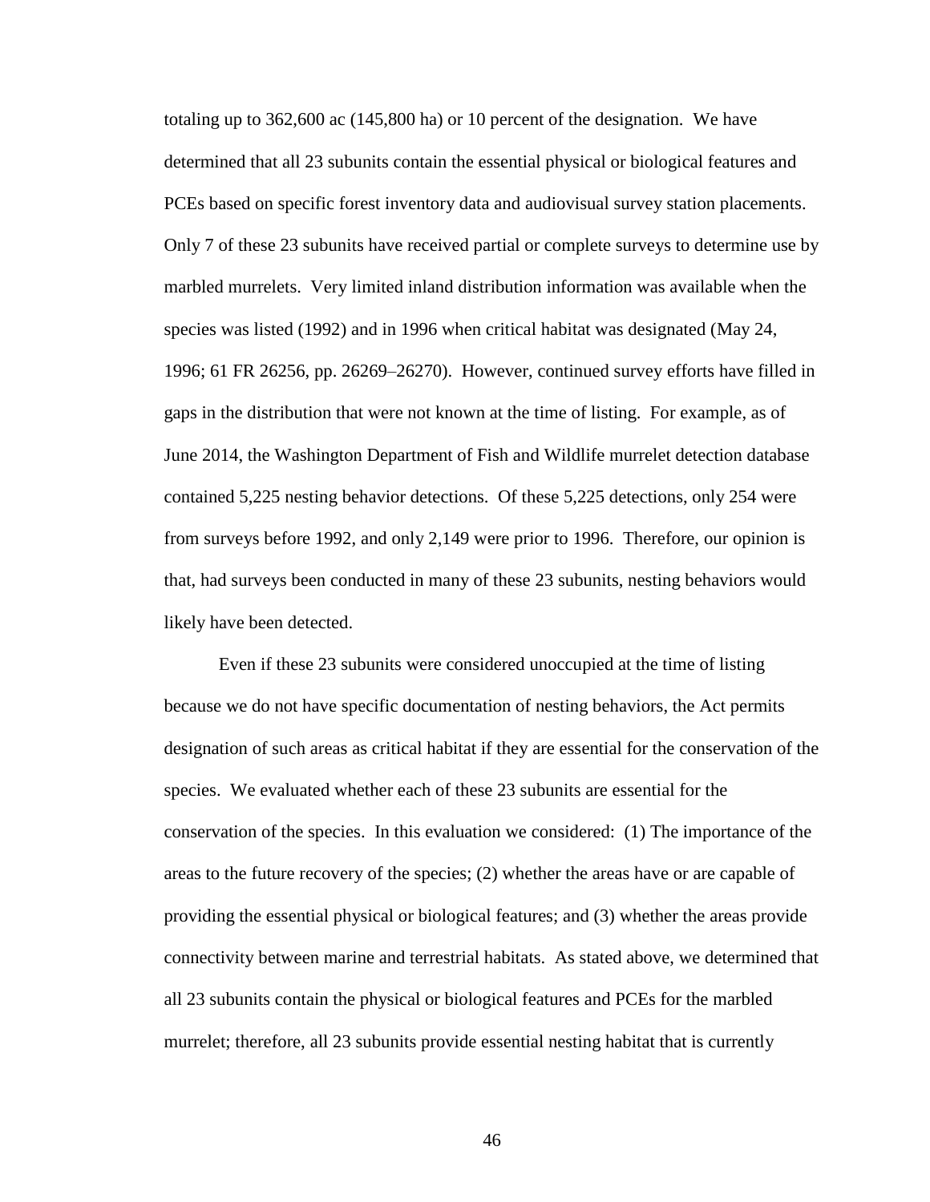totaling up to 362,600 ac (145,800 ha) or 10 percent of the designation. We have determined that all 23 subunits contain the essential physical or biological features and PCEs based on specific forest inventory data and audiovisual survey station placements. Only 7 of these 23 subunits have received partial or complete surveys to determine use by marbled murrelets. Very limited inland distribution information was available when the species was listed (1992) and in 1996 when critical habitat was designated (May 24, 1996; 61 FR 26256, pp. 26269–26270). However, continued survey efforts have filled in gaps in the distribution that were not known at the time of listing. For example, as of June 2014, the Washington Department of Fish and Wildlife murrelet detection database contained 5,225 nesting behavior detections. Of these 5,225 detections, only 254 were from surveys before 1992, and only 2,149 were prior to 1996. Therefore, our opinion is that, had surveys been conducted in many of these 23 subunits, nesting behaviors would likely have been detected.

Even if these 23 subunits were considered unoccupied at the time of listing because we do not have specific documentation of nesting behaviors, the Act permits designation of such areas as critical habitat if they are essential for the conservation of the species. We evaluated whether each of these 23 subunits are essential for the conservation of the species. In this evaluation we considered: (1) The importance of the areas to the future recovery of the species; (2) whether the areas have or are capable of providing the essential physical or biological features; and (3) whether the areas provide connectivity between marine and terrestrial habitats. As stated above, we determined that all 23 subunits contain the physical or biological features and PCEs for the marbled murrelet; therefore, all 23 subunits provide essential nesting habitat that is currently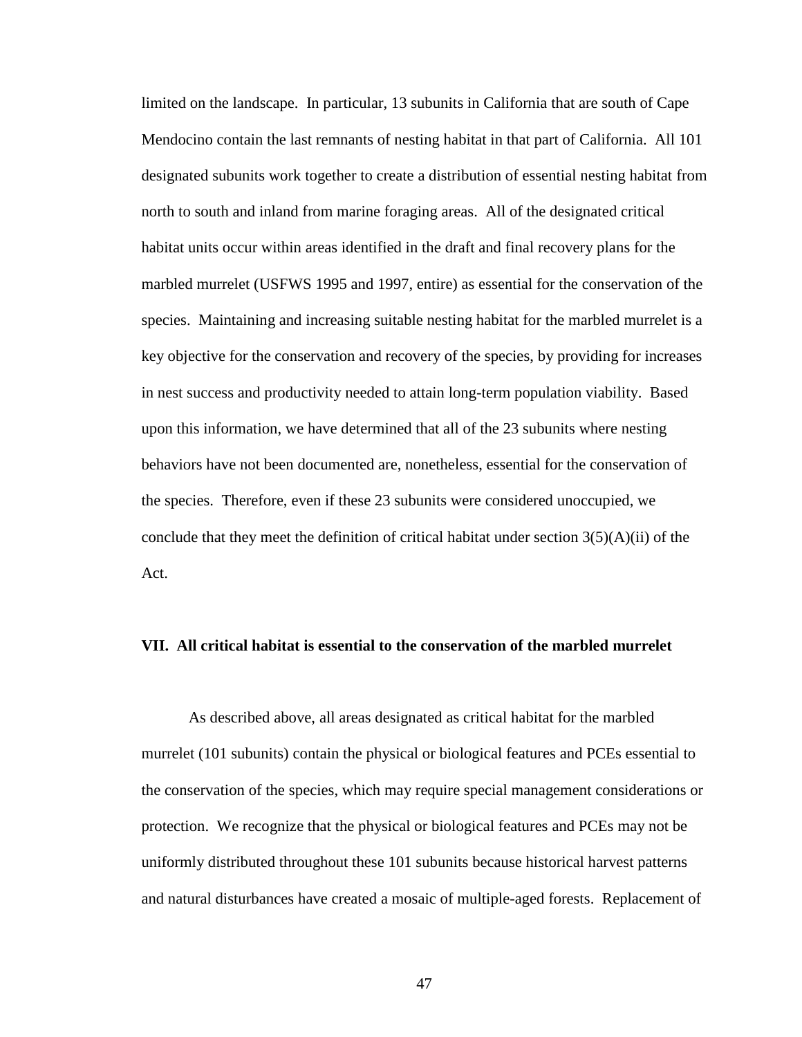limited on the landscape. In particular, 13 subunits in California that are south of Cape Mendocino contain the last remnants of nesting habitat in that part of California. All 101 designated subunits work together to create a distribution of essential nesting habitat from north to south and inland from marine foraging areas. All of the designated critical habitat units occur within areas identified in the draft and final recovery plans for the marbled murrelet (USFWS 1995 and 1997, entire) as essential for the conservation of the species. Maintaining and increasing suitable nesting habitat for the marbled murrelet is a key objective for the conservation and recovery of the species, by providing for increases in nest success and productivity needed to attain long-term population viability. Based upon this information, we have determined that all of the 23 subunits where nesting behaviors have not been documented are, nonetheless, essential for the conservation of the species. Therefore, even if these 23 subunits were considered unoccupied, we conclude that they meet the definition of critical habitat under section 3(5)(A)(ii) of the Act.

## VII. All critical habitat is essential to the conservation of the marbled murrelet

As described above, all areas designated as critical habitat for the marbled murrelet (101 subunits) contain the physical or biological features and PCEs essential to the conservation of the species, which may require special management considerations or protection. We recognize that the physical or biological features and PCEs may not be uniformly distributed throughout these 101 subunits because historical harvest patterns and natural disturbances have created a mosaic of multiple-aged forests. Replacement of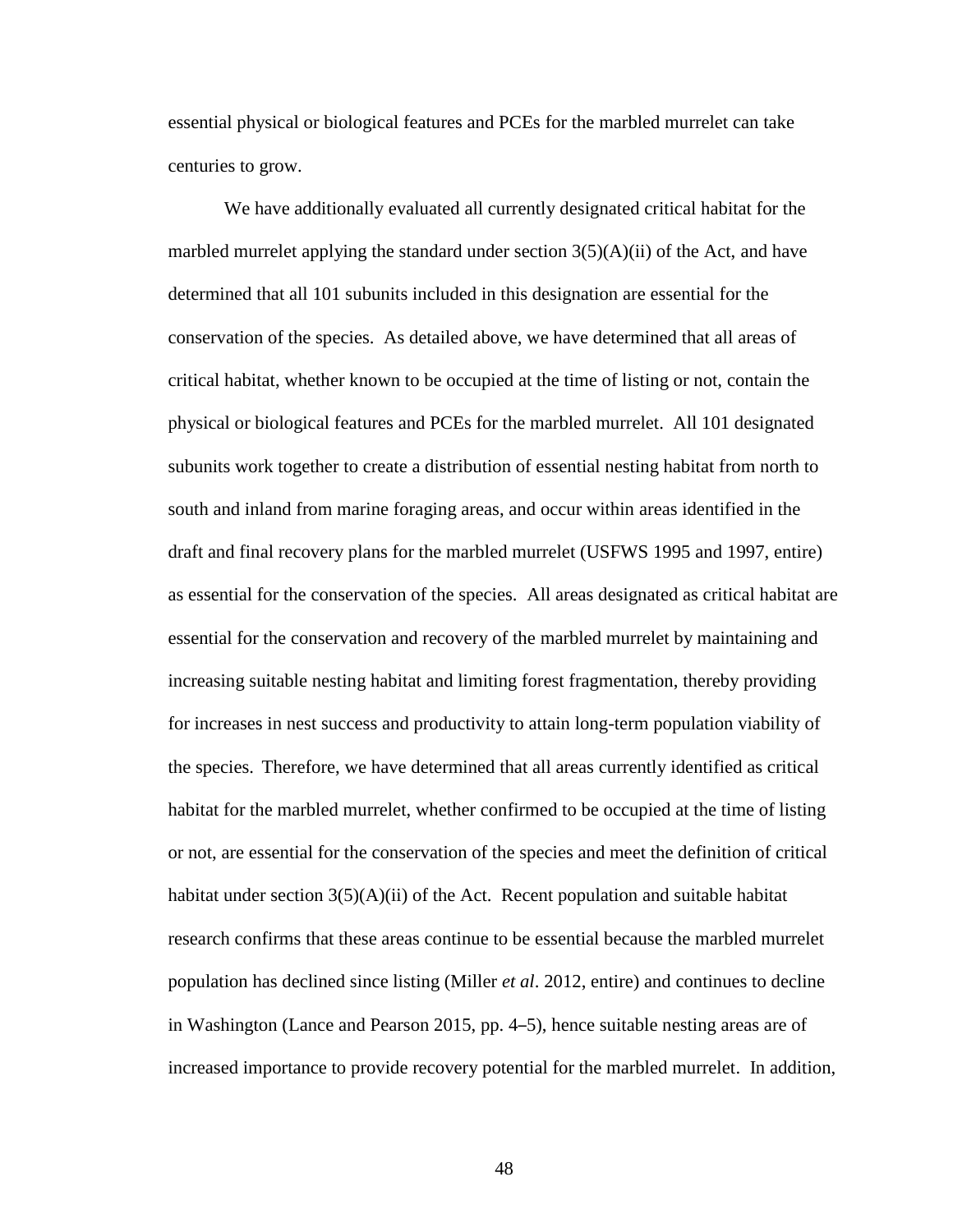essential physical or biological features and PCEs for the marbled murrelet can take centuries to grow.

We have additionally evaluated all currently designated critical habitat for the marbled murrelet applying the standard under section 3(5)(A)(ii) of the Act, and have determined that all 101 subunits included in this designation are essential for the conservation of the species. As detailed above, we have determined that all areas of critical habitat, whether known to be occupied at the time of listing or not, contain the physical or biological features and PCEs for the marbled murrelet. All 101 designated subunits work together to create a distribution of essential nesting habitat from north to south and inland from marine foraging areas, and occur within areas identified in the draft and final recovery plans for the marbled murrelet (USFWS 1995 and 1997, entire) as essential for the conservation of the species. All areas designated as critical habitat are essential for the conservation and recovery of the marbled murrelet by maintaining and increasing suitable nesting habitat and limiting forest fragmentation, thereby providing for increases in nest success and productivity to attain long-term population viability of the species. Therefore, we have determined that all areas currently identified as critical habitat for the marbled murrelet, whether confirmed to be occupied at the time of listing or not, are essential for the conservation of the species and meet the definition of critical habitat under section 3(5)(A)(ii) of the Act. Recent population and suitable habitat research confirms that these areas continue to be essential because the marbled murrelet population has declined since listing (Miller *et al*. 2012, entire) and continues to decline in Washington (Lance and Pearson 2015, pp. 4–5), hence suitable nesting areas are of increased importance to provide recovery potential for the marbled murrelet. In addition,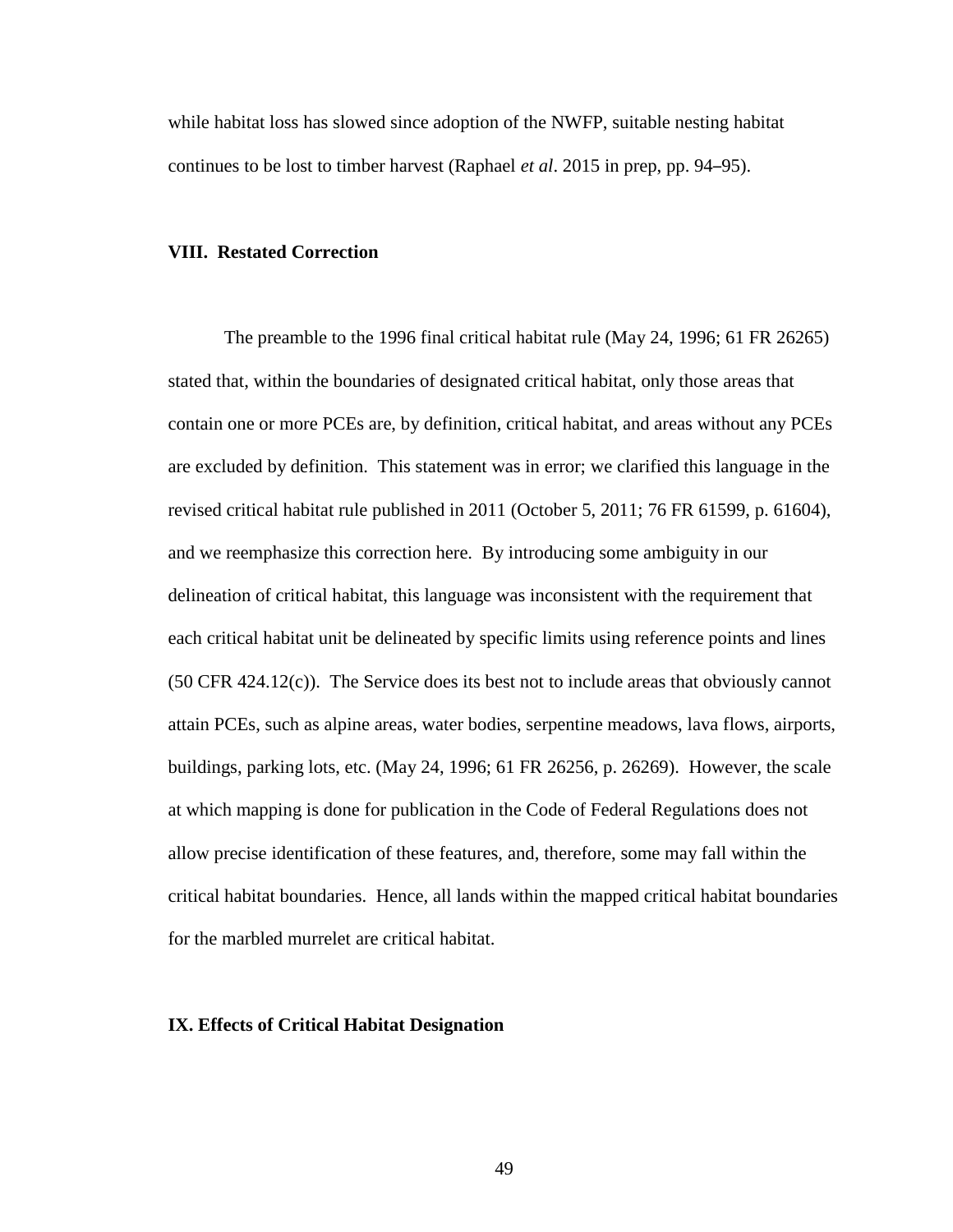while habitat loss has slowed since adoption of the NWFP, suitable nesting habitat continues to be lost to timber harvest (Raphael *et al*. 2015 in prep, pp. 94–95).

## VIII. Restated Correction

The preamble to the 1996 final critical habitat rule (May 24, 1996; 61 FR 26265) stated that, within the boundaries of designated critical habitat, only those areas that contain one or more PCEs are, by definition, critical habitat, and areas without any PCEs are excluded by definition. This statement was in error; we clarified this language in the revised critical habitat rule published in 2011 (October 5, 2011; 76 FR 61599, p. 61604), and we reemphasize this correction here. By introducing some ambiguity in our delineation of critical habitat, this language was inconsistent with the requirement that each critical habitat unit be delineated by specific limits using reference points and lines (50 CFR 424.12(c)). The Service does its best not to include areas that obviously cannot attain PCEs, such as alpine areas, water bodies, serpentine meadows, lava flows, airports, buildings, parking lots, etc. (May 24, 1996; 61 FR 26256, p. 26269). However, the scale at which mapping is done for publication in the Code of Federal Regulations does not allow precise identification of these features, and, therefore, some may fall within the critical habitat boundaries. Hence, all lands within the mapped critical habitat boundaries for the marbled murrelet are critical habitat.

## IX. Effects of Critical Habitat Designation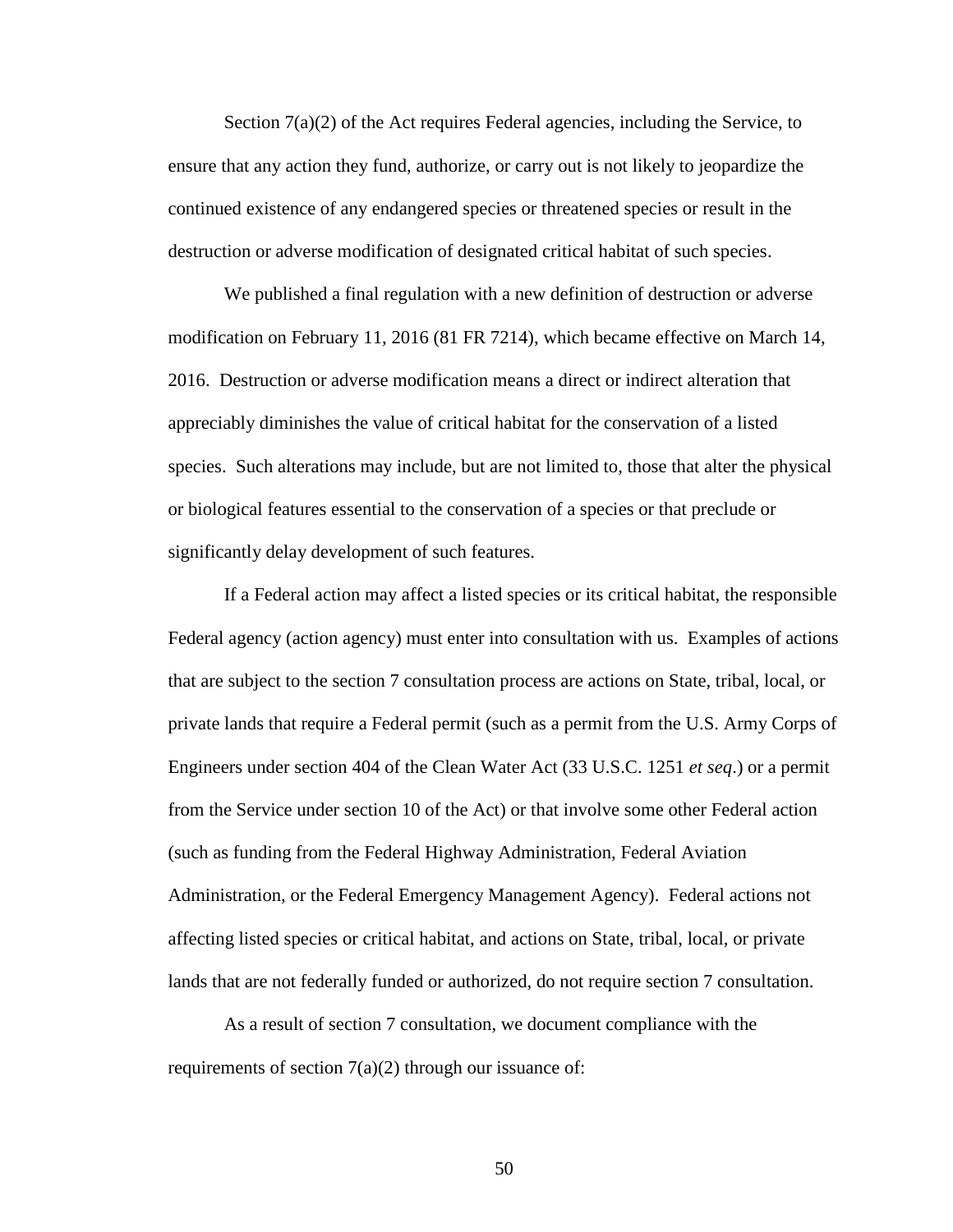Section 7(a)(2) of the Act requires Federal agencies, including the Service, to ensure that any action they fund, authorize, or carry out is not likely to jeopardize the continued existence of any endangered species or threatened species or result in the destruction or adverse modification of designated critical habitat of such species.

We published a final regulation with a new definition of destruction or adverse modification on February 11, 2016 (81 FR 7214), which became effective on March 14, 2016. Destruction or adverse modification means a direct or indirect alteration that appreciably diminishes the value of critical habitat for the conservation of a listed species. Such alterations may include, but are not limited to, those that alter the physical or biological features essential to the conservation of a species or that preclude or significantly delay development of such features.

If a Federal action may affect a listed species or its critical habitat, the responsible Federal agency (action agency) must enter into consultation with us. Examples of actions that are subject to the section 7 consultation process are actions on State, tribal, local, or private lands that require a Federal permit (such as a permit from the U.S. Army Corps of Engineers under section 404 of the Clean Water Act (33 U.S.C. 1251 *et seq*.) or a permit from the Service under section 10 of the Act) or that involve some other Federal action (such as funding from the Federal Highway Administration, Federal Aviation Administration, or the Federal Emergency Management Agency). Federal actions not affecting listed species or critical habitat, and actions on State, tribal, local, or private lands that are not federally funded or authorized, do not require section 7 consultation.

As a result of section 7 consultation, we document compliance with the requirements of section 7(a)(2) through our issuance of: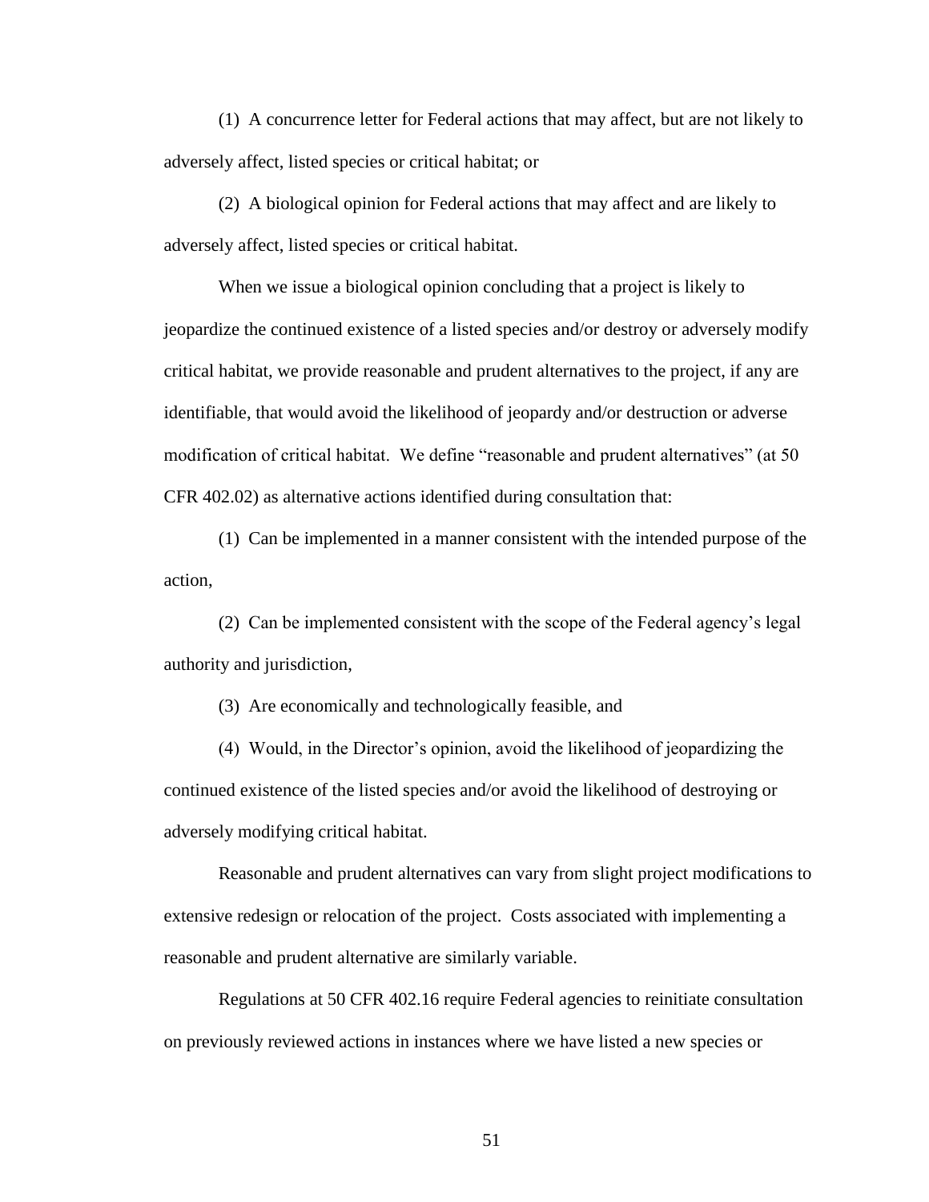(1) A concurrence letter for Federal actions that may affect, but are not likely to adversely affect, listed species or critical habitat; or

(2) A biological opinion for Federal actions that may affect and are likely to adversely affect, listed species or critical habitat.

When we issue a biological opinion concluding that a project is likely to jeopardize the continued existence of a listed species and/or destroy or adversely modify critical habitat, we provide reasonable and prudent alternatives to the project, if any are identifiable, that would avoid the likelihood of jeopardy and/or destruction or adverse modification of critical habitat. We define "reasonable and prudent alternatives" (at 50 CFR 402.02) as alternative actions identified during consultation that:

(1) Can be implemented in a manner consistent with the intended purpose of the action,

(2) Can be implemented consistent with the scope of the Federal agency's legal authority and jurisdiction,

(3) Are economically and technologically feasible, and

(4) Would, in the Director's opinion, avoid the likelihood of jeopardizing the continued existence of the listed species and/or avoid the likelihood of destroying or adversely modifying critical habitat.

Reasonable and prudent alternatives can vary from slight project modifications to extensive redesign or relocation of the project. Costs associated with implementing a reasonable and prudent alternative are similarly variable.

Regulations at 50 CFR 402.16 require Federal agencies to reinitiate consultation on previously reviewed actions in instances where we have listed a new species or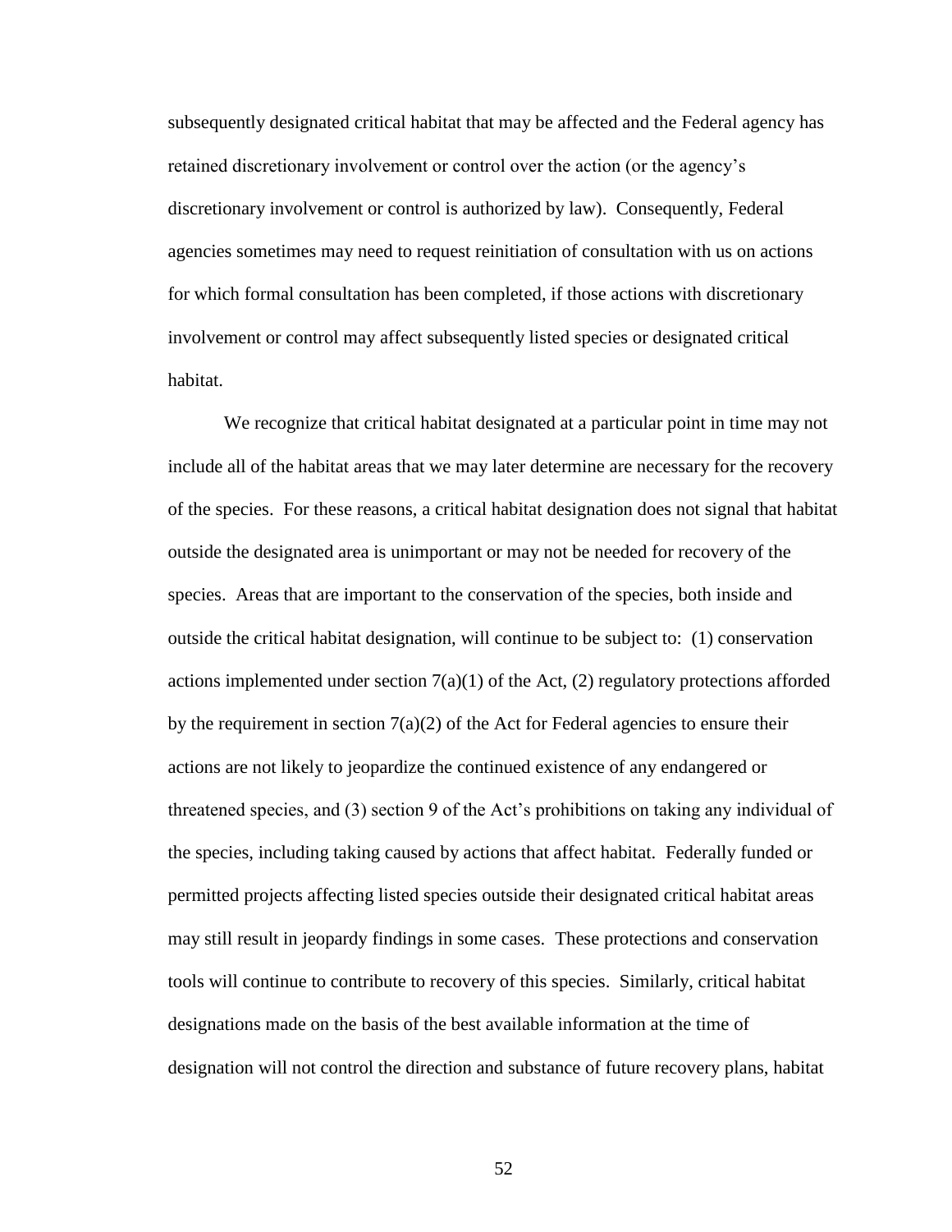subsequently designated critical habitat that may be affected and the Federal agency has retained discretionary involvement or control over the action (or the agency's discretionary involvement or control is authorized by law). Consequently, Federal agencies sometimes may need to request reinitiation of consultation with us on actions for which formal consultation has been completed, if those actions with discretionary involvement or control may affect subsequently listed species or designated critical habitat.

We recognize that critical habitat designated at a particular point in time may not include all of the habitat areas that we may later determine are necessary for the recovery of the species. For these reasons, a critical habitat designation does not signal that habitat outside the designated area is unimportant or may not be needed for recovery of the species. Areas that are important to the conservation of the species, both inside and outside the critical habitat designation, will continue to be subject to: (1) conservation actions implemented under section 7(a)(1) of the Act, (2) regulatory protections afforded by the requirement in section 7(a)(2) of the Act for Federal agencies to ensure their actions are not likely to jeopardize the continued existence of any endangered or threatened species, and (3) section 9 of the Act's prohibitions on taking any individual of the species, including taking caused by actions that affect habitat. Federally funded or permitted projects affecting listed species outside their designated critical habitat areas may still result in jeopardy findings in some cases. These protections and conservation tools will continue to contribute to recovery of this species. Similarly, critical habitat designations made on the basis of the best available information at the time of designation will not control the direction and substance of future recovery plans, habitat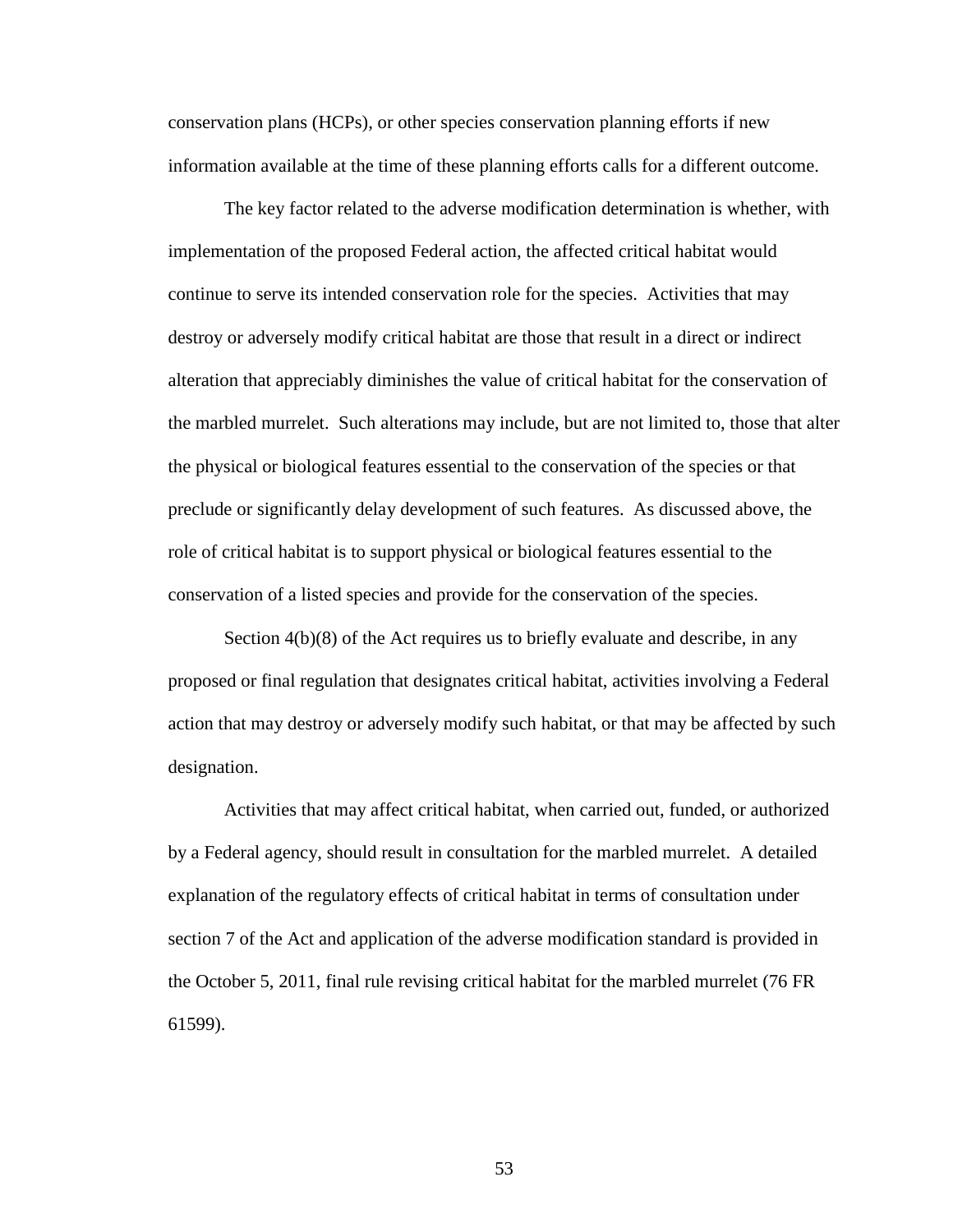conservation plans (HCPs), or other species conservation planning efforts if new information available at the time of these planning efforts calls for a different outcome.

The key factor related to the adverse modification determination is whether, with implementation of the proposed Federal action, the affected critical habitat would continue to serve its intended conservation role for the species. Activities that may destroy or adversely modify critical habitat are those that result in a direct or indirect alteration that appreciably diminishes the value of critical habitat for the conservation of the marbled murrelet. Such alterations may include, but are not limited to, those that alter the physical or biological features essential to the conservation of the species or that preclude or significantly delay development of such features. As discussed above, the role of critical habitat is to support physical or biological features essential to the conservation of a listed species and provide for the conservation of the species.

Section 4(b)(8) of the Act requires us to briefly evaluate and describe, in any proposed or final regulation that designates critical habitat, activities involving a Federal action that may destroy or adversely modify such habitat, or that may be affected by such designation.

Activities that may affect critical habitat, when carried out, funded, or authorized by a Federal agency, should result in consultation for the marbled murrelet. A detailed explanation of the regulatory effects of critical habitat in terms of consultation under section 7 of the Act and application of the adverse modification standard is provided in the October 5, 2011, final rule revising critical habitat for the marbled murrelet (76 FR 61599).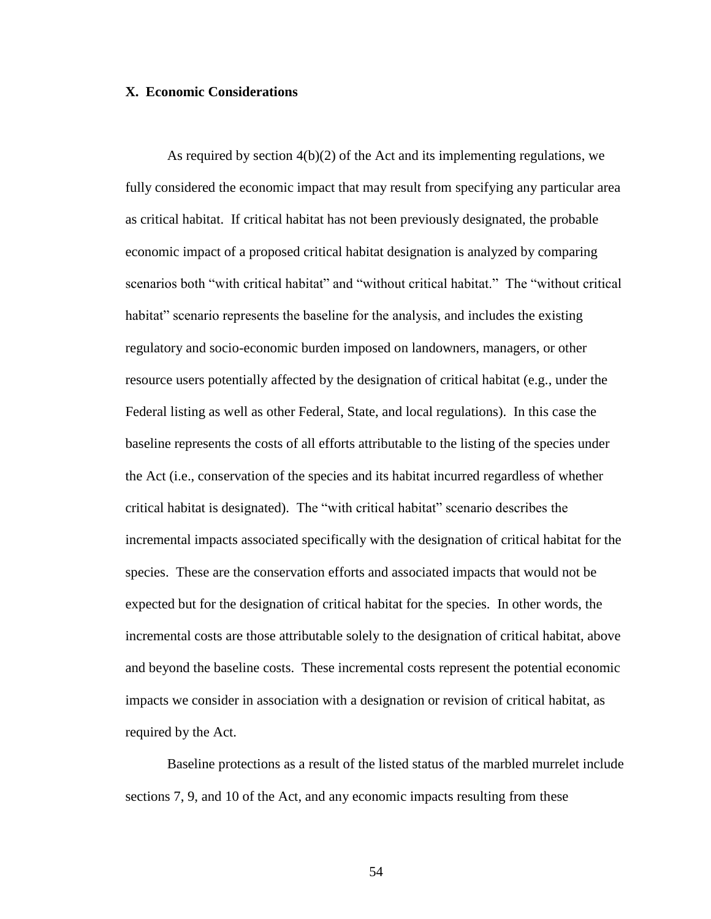## X. Economic Considerations

As required by section 4(b)(2) of the Act and its implementing regulations, we fully considered the economic impact that may result from specifying any particular area as critical habitat. If critical habitat has not been previously designated, the probable economic impact of a proposed critical habitat designation is analyzed by comparing scenarios both "with critical habitat" and "without critical habitat." The "without critical habitat" scenario represents the baseline for the analysis, and includes the existing regulatory and socio-economic burden imposed on landowners, managers, or other resource users potentially affected by the designation of critical habitat (e.g., under the Federal listing as well as other Federal, State, and local regulations). In this case the baseline represents the costs of all efforts attributable to the listing of the species under the Act (i.e., conservation of the species and its habitat incurred regardless of whether critical habitat is designated). The "with critical habitat" scenario describes the incremental impacts associated specifically with the designation of critical habitat for the species. These are the conservation efforts and associated impacts that would not be expected but for the designation of critical habitat for the species. In other words, the incremental costs are those attributable solely to the designation of critical habitat, above and beyond the baseline costs. These incremental costs represent the potential economic impacts we consider in association with a designation or revision of critical habitat, as required by the Act.

Baseline protections as a result of the listed status of the marbled murrelet include sections 7, 9, and 10 of the Act, and any economic impacts resulting from these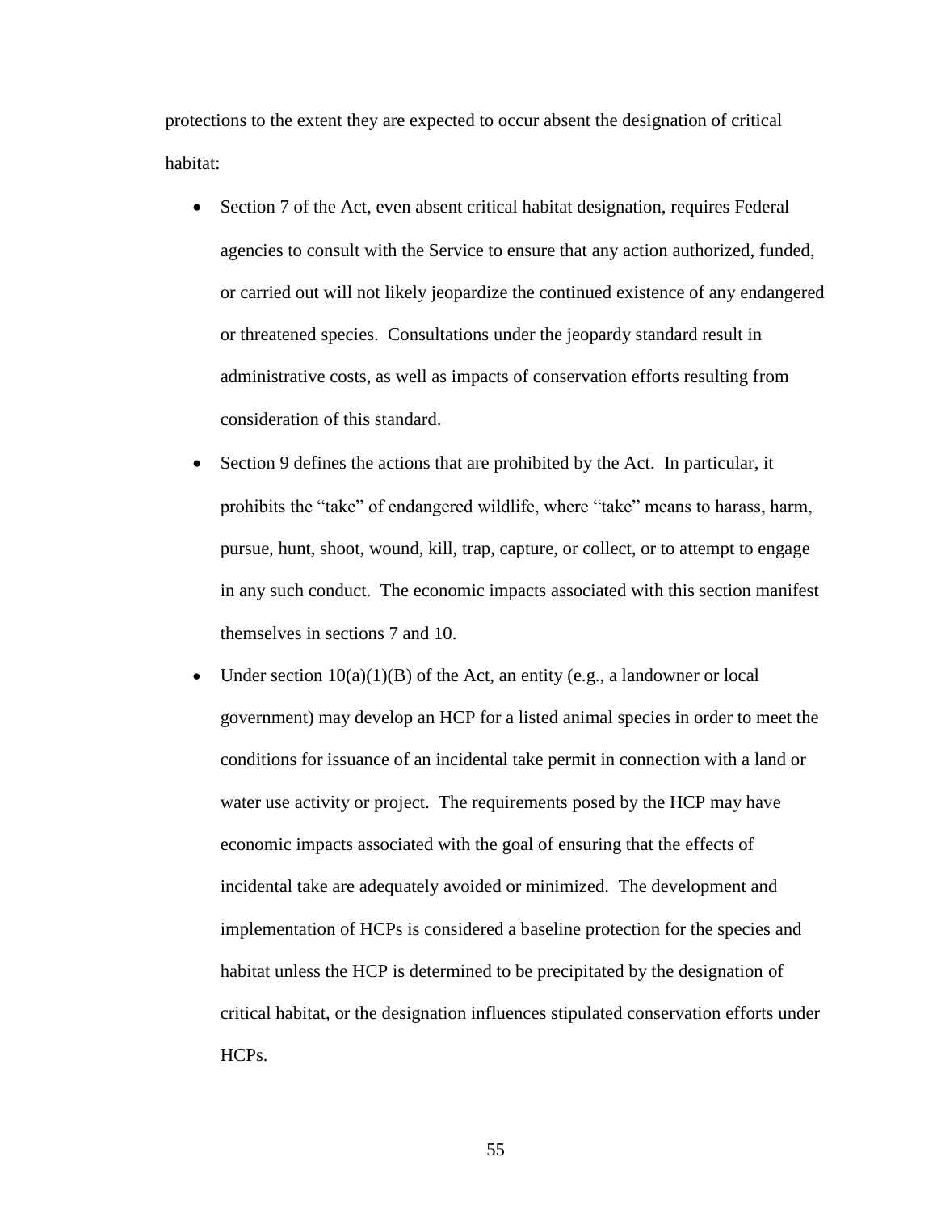protections to the extent they are expected to occur absent the designation of critical habitat:

- Section 7 of the Act, even absent critical habitat designation, requires Federal agencies to consult with the Service to ensure that any action authorized, funded, or carried out will not likely jeopardize the continued existence of any endangered or threatened species. Consultations under the jeopardy standard result in administrative costs, as well as impacts of conservation efforts resulting from consideration of this standard.
- Section 9 defines the actions that are prohibited by the Act. In particular, it prohibits the "take" of endangered wildlife, where "take" means to harass, harm, pursue, hunt, shoot, wound, kill, trap, capture, or collect, or to attempt to engage in any such conduct. The economic impacts associated with this section manifest themselves in sections 7 and 10.
- Under section 10(a)(1)(B) of the Act, an entity (e.g., a landowner or local government) may develop an HCP for a listed animal species in order to meet the conditions for issuance of an incidental take permit in connection with a land or water use activity or project. The requirements posed by the HCP may have economic impacts associated with the goal of ensuring that the effects of incidental take are adequately avoided or minimized. The development and implementation of HCPs is considered a baseline protection for the species and habitat unless the HCP is determined to be precipitated by the designation of critical habitat, or the designation influences stipulated conservation efforts under HCPs.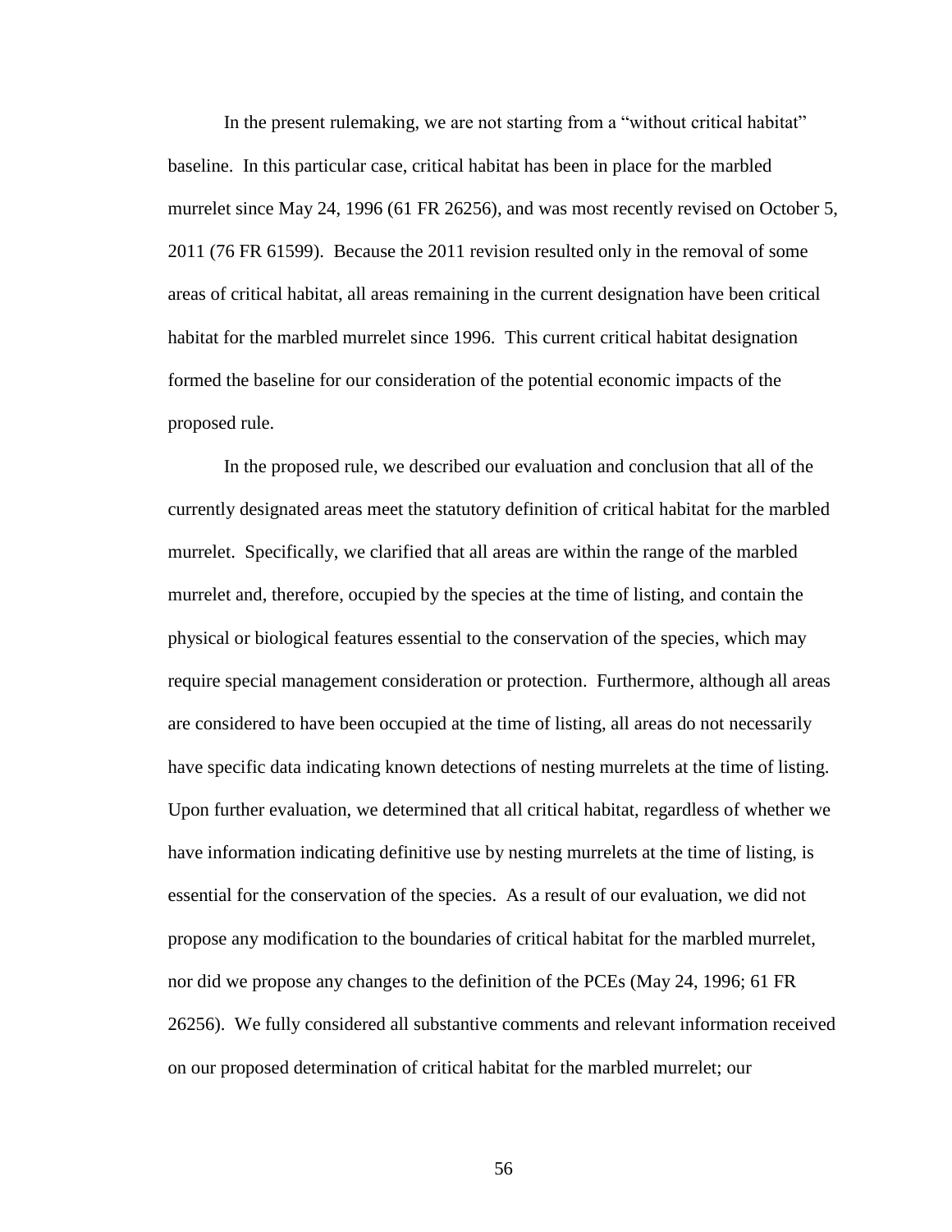In the present rulemaking, we are not starting from a "without critical habitat" baseline. In this particular case, critical habitat has been in place for the marbled murrelet since May 24, 1996 (61 FR 26256), and was most recently revised on October 5, 2011 (76 FR 61599). Because the 2011 revision resulted only in the removal of some areas of critical habitat, all areas remaining in the current designation have been critical habitat for the marbled murrelet since 1996. This current critical habitat designation formed the baseline for our consideration of the potential economic impacts of the proposed rule.

In the proposed rule, we described our evaluation and conclusion that all of the currently designated areas meet the statutory definition of critical habitat for the marbled murrelet. Specifically, we clarified that all areas are within the range of the marbled murrelet and, therefore, occupied by the species at the time of listing, and contain the physical or biological features essential to the conservation of the species, which may require special management consideration or protection. Furthermore, although all areas are considered to have been occupied at the time of listing, all areas do not necessarily have specific data indicating known detections of nesting murrelets at the time of listing. Upon further evaluation, we determined that all critical habitat, regardless of whether we have information indicating definitive use by nesting murrelets at the time of listing, is essential for the conservation of the species. As a result of our evaluation, we did not propose any modification to the boundaries of critical habitat for the marbled murrelet, nor did we propose any changes to the definition of the PCEs (May 24, 1996; 61 FR 26256). We fully considered all substantive comments and relevant information received on our proposed determination of critical habitat for the marbled murrelet; our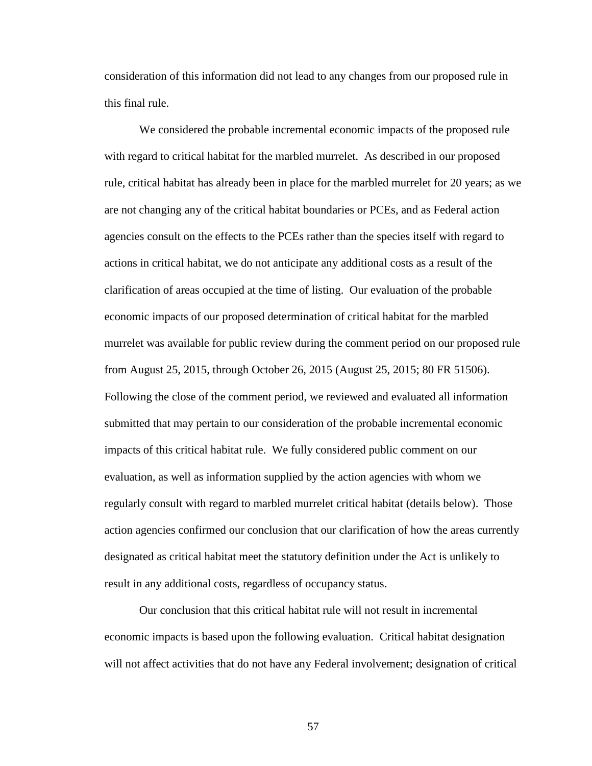consideration of this information did not lead to any changes from our proposed rule in this final rule.

We considered the probable incremental economic impacts of the proposed rule with regard to critical habitat for the marbled murrelet. As described in our proposed rule, critical habitat has already been in place for the marbled murrelet for 20 years; as we are not changing any of the critical habitat boundaries or PCEs, and as Federal action agencies consult on the effects to the PCEs rather than the species itself with regard to actions in critical habitat, we do not anticipate any additional costs as a result of the clarification of areas occupied at the time of listing. Our evaluation of the probable economic impacts of our proposed determination of critical habitat for the marbled murrelet was available for public review during the comment period on our proposed rule from August 25, 2015, through October 26, 2015 (August 25, 2015; 80 FR 51506). Following the close of the comment period, we reviewed and evaluated all information submitted that may pertain to our consideration of the probable incremental economic impacts of this critical habitat rule. We fully considered public comment on our evaluation, as well as information supplied by the action agencies with whom we regularly consult with regard to marbled murrelet critical habitat (details below). Those action agencies confirmed our conclusion that our clarification of how the areas currently designated as critical habitat meet the statutory definition under the Act is unlikely to result in any additional costs, regardless of occupancy status.

Our conclusion that this critical habitat rule will not result in incremental economic impacts is based upon the following evaluation. Critical habitat designation will not affect activities that do not have any Federal involvement; designation of critical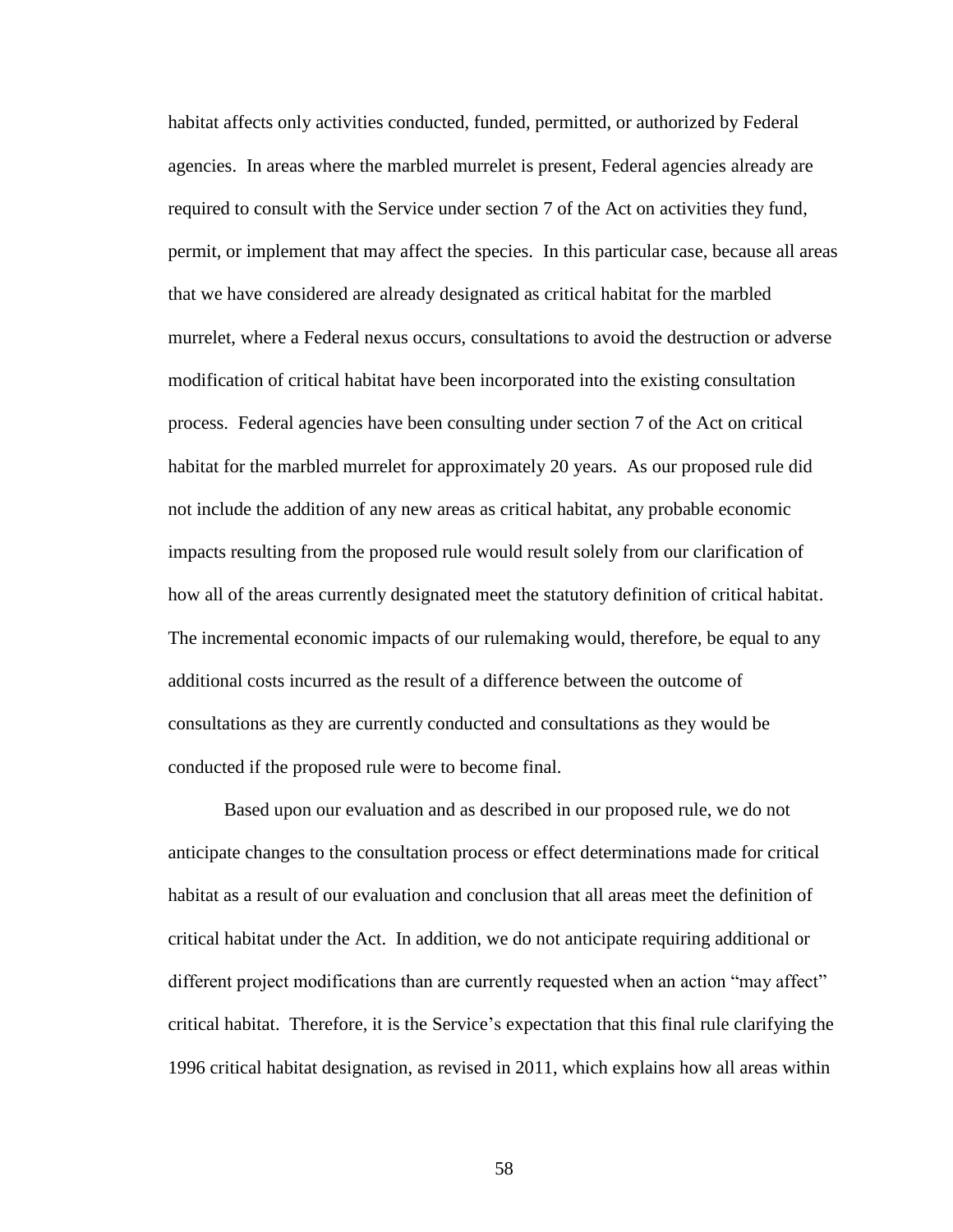habitat affects only activities conducted, funded, permitted, or authorized by Federal agencies. In areas where the marbled murrelet is present, Federal agencies already are required to consult with the Service under section 7 of the Act on activities they fund, permit, or implement that may affect the species. In this particular case, because all areas that we have considered are already designated as critical habitat for the marbled murrelet, where a Federal nexus occurs, consultations to avoid the destruction or adverse modification of critical habitat have been incorporated into the existing consultation process. Federal agencies have been consulting under section 7 of the Act on critical habitat for the marbled murrelet for approximately 20 years. As our proposed rule did not include the addition of any new areas as critical habitat, any probable economic impacts resulting from the proposed rule would result solely from our clarification of how all of the areas currently designated meet the statutory definition of critical habitat. The incremental economic impacts of our rulemaking would, therefore, be equal to any additional costs incurred as the result of a difference between the outcome of consultations as they are currently conducted and consultations as they would be conducted if the proposed rule were to become final.

Based upon our evaluation and as described in our proposed rule, we do not anticipate changes to the consultation process or effect determinations made for critical habitat as a result of our evaluation and conclusion that all areas meet the definition of critical habitat under the Act. In addition, we do not anticipate requiring additional or different project modifications than are currently requested when an action "may affect" critical habitat. Therefore, it is the Service's expectation that this final rule clarifying the 1996 critical habitat designation, as revised in 2011, which explains how all areas within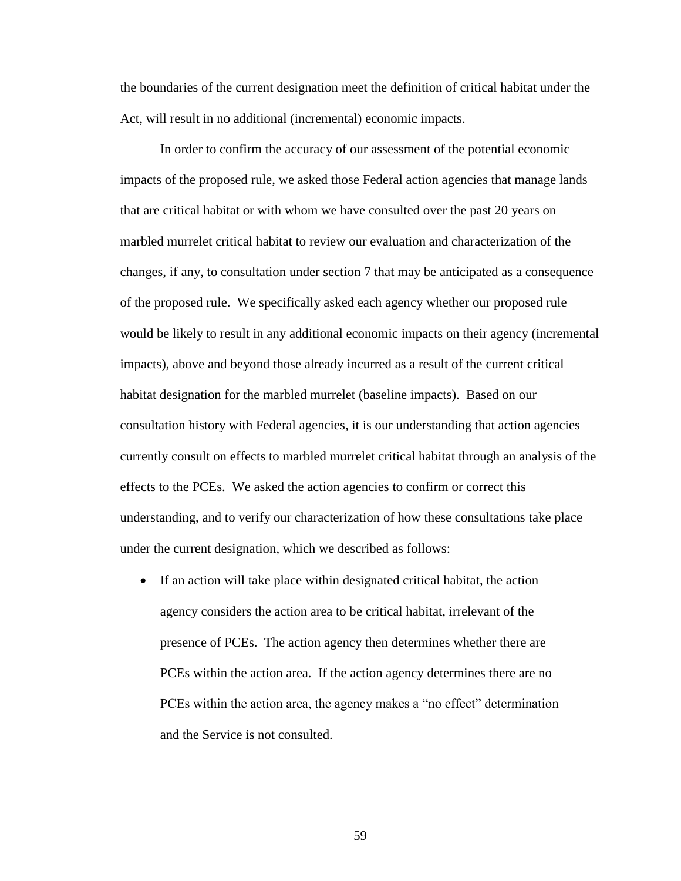the boundaries of the current designation meet the definition of critical habitat under the Act, will result in no additional (incremental) economic impacts.

In order to confirm the accuracy of our assessment of the potential economic impacts of the proposed rule, we asked those Federal action agencies that manage lands that are critical habitat or with whom we have consulted over the past 20 years on marbled murrelet critical habitat to review our evaluation and characterization of the changes, if any, to consultation under section 7 that may be anticipated as a consequence of the proposed rule. We specifically asked each agency whether our proposed rule would be likely to result in any additional economic impacts on their agency (incremental impacts), above and beyond those already incurred as a result of the current critical habitat designation for the marbled murrelet (baseline impacts). Based on our consultation history with Federal agencies, it is our understanding that action agencies currently consult on effects to marbled murrelet critical habitat through an analysis of the effects to the PCEs. We asked the action agencies to confirm or correct this understanding, and to verify our characterization of how these consultations take place under the current designation, which we described as follows:

- If an action will take place within designated critical habitat, the action agency considers the action area to be critical habitat, irrelevant of the presence of PCEs. The action agency then determines whether there are PCEs within the action area. If the action agency determines there are no PCEs within the action area, the agency makes a "no effect" determination and the Service is not consulted.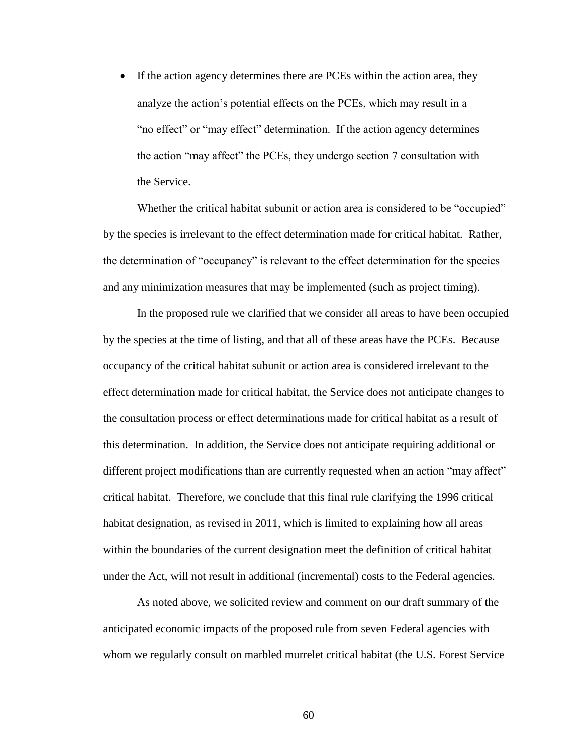- If the action agency determines there are PCEs within the action area, they analyze the action's potential effects on the PCEs, which may result in a "no effect" or "may effect" determination. If the action agency determines the action "may affect" the PCEs, they undergo section 7 consultation with the Service.

Whether the critical habitat subunit or action area is considered to be "occupied" by the species is irrelevant to the effect determination made for critical habitat. Rather, the determination of "occupancy" is relevant to the effect determination for the species and any minimization measures that may be implemented (such as project timing).

In the proposed rule we clarified that we consider all areas to have been occupied by the species at the time of listing, and that all of these areas have the PCEs. Because occupancy of the critical habitat subunit or action area is considered irrelevant to the effect determination made for critical habitat, the Service does not anticipate changes to the consultation process or effect determinations made for critical habitat as a result of this determination. In addition, the Service does not anticipate requiring additional or different project modifications than are currently requested when an action "may affect" critical habitat. Therefore, we conclude that this final rule clarifying the 1996 critical habitat designation, as revised in 2011, which is limited to explaining how all areas within the boundaries of the current designation meet the definition of critical habitat under the Act, will not result in additional (incremental) costs to the Federal agencies.

As noted above, we solicited review and comment on our draft summary of the anticipated economic impacts of the proposed rule from seven Federal agencies with whom we regularly consult on marbled murrelet critical habitat (the U.S. Forest Service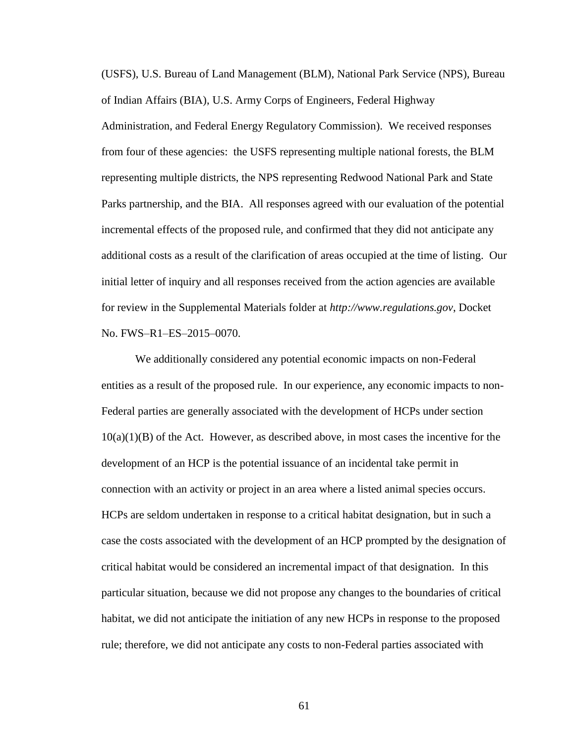(USFS), U.S. Bureau of Land Management (BLM), National Park Service (NPS), Bureau of Indian Affairs (BIA), U.S. Army Corps of Engineers, Federal Highway Administration, and Federal Energy Regulatory Commission). We received responses from four of these agencies: the USFS representing multiple national forests, the BLM representing multiple districts, the NPS representing Redwood National Park and State Parks partnership, and the BIA. All responses agreed with our evaluation of the potential incremental effects of the proposed rule, and confirmed that they did not anticipate any additional costs as a result of the clarification of areas occupied at the time of listing. Our initial letter of inquiry and all responses received from the action agencies are available for review in the Supplemental Materials folder at *http://www.regulations.gov*, Docket No. FWS–R1–ES–2015–0070.

We additionally considered any potential economic impacts on non-Federal entities as a result of the proposed rule. In our experience, any economic impacts to non-Federal parties are generally associated with the development of HCPs under section 10(a)(1)(B) of the Act. However, as described above, in most cases the incentive for the development of an HCP is the potential issuance of an incidental take permit in connection with an activity or project in an area where a listed animal species occurs. HCPs are seldom undertaken in response to a critical habitat designation, but in such a case the costs associated with the development of an HCP prompted by the designation of critical habitat would be considered an incremental impact of that designation. In this particular situation, because we did not propose any changes to the boundaries of critical habitat, we did not anticipate the initiation of any new HCPs in response to the proposed rule; therefore, we did not anticipate any costs to non-Federal parties associated with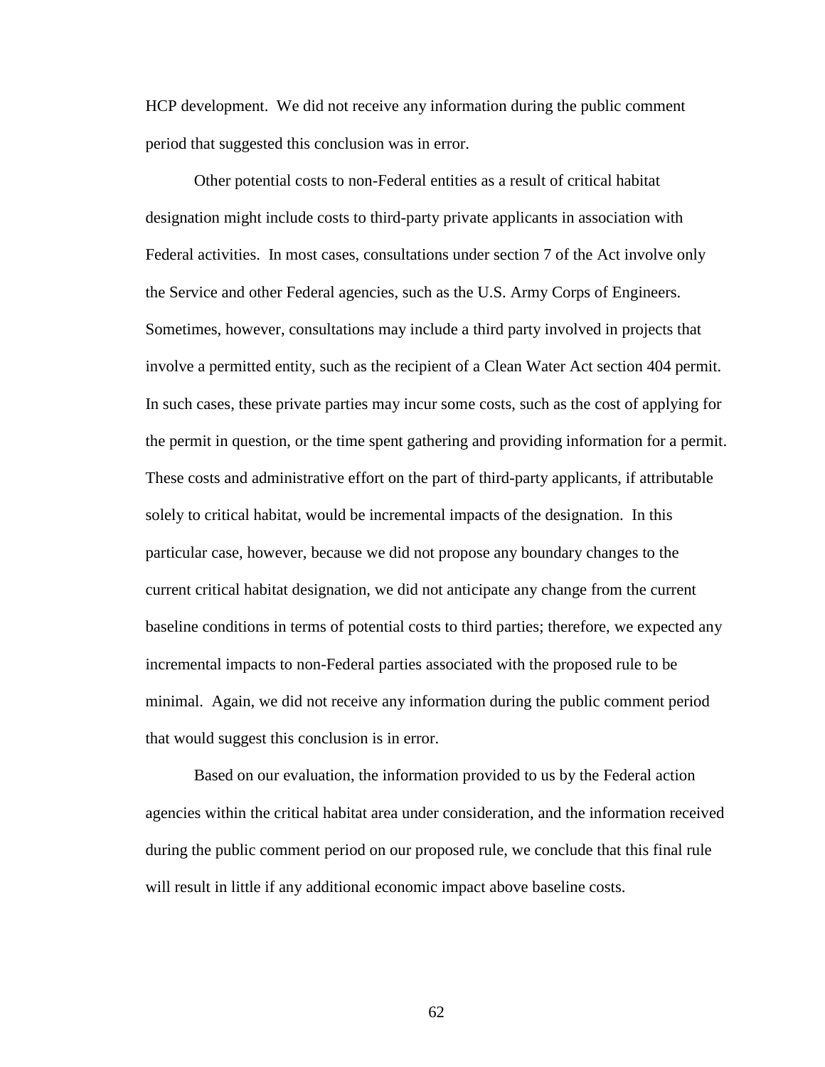HCP development. We did not receive any information during the public comment period that suggested this conclusion was in error.

Other potential costs to non-Federal entities as a result of critical habitat designation might include costs to third-party private applicants in association with Federal activities. In most cases, consultations under section 7 of the Act involve only the Service and other Federal agencies, such as the U.S. Army Corps of Engineers. Sometimes, however, consultations may include a third party involved in projects that involve a permitted entity, such as the recipient of a Clean Water Act section 404 permit. In such cases, these private parties may incur some costs, such as the cost of applying for the permit in question, or the time spent gathering and providing information for a permit. These costs and administrative effort on the part of third-party applicants, if attributable solely to critical habitat, would be incremental impacts of the designation. In this particular case, however, because we did not propose any boundary changes to the current critical habitat designation, we did not anticipate any change from the current baseline conditions in terms of potential costs to third parties; therefore, we expected any incremental impacts to non-Federal parties associated with the proposed rule to be minimal. Again, we did not receive any information during the public comment period that would suggest this conclusion is in error.

Based on our evaluation, the information provided to us by the Federal action agencies within the critical habitat area under consideration, and the information received during the public comment period on our proposed rule, we conclude that this final rule will result in little if any additional economic impact above baseline costs.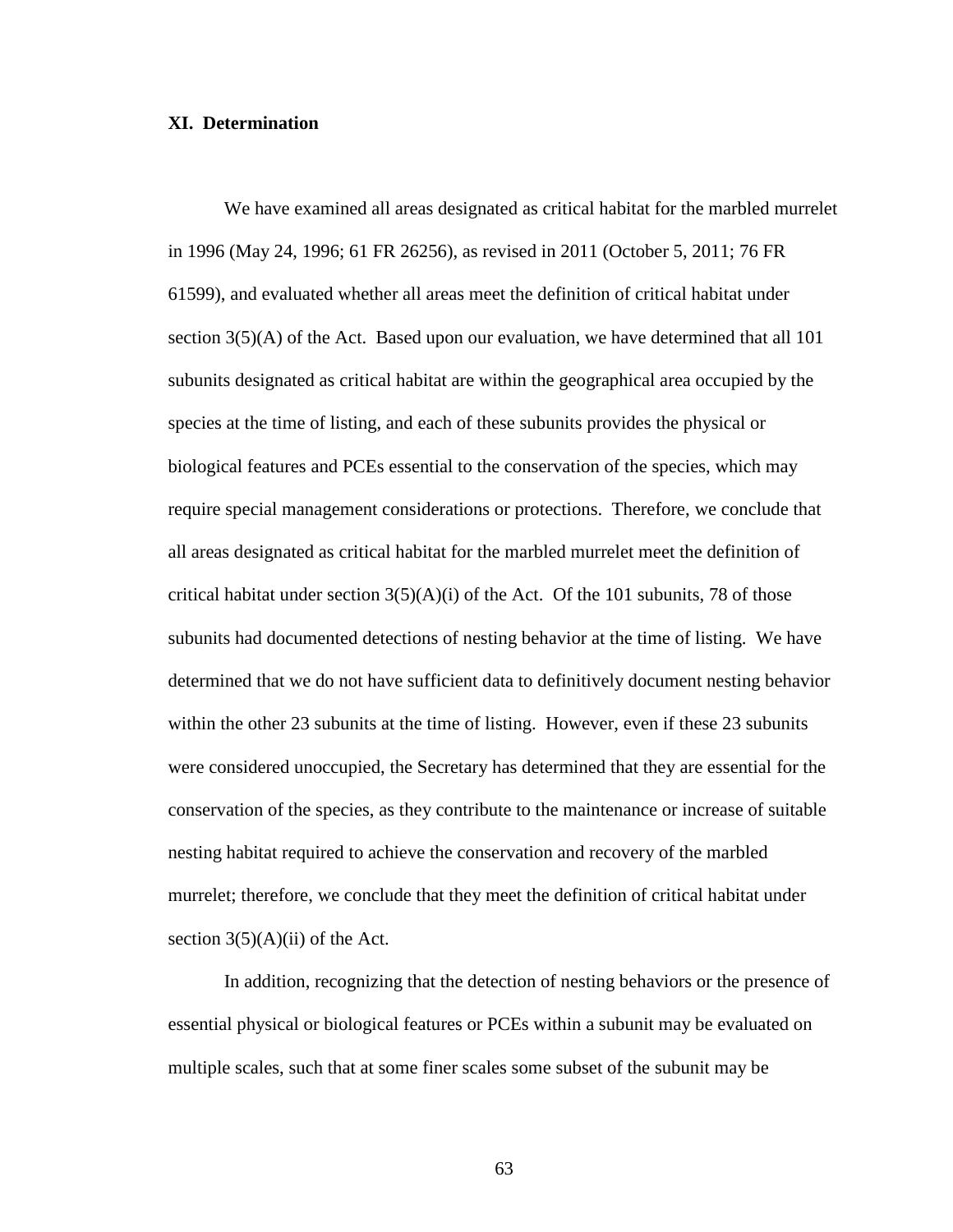## XI. Determination

We have examined all areas designated as critical habitat for the marbled murrelet in 1996 (May 24, 1996; 61 FR 26256), as revised in 2011 (October 5, 2011; 76 FR 61599), and evaluated whether all areas meet the definition of critical habitat under section 3(5)(A) of the Act. Based upon our evaluation, we have determined that all 101 subunits designated as critical habitat are within the geographical area occupied by the species at the time of listing, and each of these subunits provides the physical or biological features and PCEs essential to the conservation of the species, which may require special management considerations or protections. Therefore, we conclude that all areas designated as critical habitat for the marbled murrelet meet the definition of critical habitat under section 3(5)(A)(i) of the Act. Of the 101 subunits, 78 of those subunits had documented detections of nesting behavior at the time of listing. We have determined that we do not have sufficient data to definitively document nesting behavior within the other 23 subunits at the time of listing. However, even if these 23 subunits were considered unoccupied, the Secretary has determined that they are essential for the conservation of the species, as they contribute to the maintenance or increase of suitable nesting habitat required to achieve the conservation and recovery of the marbled murrelet; therefore, we conclude that they meet the definition of critical habitat under section 3(5)(A)(ii) of the Act.

In addition, recognizing that the detection of nesting behaviors or the presence of essential physical or biological features or PCEs within a subunit may be evaluated on multiple scales, such that at some finer scales some subset of the subunit may be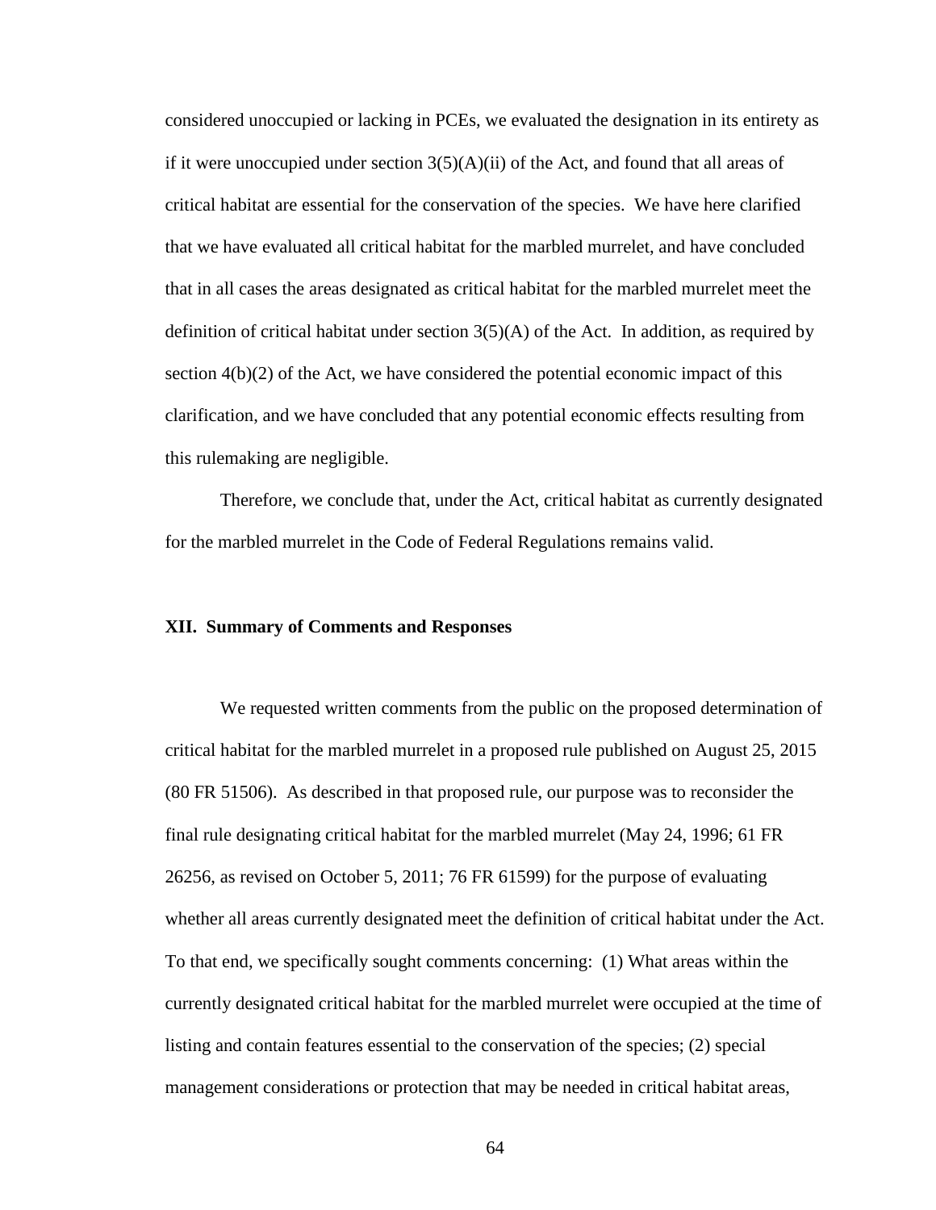considered unoccupied or lacking in PCEs, we evaluated the designation in its entirety as if it were unoccupied under section 3(5)(A)(ii) of the Act, and found that all areas of critical habitat are essential for the conservation of the species. We have here clarified that we have evaluated all critical habitat for the marbled murrelet, and have concluded that in all cases the areas designated as critical habitat for the marbled murrelet meet the definition of critical habitat under section 3(5)(A) of the Act. In addition, as required by section 4(b)(2) of the Act, we have considered the potential economic impact of this clarification, and we have concluded that any potential economic effects resulting from this rulemaking are negligible.

Therefore, we conclude that, under the Act, critical habitat as currently designated for the marbled murrelet in the Code of Federal Regulations remains valid.

## XII. Summary of Comments and Responses

We requested written comments from the public on the proposed determination of critical habitat for the marbled murrelet in a proposed rule published on August 25, 2015 (80 FR 51506). As described in that proposed rule, our purpose was to reconsider the final rule designating critical habitat for the marbled murrelet (May 24, 1996; 61 FR 26256, as revised on October 5, 2011; 76 FR 61599) for the purpose of evaluating whether all areas currently designated meet the definition of critical habitat under the Act. To that end, we specifically sought comments concerning: (1) What areas within the currently designated critical habitat for the marbled murrelet were occupied at the time of listing and contain features essential to the conservation of the species; (2) special management considerations or protection that may be needed in critical habitat areas,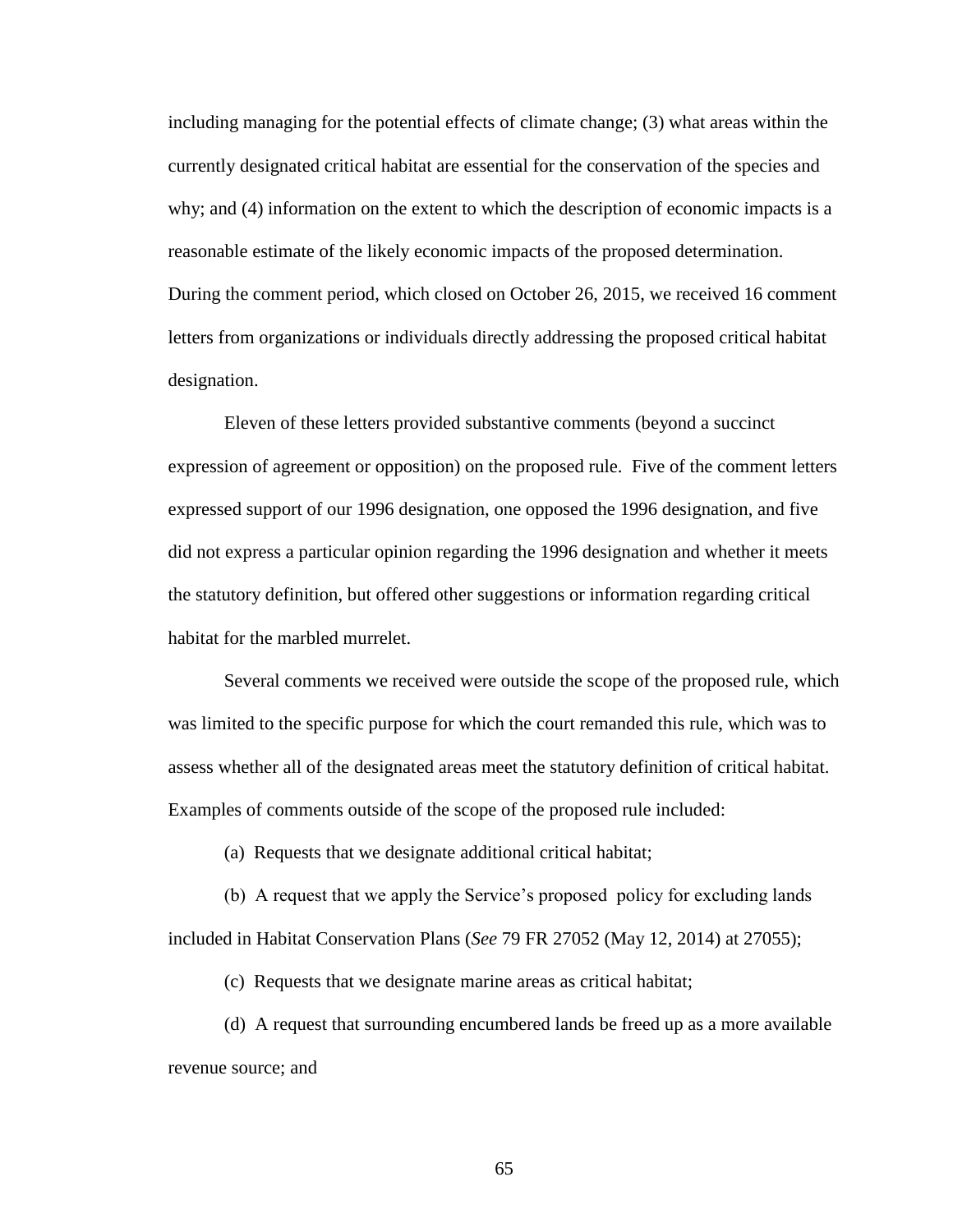including managing for the potential effects of climate change; (3) what areas within the currently designated critical habitat are essential for the conservation of the species and why; and (4) information on the extent to which the description of economic impacts is a reasonable estimate of the likely economic impacts of the proposed determination. During the comment period, which closed on October 26, 2015, we received 16 comment letters from organizations or individuals directly addressing the proposed critical habitat designation.

Eleven of these letters provided substantive comments (beyond a succinct expression of agreement or opposition) on the proposed rule. Five of the comment letters expressed support of our 1996 designation, one opposed the 1996 designation, and five did not express a particular opinion regarding the 1996 designation and whether it meets the statutory definition, but offered other suggestions or information regarding critical habitat for the marbled murrelet.

Several comments we received were outside the scope of the proposed rule, which was limited to the specific purpose for which the court remanded this rule, which was to assess whether all of the designated areas meet the statutory definition of critical habitat. Examples of comments outside of the scope of the proposed rule included:

(a) Requests that we designate additional critical habitat;

(b) A request that we apply the Service's proposed policy for excluding lands included in Habitat Conservation Plans (*See* 79 FR 27052 (May 12, 2014) at 27055);

(c) Requests that we designate marine areas as critical habitat;

(d) A request that surrounding encumbered lands be freed up as a more available revenue source; and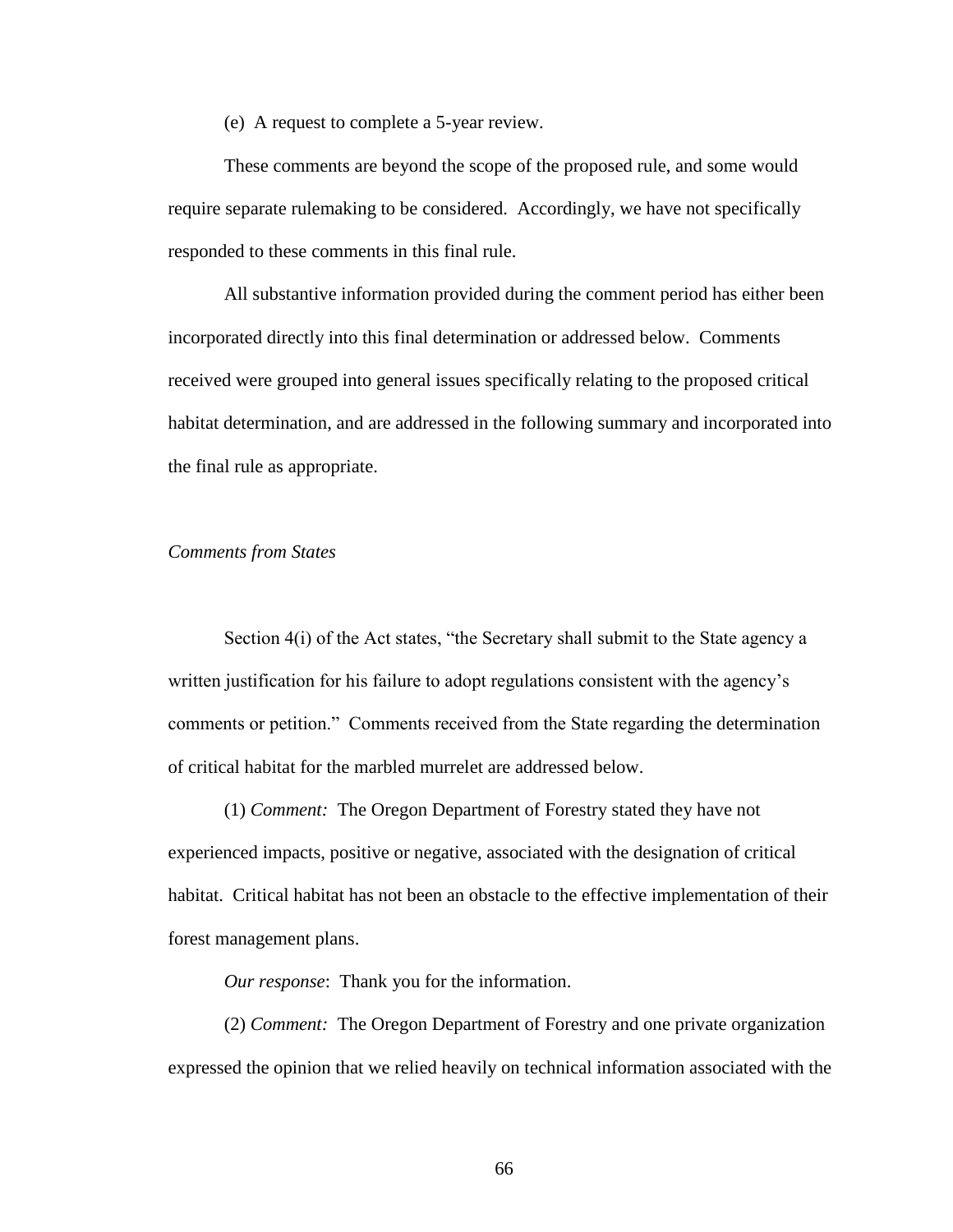(e) A request to complete a 5-year review.

These comments are beyond the scope of the proposed rule, and some would require separate rulemaking to be considered. Accordingly, we have not specifically responded to these comments in this final rule.

All substantive information provided during the comment period has either been incorporated directly into this final determination or addressed below. Comments received were grouped into general issues specifically relating to the proposed critical habitat determination, and are addressed in the following summary and incorporated into the final rule as appropriate.

*Comments from States*

Section 4(i) of the Act states, "the Secretary shall submit to the State agency a written justification for his failure to adopt regulations consistent with the agency's comments or petition." Comments received from the State regarding the determination of critical habitat for the marbled murrelet are addressed below.

(1) *Comment:* The Oregon Department of Forestry stated they have not experienced impacts, positive or negative, associated with the designation of critical habitat. Critical habitat has not been an obstacle to the effective implementation of their forest management plans.

*Our response*: Thank you for the information.

(2) *Comment:* The Oregon Department of Forestry and one private organization expressed the opinion that we relied heavily on technical information associated with the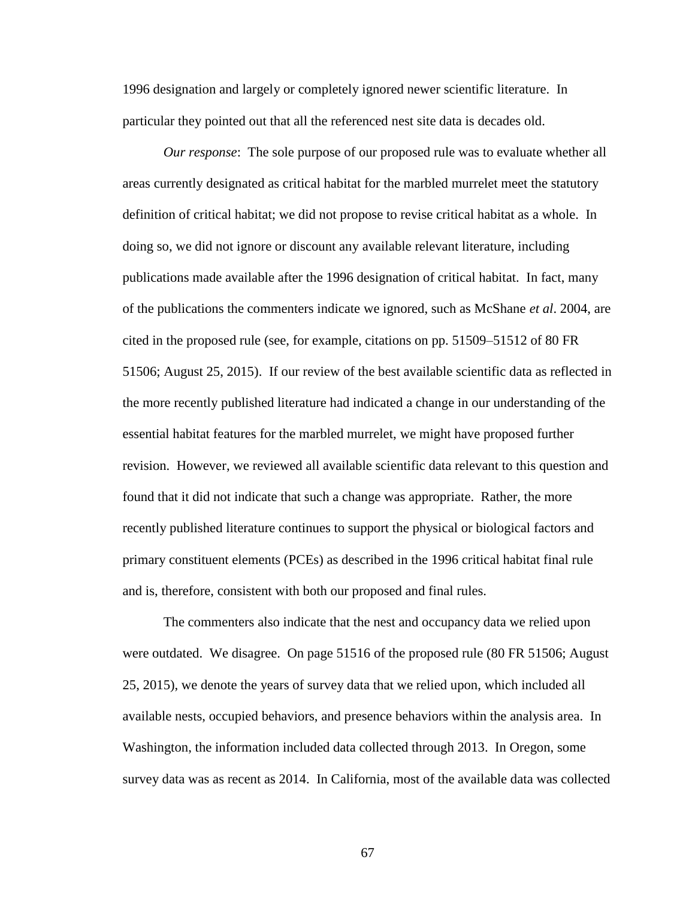1996 designation and largely or completely ignored newer scientific literature. In particular they pointed out that all the referenced nest site data is decades old.

*Our response*: The sole purpose of our proposed rule was to evaluate whether all areas currently designated as critical habitat for the marbled murrelet meet the statutory definition of critical habitat; we did not propose to revise critical habitat as a whole. In doing so, we did not ignore or discount any available relevant literature, including publications made available after the 1996 designation of critical habitat. In fact, many of the publications the commenters indicate we ignored, such as McShane *et al*. 2004, are cited in the proposed rule (see, for example, citations on pp. 51509–51512 of 80 FR 51506; August 25, 2015). If our review of the best available scientific data as reflected in the more recently published literature had indicated a change in our understanding of the essential habitat features for the marbled murrelet, we might have proposed further revision. However, we reviewed all available scientific data relevant to this question and found that it did not indicate that such a change was appropriate. Rather, the more recently published literature continues to support the physical or biological factors and primary constituent elements (PCEs) as described in the 1996 critical habitat final rule and is, therefore, consistent with both our proposed and final rules.

The commenters also indicate that the nest and occupancy data we relied upon were outdated. We disagree. On page 51516 of the proposed rule (80 FR 51506; August 25, 2015), we denote the years of survey data that we relied upon, which included all available nests, occupied behaviors, and presence behaviors within the analysis area. In Washington, the information included data collected through 2013. In Oregon, some survey data was as recent as 2014. In California, most of the available data was collected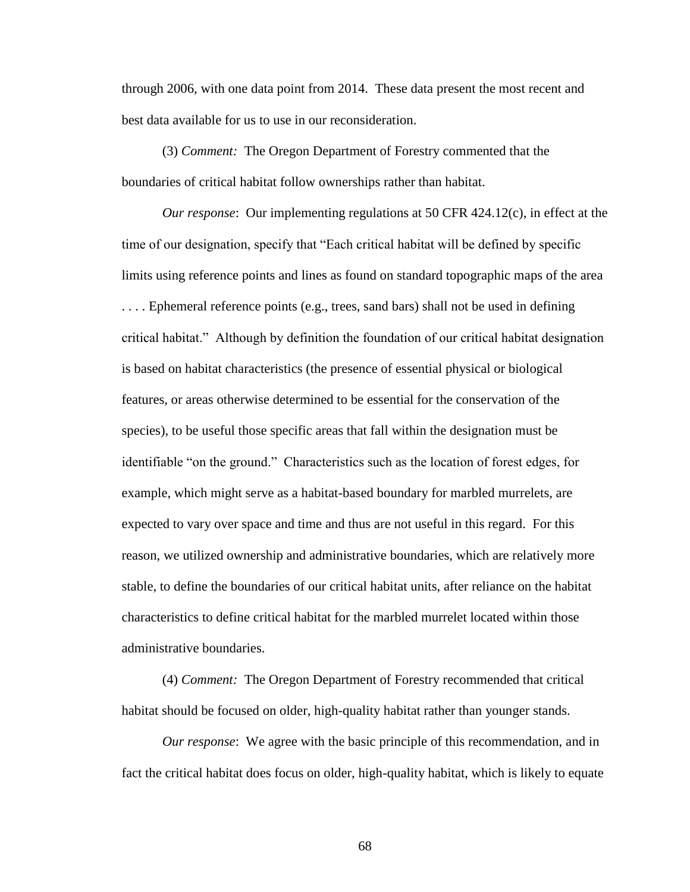through 2006, with one data point from 2014. These data present the most recent and best data available for us to use in our reconsideration.

(3) *Comment:* The Oregon Department of Forestry commented that the boundaries of critical habitat follow ownerships rather than habitat.

*Our response*: Our implementing regulations at 50 CFR 424.12(c), in effect at the time of our designation, specify that "Each critical habitat will be defined by specific limits using reference points and lines as found on standard topographic maps of the area . . . . Ephemeral reference points (e.g., trees, sand bars) shall not be used in defining critical habitat." Although by definition the foundation of our critical habitat designation is based on habitat characteristics (the presence of essential physical or biological features, or areas otherwise determined to be essential for the conservation of the species), to be useful those specific areas that fall within the designation must be identifiable "on the ground." Characteristics such as the location of forest edges, for example, which might serve as a habitat-based boundary for marbled murrelets, are expected to vary over space and time and thus are not useful in this regard. For this reason, we utilized ownership and administrative boundaries, which are relatively more stable, to define the boundaries of our critical habitat units, after reliance on the habitat characteristics to define critical habitat for the marbled murrelet located within those administrative boundaries.

(4) *Comment:* The Oregon Department of Forestry recommended that critical habitat should be focused on older, high-quality habitat rather than younger stands.

*Our response*: We agree with the basic principle of this recommendation, and in fact the critical habitat does focus on older, high-quality habitat, which is likely to equate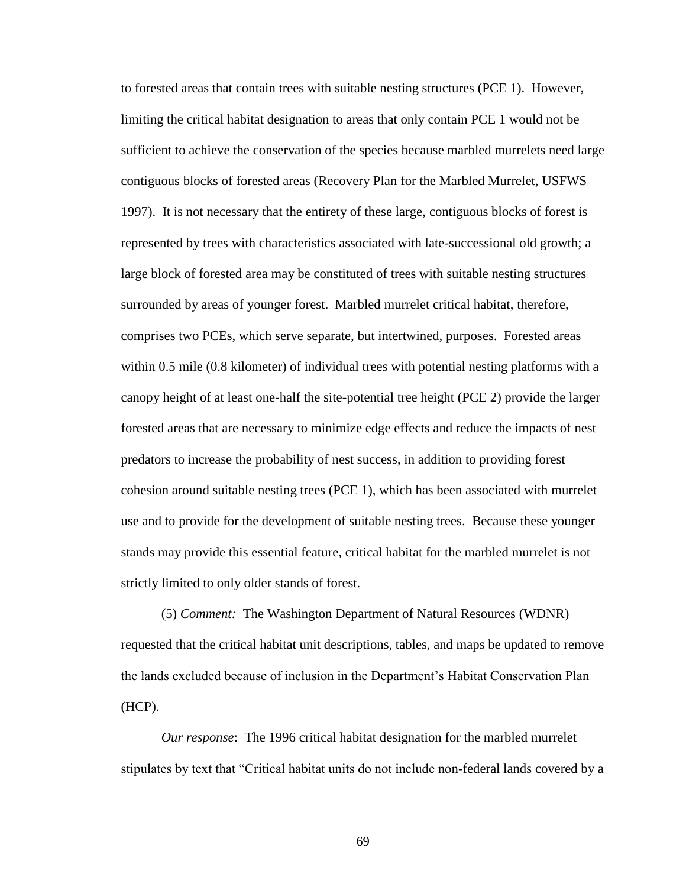to forested areas that contain trees with suitable nesting structures (PCE 1). However, limiting the critical habitat designation to areas that only contain PCE 1 would not be sufficient to achieve the conservation of the species because marbled murrelets need large contiguous blocks of forested areas (Recovery Plan for the Marbled Murrelet, USFWS 1997). It is not necessary that the entirety of these large, contiguous blocks of forest is represented by trees with characteristics associated with late-successional old growth; a large block of forested area may be constituted of trees with suitable nesting structures surrounded by areas of younger forest. Marbled murrelet critical habitat, therefore, comprises two PCEs, which serve separate, but intertwined, purposes. Forested areas within 0.5 mile (0.8 kilometer) of individual trees with potential nesting platforms with a canopy height of at least one-half the site-potential tree height (PCE 2) provide the larger forested areas that are necessary to minimize edge effects and reduce the impacts of nest predators to increase the probability of nest success, in addition to providing forest cohesion around suitable nesting trees (PCE 1), which has been associated with murrelet use and to provide for the development of suitable nesting trees. Because these younger stands may provide this essential feature, critical habitat for the marbled murrelet is not strictly limited to only older stands of forest.

(5) *Comment:* The Washington Department of Natural Resources (WDNR) requested that the critical habitat unit descriptions, tables, and maps be updated to remove the lands excluded because of inclusion in the Department's Habitat Conservation Plan (HCP).

*Our response*: The 1996 critical habitat designation for the marbled murrelet stipulates by text that "Critical habitat units do not include non-federal lands covered by a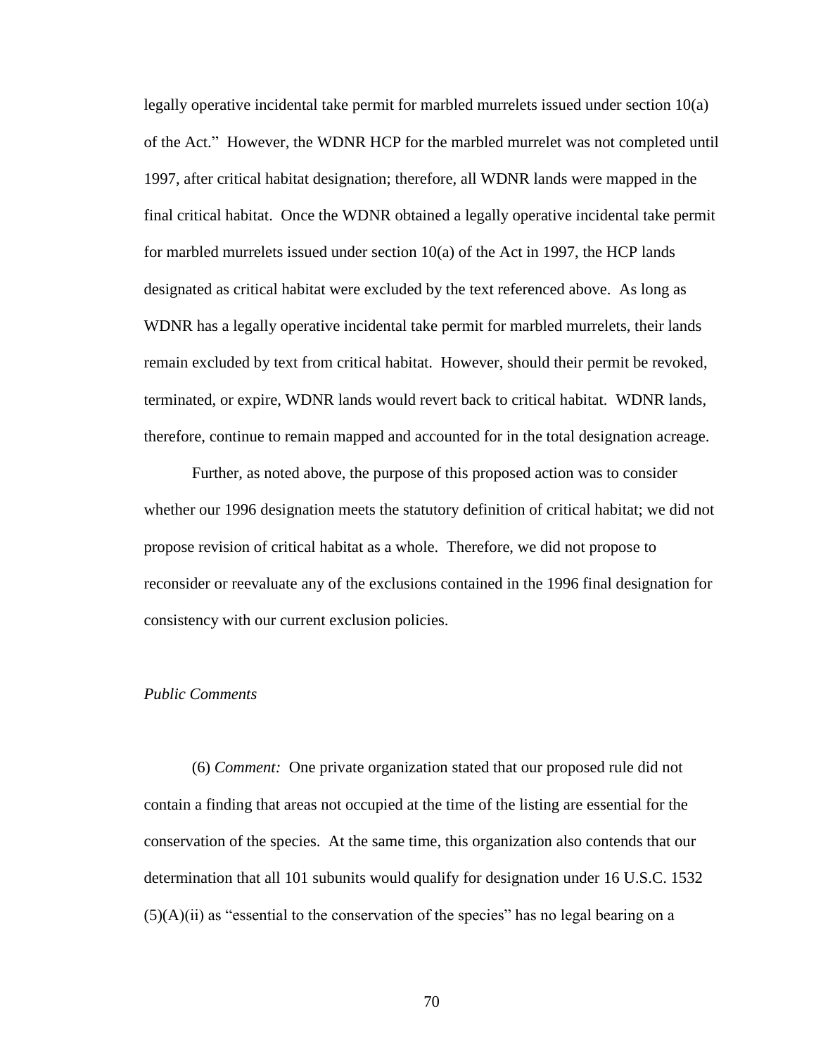legally operative incidental take permit for marbled murrelets issued under section 10(a) of the Act." However, the WDNR HCP for the marbled murrelet was not completed until 1997, after critical habitat designation; therefore, all WDNR lands were mapped in the final critical habitat. Once the WDNR obtained a legally operative incidental take permit for marbled murrelets issued under section 10(a) of the Act in 1997, the HCP lands designated as critical habitat were excluded by the text referenced above. As long as WDNR has a legally operative incidental take permit for marbled murrelets, their lands remain excluded by text from critical habitat. However, should their permit be revoked, terminated, or expire, WDNR lands would revert back to critical habitat. WDNR lands, therefore, continue to remain mapped and accounted for in the total designation acreage.

Further, as noted above, the purpose of this proposed action was to consider whether our 1996 designation meets the statutory definition of critical habitat; we did not propose revision of critical habitat as a whole. Therefore, we did not propose to reconsider or reevaluate any of the exclusions contained in the 1996 final designation for consistency with our current exclusion policies.

*Public Comments*

(6) *Comment:* One private organization stated that our proposed rule did not contain a finding that areas not occupied at the time of the listing are essential for the conservation of the species. At the same time, this organization also contends that our determination that all 101 subunits would qualify for designation under 16 U.S.C. 1532 (5)(A)(ii) as "essential to the conservation of the species" has no legal bearing on a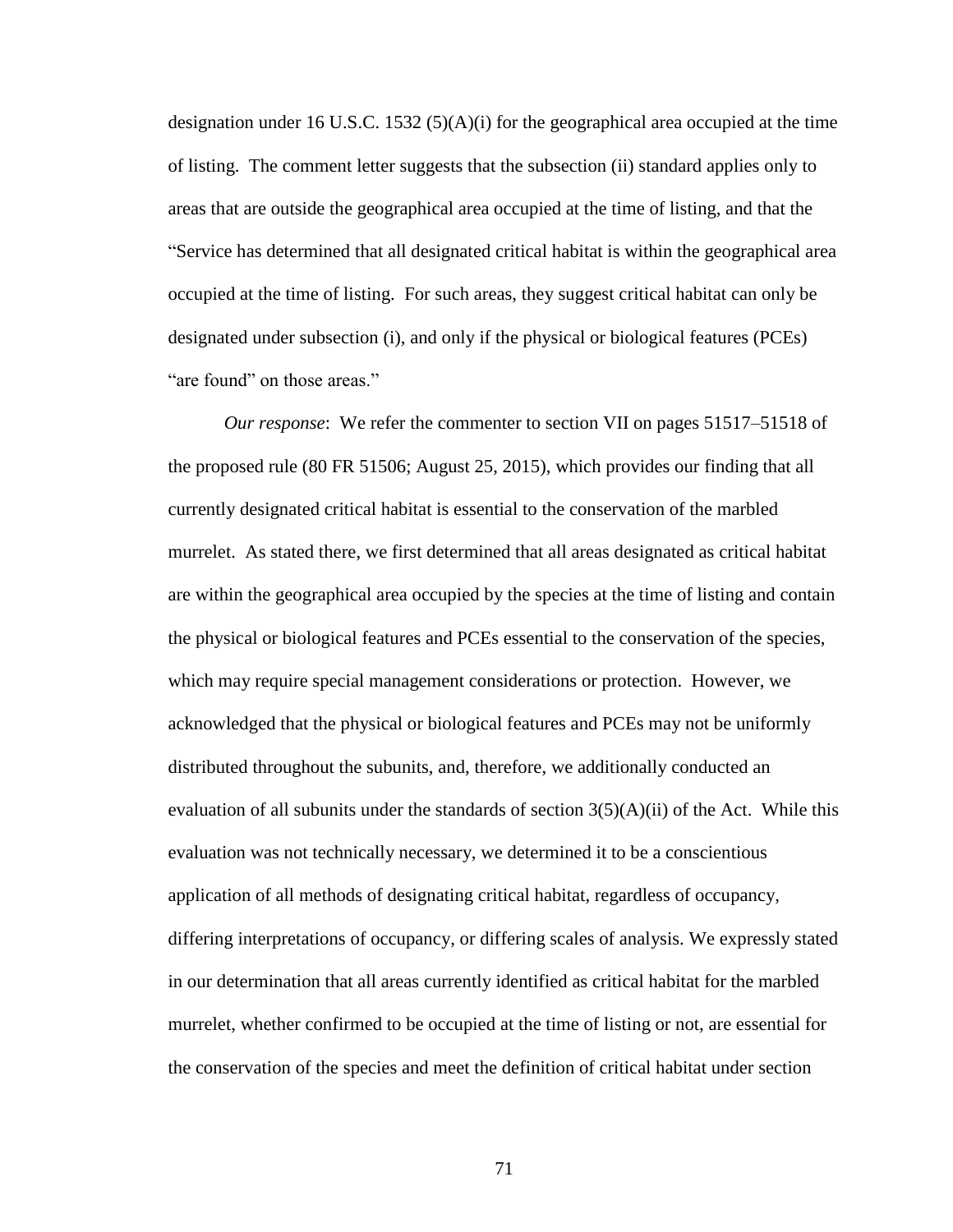designation under 16 U.S.C. 1532 (5)(A)(i) for the geographical area occupied at the time of listing. The comment letter suggests that the subsection (ii) standard applies only to areas that are outside the geographical area occupied at the time of listing, and that the "Service has determined that all designated critical habitat is within the geographical area occupied at the time of listing. For such areas, they suggest critical habitat can only be designated under subsection (i), and only if the physical or biological features (PCEs) "are found" on those areas."

*Our response*: We refer the commenter to section VII on pages 51517–51518 of the proposed rule (80 FR 51506; August 25, 2015), which provides our finding that all currently designated critical habitat is essential to the conservation of the marbled murrelet. As stated there, we first determined that all areas designated as critical habitat are within the geographical area occupied by the species at the time of listing and contain the physical or biological features and PCEs essential to the conservation of the species, which may require special management considerations or protection. However, we acknowledged that the physical or biological features and PCEs may not be uniformly distributed throughout the subunits, and, therefore, we additionally conducted an evaluation of all subunits under the standards of section 3(5)(A)(ii) of the Act. While this evaluation was not technically necessary, we determined it to be a conscientious application of all methods of designating critical habitat, regardless of occupancy, differing interpretations of occupancy, or differing scales of analysis. We expressly stated in our determination that all areas currently identified as critical habitat for the marbled murrelet, whether confirmed to be occupied at the time of listing or not, are essential for the conservation of the species and meet the definition of critical habitat under section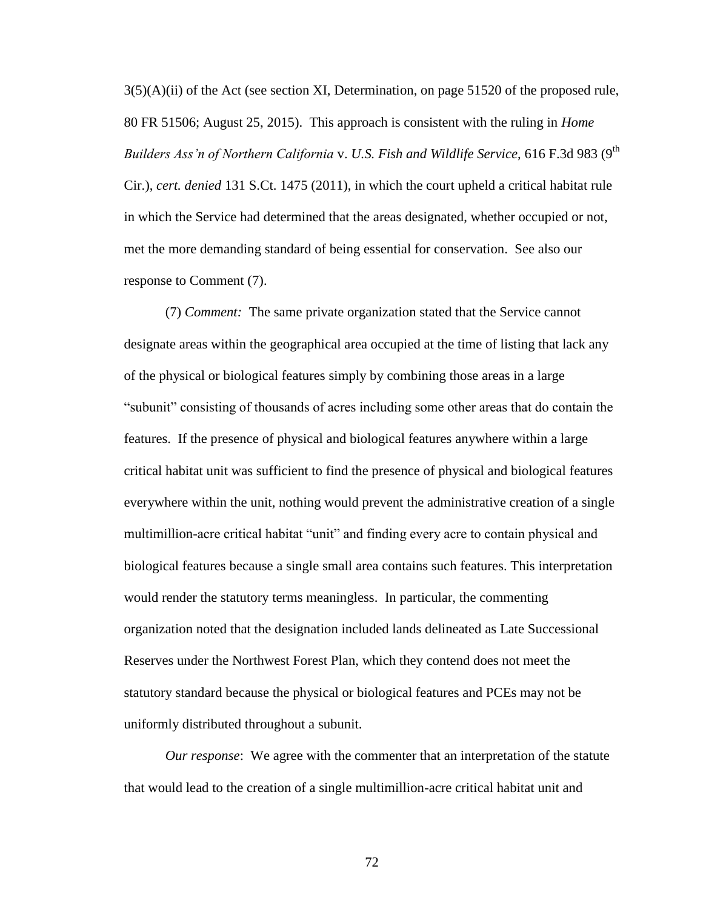3(5)(A)(ii) of the Act (see section XI, Determination, on page 51520 of the proposed rule, 80 FR 51506; August 25, 2015). This approach is consistent with the ruling in *Home Builders Ass'n of Northern California* v. *U.S. Fish and Wildlife Service*, 616 F.3d 983 (9th Cir.), *cert. denied* 131 S.Ct. 1475 (2011), in which the court upheld a critical habitat rule in which the Service had determined that the areas designated, whether occupied or not, met the more demanding standard of being essential for conservation. See also our response to Comment (7).

(7) *Comment:* The same private organization stated that the Service cannot designate areas within the geographical area occupied at the time of listing that lack any of the physical or biological features simply by combining those areas in a large "subunit" consisting of thousands of acres including some other areas that do contain the features. If the presence of physical and biological features anywhere within a large critical habitat unit was sufficient to find the presence of physical and biological features everywhere within the unit, nothing would prevent the administrative creation of a single multimillion-acre critical habitat "unit" and finding every acre to contain physical and biological features because a single small area contains such features. This interpretation would render the statutory terms meaningless. In particular, the commenting organization noted that the designation included lands delineated as Late Successional Reserves under the Northwest Forest Plan, which they contend does not meet the statutory standard because the physical or biological features and PCEs may not be uniformly distributed throughout a subunit.

*Our response*: We agree with the commenter that an interpretation of the statute that would lead to the creation of a single multimillion-acre critical habitat unit and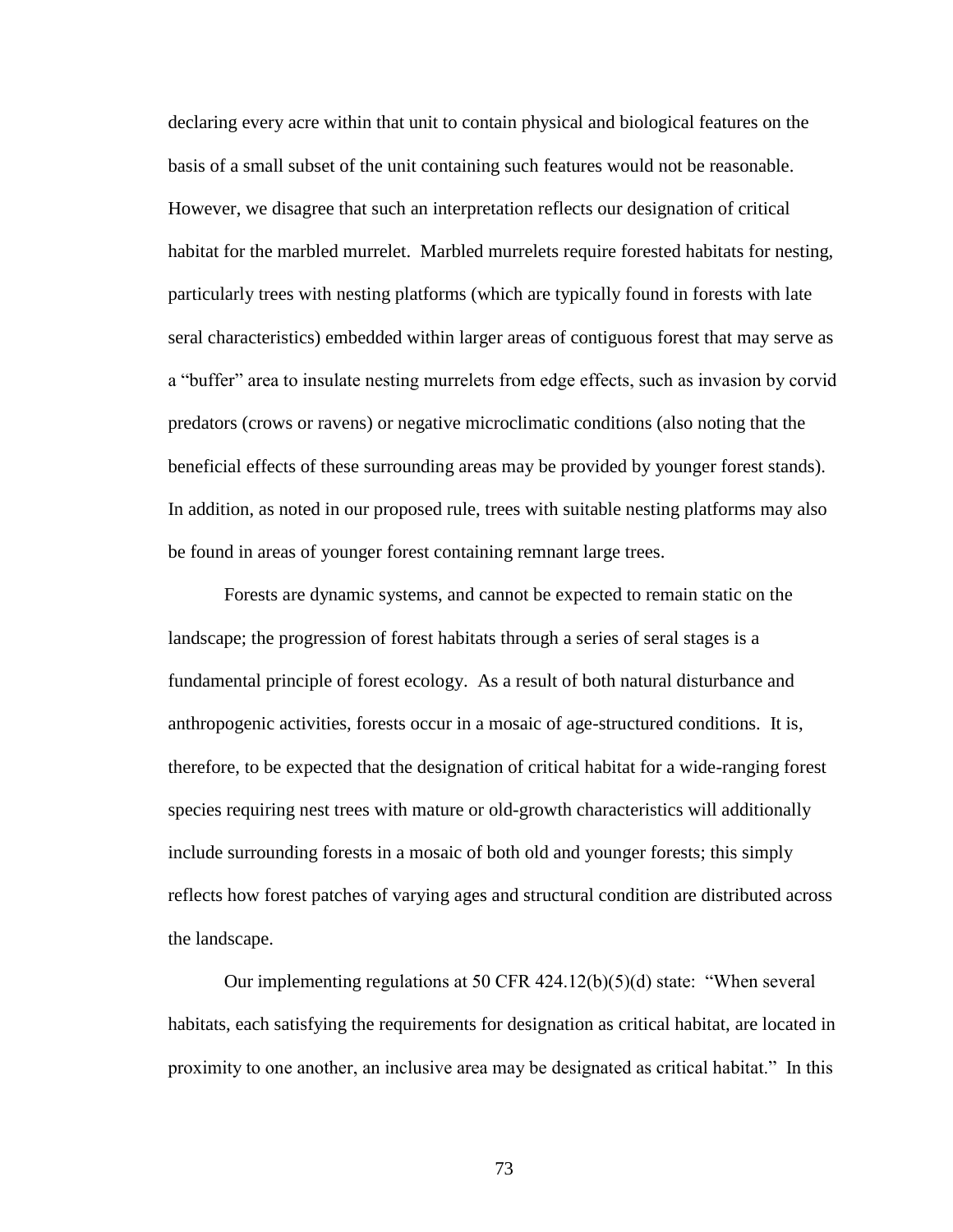declaring every acre within that unit to contain physical and biological features on the basis of a small subset of the unit containing such features would not be reasonable. However, we disagree that such an interpretation reflects our designation of critical habitat for the marbled murrelet. Marbled murrelets require forested habitats for nesting, particularly trees with nesting platforms (which are typically found in forests with late seral characteristics) embedded within larger areas of contiguous forest that may serve as a "buffer" area to insulate nesting murrelets from edge effects, such as invasion by corvid predators (crows or ravens) or negative microclimatic conditions (also noting that the beneficial effects of these surrounding areas may be provided by younger forest stands). In addition, as noted in our proposed rule, trees with suitable nesting platforms may also be found in areas of younger forest containing remnant large trees.

Forests are dynamic systems, and cannot be expected to remain static on the landscape; the progression of forest habitats through a series of seral stages is a fundamental principle of forest ecology. As a result of both natural disturbance and anthropogenic activities, forests occur in a mosaic of age-structured conditions. It is, therefore, to be expected that the designation of critical habitat for a wide-ranging forest species requiring nest trees with mature or old-growth characteristics will additionally include surrounding forests in a mosaic of both old and younger forests; this simply reflects how forest patches of varying ages and structural condition are distributed across the landscape.

Our implementing regulations at 50 CFR 424.12(b)(5)(d) state: "When several habitats, each satisfying the requirements for designation as critical habitat, are located in proximity to one another, an inclusive area may be designated as critical habitat." In this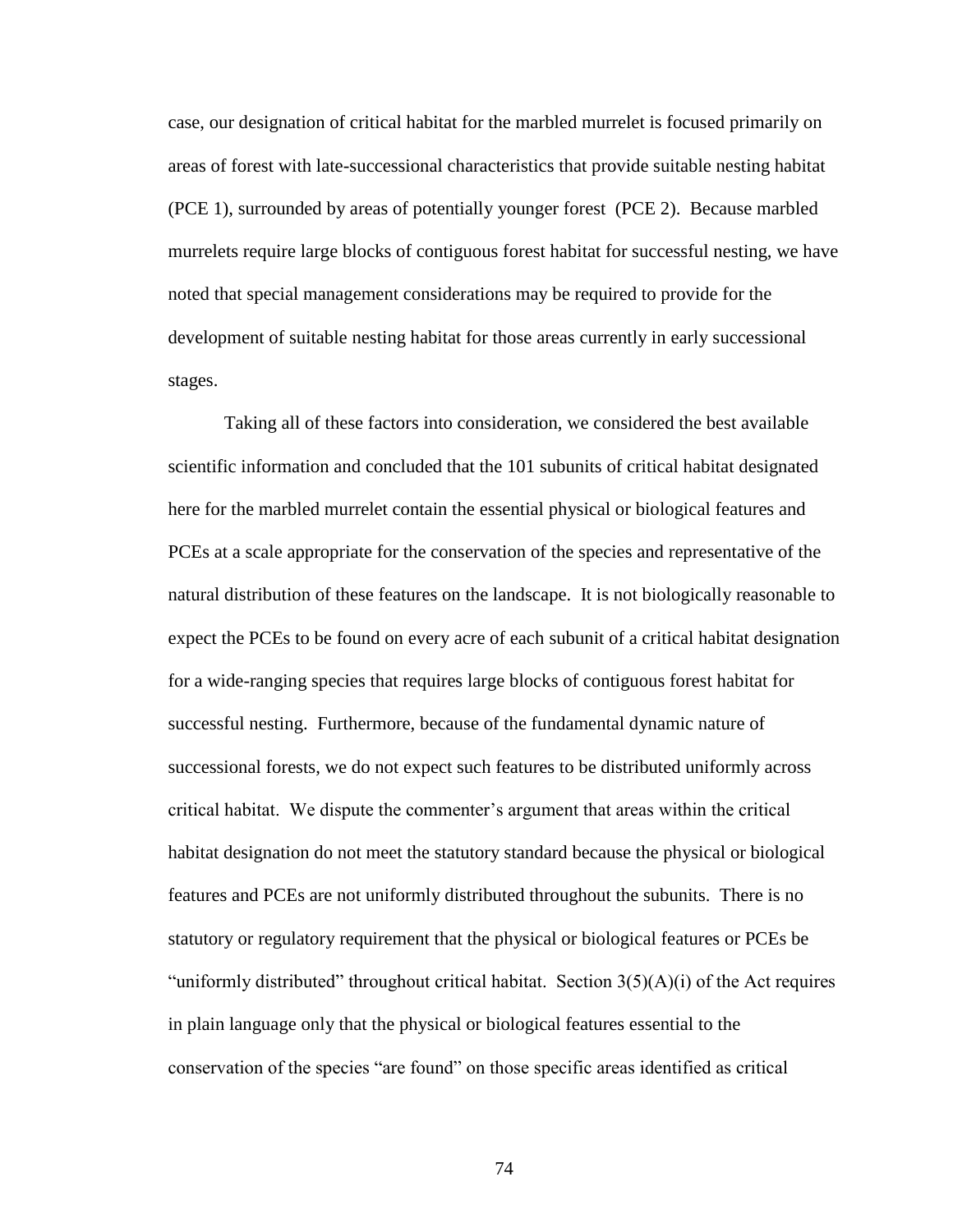case, our designation of critical habitat for the marbled murrelet is focused primarily on areas of forest with late-successional characteristics that provide suitable nesting habitat (PCE 1), surrounded by areas of potentially younger forest (PCE 2). Because marbled murrelets require large blocks of contiguous forest habitat for successful nesting, we have noted that special management considerations may be required to provide for the development of suitable nesting habitat for those areas currently in early successional stages.

Taking all of these factors into consideration, we considered the best available scientific information and concluded that the 101 subunits of critical habitat designated here for the marbled murrelet contain the essential physical or biological features and PCEs at a scale appropriate for the conservation of the species and representative of the natural distribution of these features on the landscape. It is not biologically reasonable to expect the PCEs to be found on every acre of each subunit of a critical habitat designation for a wide-ranging species that requires large blocks of contiguous forest habitat for successful nesting. Furthermore, because of the fundamental dynamic nature of successional forests, we do not expect such features to be distributed uniformly across critical habitat. We dispute the commenter's argument that areas within the critical habitat designation do not meet the statutory standard because the physical or biological features and PCEs are not uniformly distributed throughout the subunits. There is no statutory or regulatory requirement that the physical or biological features or PCEs be "uniformly distributed" throughout critical habitat. Section 3(5)(A)(i) of the Act requires in plain language only that the physical or biological features essential to the conservation of the species "are found" on those specific areas identified as critical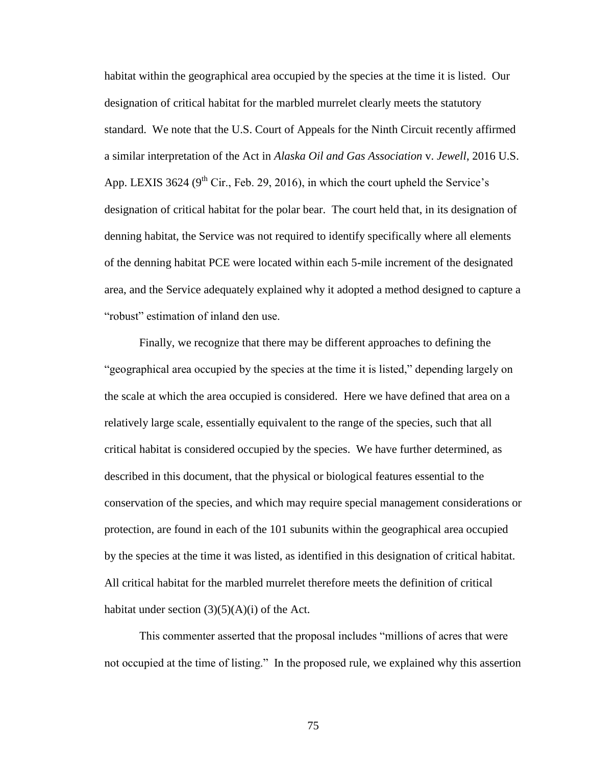habitat within the geographical area occupied by the species at the time it is listed. Our designation of critical habitat for the marbled murrelet clearly meets the statutory standard. We note that the U.S. Court of Appeals for the Ninth Circuit recently affirmed a similar interpretation of the Act in *Alaska Oil and Gas Association* v. *Jewell*, 2016 U.S. App. LEXIS 3624 (9th Cir., Feb. 29, 2016), in which the court upheld the Service's designation of critical habitat for the polar bear. The court held that, in its designation of denning habitat, the Service was not required to identify specifically where all elements of the denning habitat PCE were located within each 5-mile increment of the designated area, and the Service adequately explained why it adopted a method designed to capture a "robust" estimation of inland den use.

Finally, we recognize that there may be different approaches to defining the "geographical area occupied by the species at the time it is listed," depending largely on the scale at which the area occupied is considered. Here we have defined that area on a relatively large scale, essentially equivalent to the range of the species, such that all critical habitat is considered occupied by the species. We have further determined, as described in this document, that the physical or biological features essential to the conservation of the species, and which may require special management considerations or protection, are found in each of the 101 subunits within the geographical area occupied by the species at the time it was listed, as identified in this designation of critical habitat. All critical habitat for the marbled murrelet therefore meets the definition of critical habitat under section (3)(5)(A)(i) of the Act.

This commenter asserted that the proposal includes "millions of acres that were not occupied at the time of listing." In the proposed rule, we explained why this assertion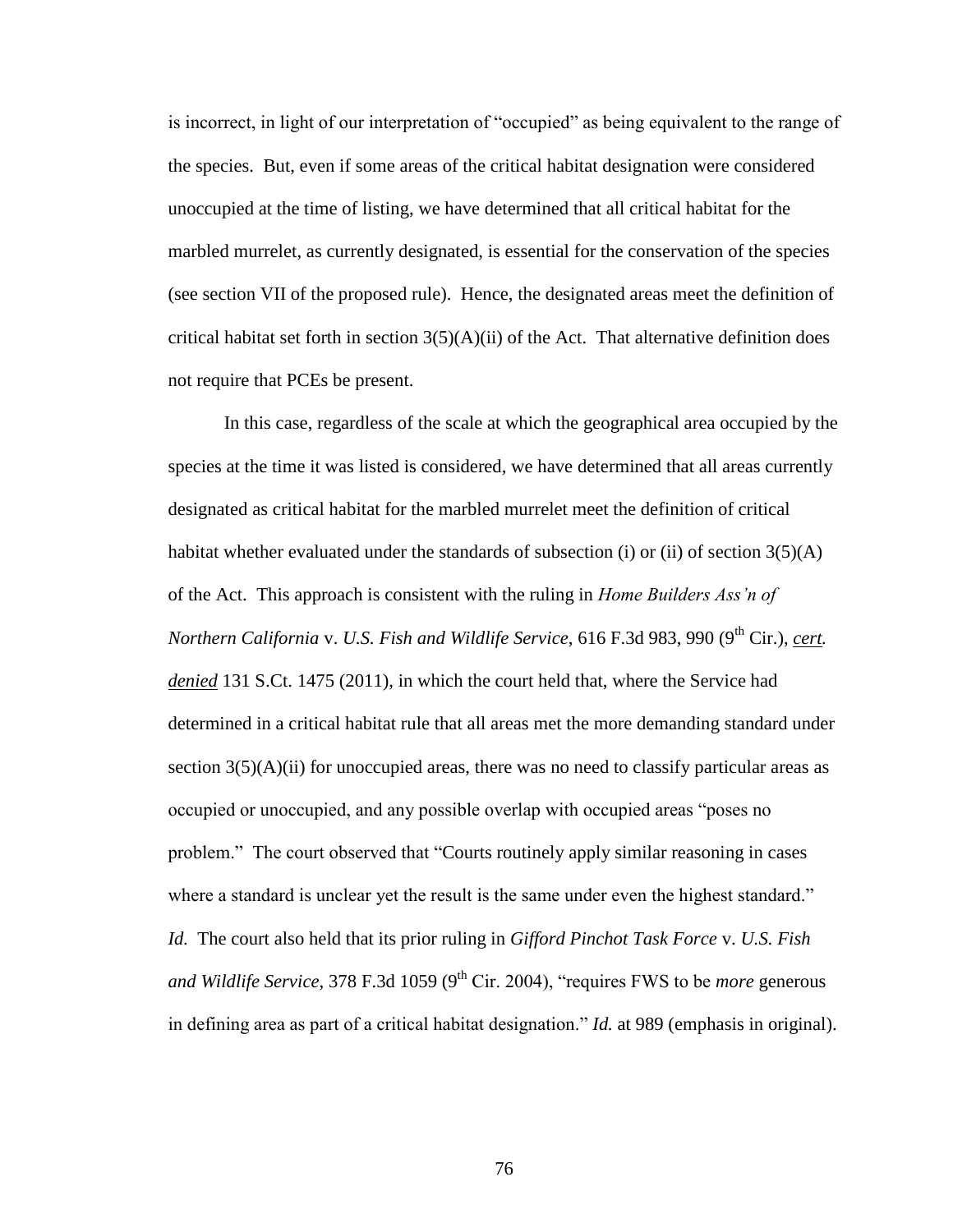is incorrect, in light of our interpretation of "occupied" as being equivalent to the range of the species. But, even if some areas of the critical habitat designation were considered unoccupied at the time of listing, we have determined that all critical habitat for the marbled murrelet, as currently designated, is essential for the conservation of the species (see section VII of the proposed rule). Hence, the designated areas meet the definition of critical habitat set forth in section 3(5)(A)(ii) of the Act. That alternative definition does not require that PCEs be present.

In this case, regardless of the scale at which the geographical area occupied by the species at the time it was listed is considered, we have determined that all areas currently designated as critical habitat for the marbled murrelet meet the definition of critical habitat whether evaluated under the standards of subsection (i) or (ii) of section 3(5)(A) of the Act. This approach is consistent with the ruling in *Home Builders Ass'n of Northern California* v. *U.S. Fish and Wildlife Service*, 616 F.3d 983, 990 (9th Cir.), *cert. denied* 131 S.Ct. 1475 (2011), in which the court held that, where the Service had determined in a critical habitat rule that all areas met the more demanding standard under section 3(5)(A)(ii) for unoccupied areas, there was no need to classify particular areas as occupied or unoccupied, and any possible overlap with occupied areas "poses no problem." The court observed that "Courts routinely apply similar reasoning in cases where a standard is unclear yet the result is the same under even the highest standard." *Id.* The court also held that its prior ruling in *Gifford Pinchot Task Force* v. *U.S. Fish and Wildlife Service*, 378 F.3d 1059 (9th Cir. 2004), "requires FWS to be *more* generous in defining area as part of a critical habitat designation." *Id.* at 989 (emphasis in original).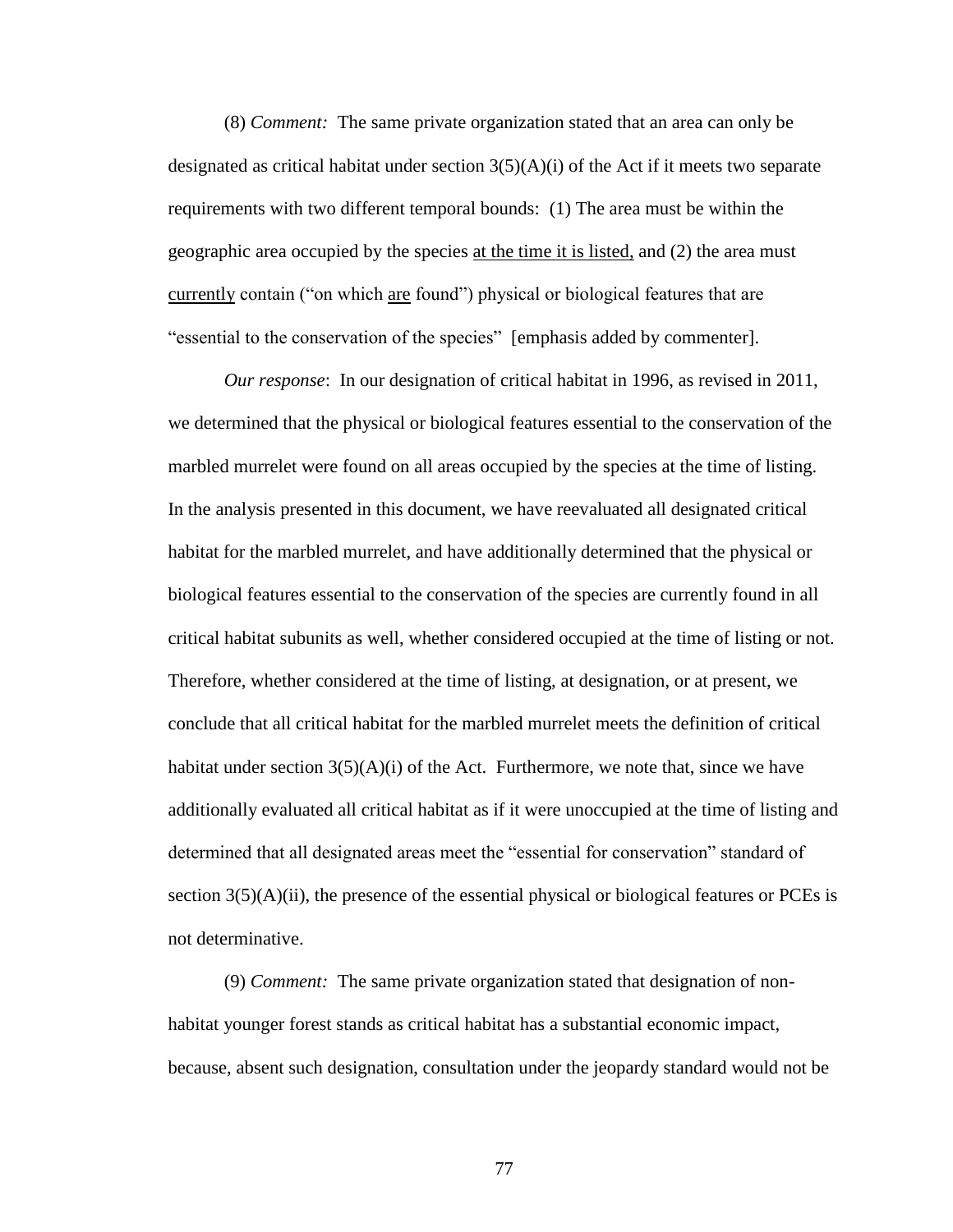(8) *Comment:* The same private organization stated that an area can only be designated as critical habitat under section 3(5)(A)(i) of the Act if it meets two separate requirements with two different temporal bounds: (1) The area must be within the geographic area occupied by the species <u>at the time it is listed,</u> and (2) the area must <u>currently</u> contain ("on which <u>are</u> found") physical or biological features that are "essential to the conservation of the species" [emphasis added by commenter].

*Our response*: In our designation of critical habitat in 1996, as revised in 2011, we determined that the physical or biological features essential to the conservation of the marbled murrelet were found on all areas occupied by the species at the time of listing. In the analysis presented in this document, we have reevaluated all designated critical habitat for the marbled murrelet, and have additionally determined that the physical or biological features essential to the conservation of the species are currently found in all critical habitat subunits as well, whether considered occupied at the time of listing or not. Therefore, whether considered at the time of listing, at designation, or at present, we conclude that all critical habitat for the marbled murrelet meets the definition of critical habitat under section 3(5)(A)(i) of the Act. Furthermore, we note that, since we have additionally evaluated all critical habitat as if it were unoccupied at the time of listing and determined that all designated areas meet the "essential for conservation" standard of section 3(5)(A)(ii), the presence of the essential physical or biological features or PCEs is not determinative.

(9) *Comment:* The same private organization stated that designation of non-habitat younger forest stands as critical habitat has a substantial economic impact, because, absent such designation, consultation under the jeopardy standard would not be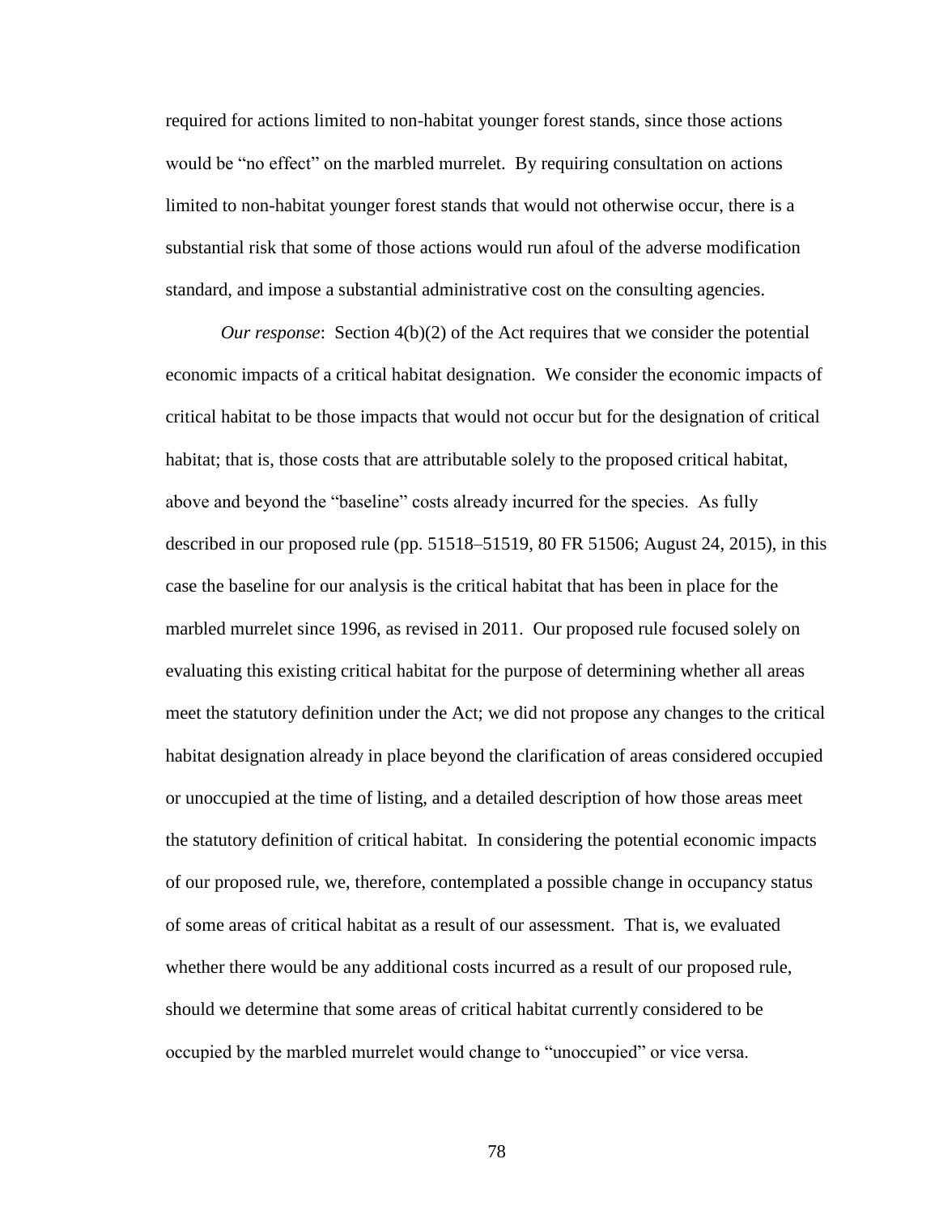required for actions limited to non-habitat younger forest stands, since those actions would be "no effect" on the marbled murrelet. By requiring consultation on actions limited to non-habitat younger forest stands that would not otherwise occur, there is a substantial risk that some of those actions would run afoul of the adverse modification standard, and impose a substantial administrative cost on the consulting agencies.

*Our response*: Section 4(b)(2) of the Act requires that we consider the potential economic impacts of a critical habitat designation. We consider the economic impacts of critical habitat to be those impacts that would not occur but for the designation of critical habitat; that is, those costs that are attributable solely to the proposed critical habitat, above and beyond the "baseline" costs already incurred for the species. As fully described in our proposed rule (pp. 51518–51519, 80 FR 51506; August 24, 2015), in this case the baseline for our analysis is the critical habitat that has been in place for the marbled murrelet since 1996, as revised in 2011. Our proposed rule focused solely on evaluating this existing critical habitat for the purpose of determining whether all areas meet the statutory definition under the Act; we did not propose any changes to the critical habitat designation already in place beyond the clarification of areas considered occupied or unoccupied at the time of listing, and a detailed description of how those areas meet the statutory definition of critical habitat. In considering the potential economic impacts of our proposed rule, we, therefore, contemplated a possible change in occupancy status of some areas of critical habitat as a result of our assessment. That is, we evaluated whether there would be any additional costs incurred as a result of our proposed rule, should we determine that some areas of critical habitat currently considered to be occupied by the marbled murrelet would change to "unoccupied" or vice versa.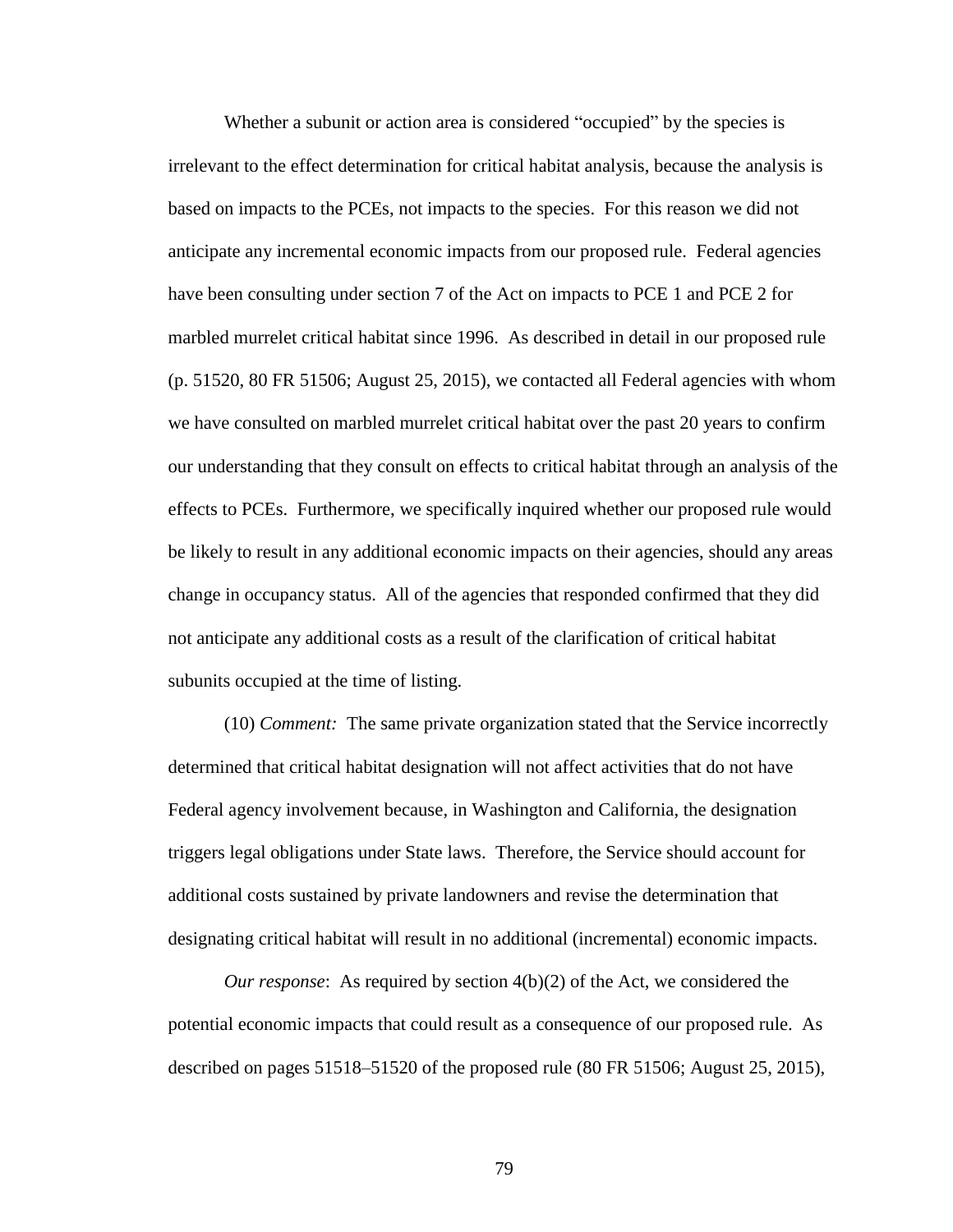Whether a subunit or action area is considered "occupied" by the species is irrelevant to the effect determination for critical habitat analysis, because the analysis is based on impacts to the PCEs, not impacts to the species. For this reason we did not anticipate any incremental economic impacts from our proposed rule. Federal agencies have been consulting under section 7 of the Act on impacts to PCE 1 and PCE 2 for marbled murrelet critical habitat since 1996. As described in detail in our proposed rule (p. 51520, 80 FR 51506; August 25, 2015), we contacted all Federal agencies with whom we have consulted on marbled murrelet critical habitat over the past 20 years to confirm our understanding that they consult on effects to critical habitat through an analysis of the effects to PCEs. Furthermore, we specifically inquired whether our proposed rule would be likely to result in any additional economic impacts on their agencies, should any areas change in occupancy status. All of the agencies that responded confirmed that they did not anticipate any additional costs as a result of the clarification of critical habitat subunits occupied at the time of listing.

(10) *Comment:* The same private organization stated that the Service incorrectly determined that critical habitat designation will not affect activities that do not have Federal agency involvement because, in Washington and California, the designation triggers legal obligations under State laws. Therefore, the Service should account for additional costs sustained by private landowners and revise the determination that designating critical habitat will result in no additional (incremental) economic impacts.

*Our response*: As required by section 4(b)(2) of the Act, we considered the potential economic impacts that could result as a consequence of our proposed rule. As described on pages 51518–51520 of the proposed rule (80 FR 51506; August 25, 2015),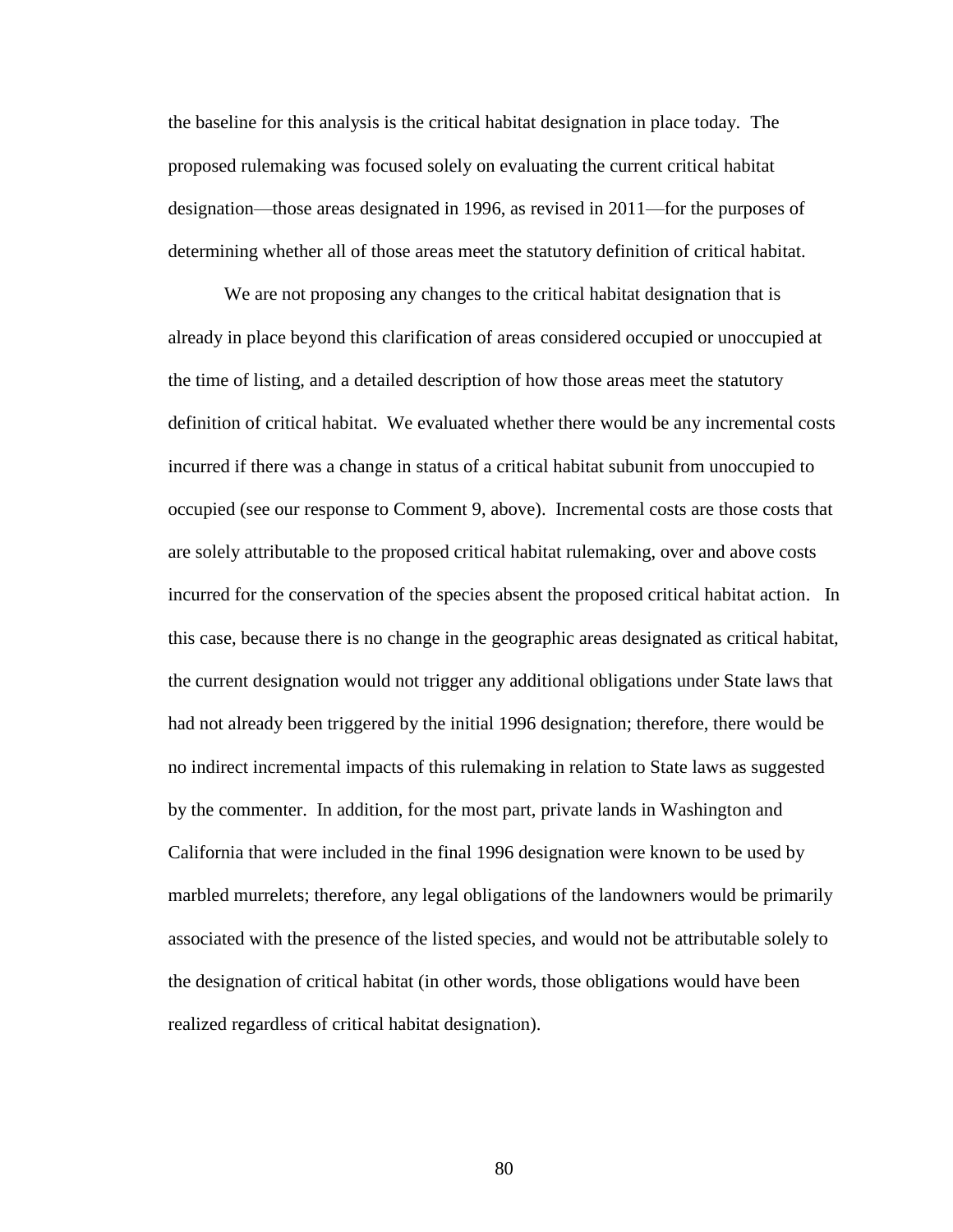the baseline for this analysis is the critical habitat designation in place today. The proposed rulemaking was focused solely on evaluating the current critical habitat designation—those areas designated in 1996, as revised in 2011—for the purposes of determining whether all of those areas meet the statutory definition of critical habitat.

We are not proposing any changes to the critical habitat designation that is already in place beyond this clarification of areas considered occupied or unoccupied at the time of listing, and a detailed description of how those areas meet the statutory definition of critical habitat. We evaluated whether there would be any incremental costs incurred if there was a change in status of a critical habitat subunit from unoccupied to occupied (see our response to Comment 9, above). Incremental costs are those costs that are solely attributable to the proposed critical habitat rulemaking, over and above costs incurred for the conservation of the species absent the proposed critical habitat action. In this case, because there is no change in the geographic areas designated as critical habitat, the current designation would not trigger any additional obligations under State laws that had not already been triggered by the initial 1996 designation; therefore, there would be no indirect incremental impacts of this rulemaking in relation to State laws as suggested by the commenter. In addition, for the most part, private lands in Washington and California that were included in the final 1996 designation were known to be used by marbled murrelets; therefore, any legal obligations of the landowners would be primarily associated with the presence of the listed species, and would not be attributable solely to the designation of critical habitat (in other words, those obligations would have been realized regardless of critical habitat designation).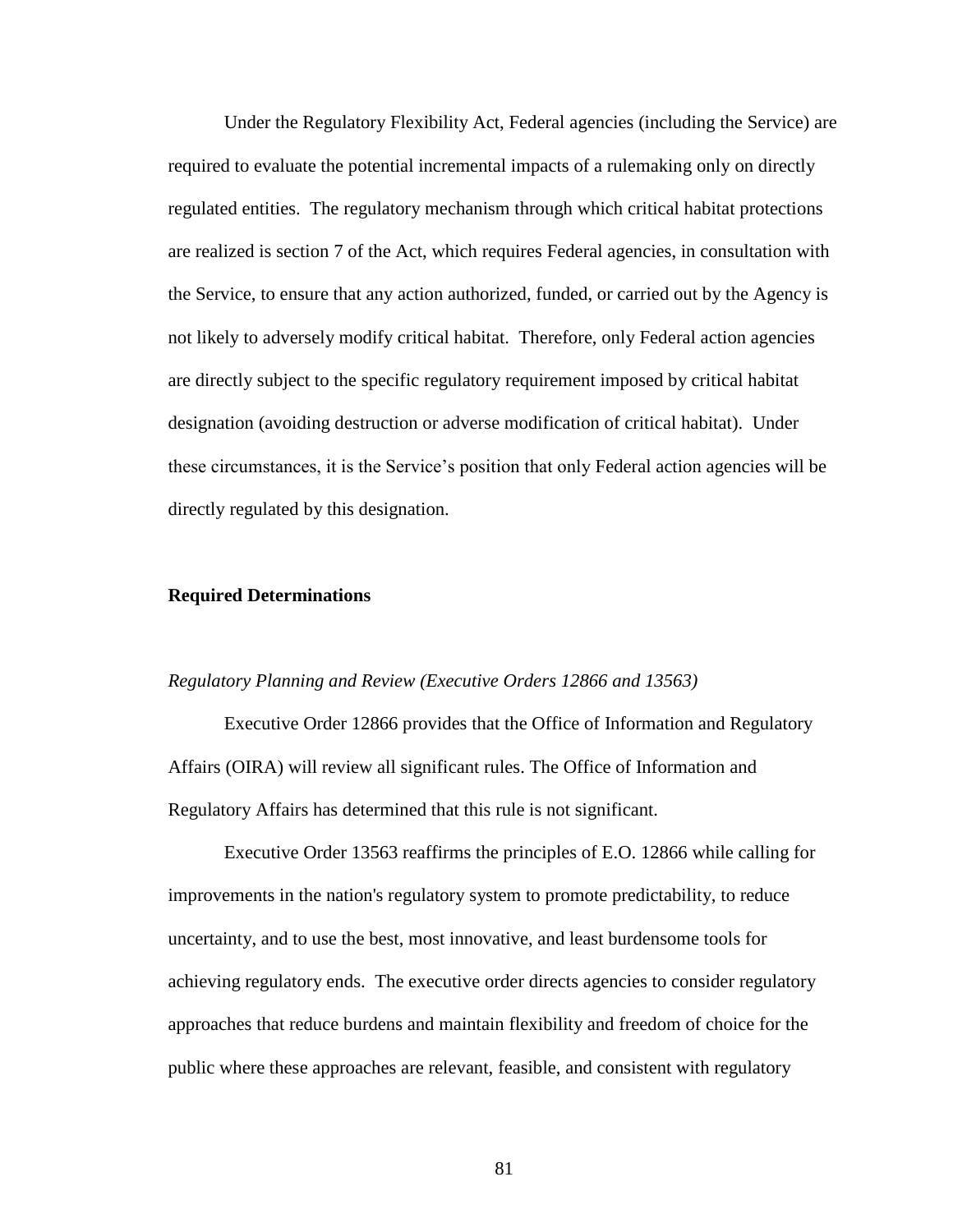Under the Regulatory Flexibility Act, Federal agencies (including the Service) are required to evaluate the potential incremental impacts of a rulemaking only on directly regulated entities. The regulatory mechanism through which critical habitat protections are realized is section 7 of the Act, which requires Federal agencies, in consultation with the Service, to ensure that any action authorized, funded, or carried out by the Agency is not likely to adversely modify critical habitat. Therefore, only Federal action agencies are directly subject to the specific regulatory requirement imposed by critical habitat designation (avoiding destruction or adverse modification of critical habitat). Under these circumstances, it is the Service's position that only Federal action agencies will be directly regulated by this designation.

## Required Determinations

### *Regulatory Planning and Review (Executive Orders 12866 and 13563)*

Executive Order 12866 provides that the Office of Information and Regulatory Affairs (OIRA) will review all significant rules. The Office of Information and Regulatory Affairs has determined that this rule is not significant.

Executive Order 13563 reaffirms the principles of E.O. 12866 while calling for improvements in the nation's regulatory system to promote predictability, to reduce uncertainty, and to use the best, most innovative, and least burdensome tools for achieving regulatory ends. The executive order directs agencies to consider regulatory approaches that reduce burdens and maintain flexibility and freedom of choice for the public where these approaches are relevant, feasible, and consistent with regulatory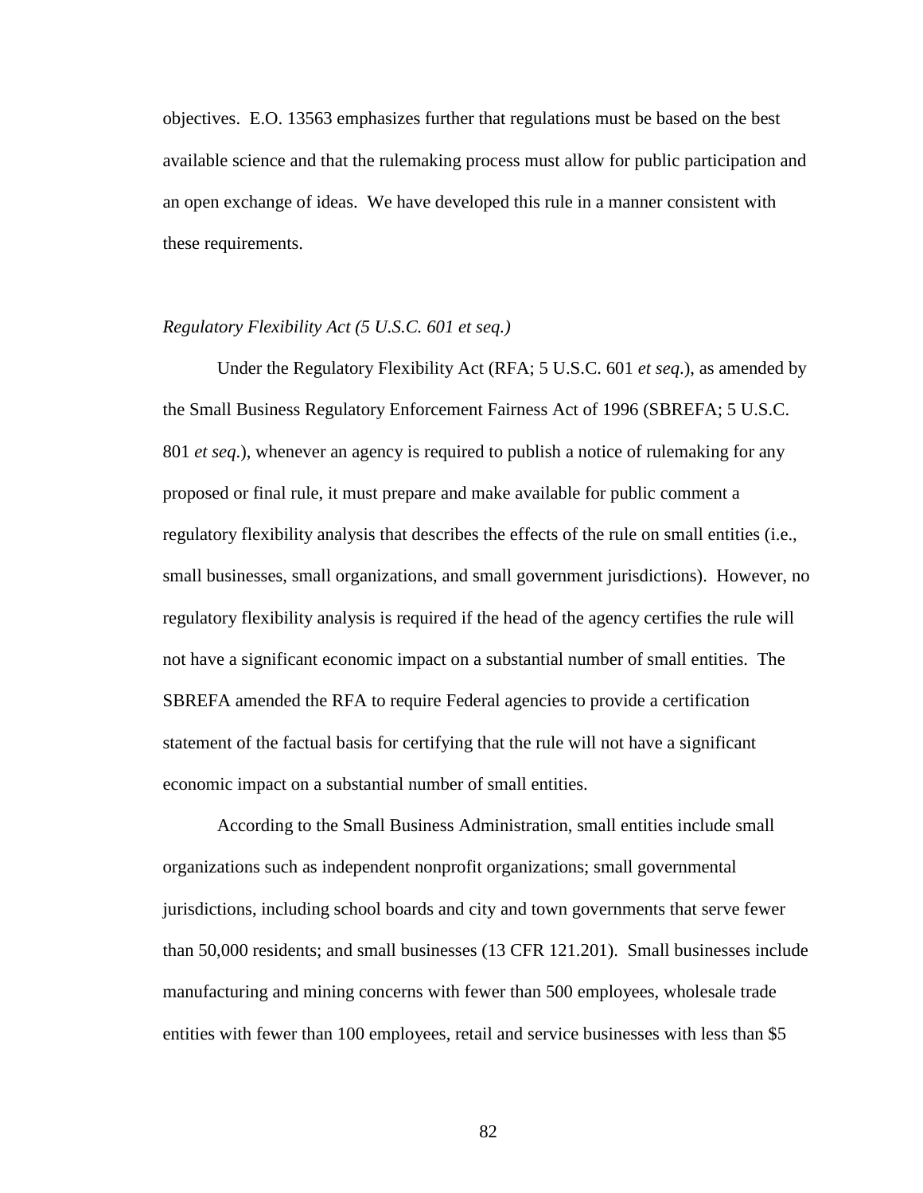objectives. E.O. 13563 emphasizes further that regulations must be based on the best available science and that the rulemaking process must allow for public participation and an open exchange of ideas. We have developed this rule in a manner consistent with these requirements.

*Regulatory Flexibility Act (5 U.S.C. 601 et seq.)*

Under the Regulatory Flexibility Act (RFA; 5 U.S.C. 601 *et seq*.), as amended by the Small Business Regulatory Enforcement Fairness Act of 1996 (SBREFA; 5 U.S.C. 801 *et seq*.), whenever an agency is required to publish a notice of rulemaking for any proposed or final rule, it must prepare and make available for public comment a regulatory flexibility analysis that describes the effects of the rule on small entities (i.e., small businesses, small organizations, and small government jurisdictions). However, no regulatory flexibility analysis is required if the head of the agency certifies the rule will not have a significant economic impact on a substantial number of small entities. The SBREFA amended the RFA to require Federal agencies to provide a certification statement of the factual basis for certifying that the rule will not have a significant economic impact on a substantial number of small entities.

According to the Small Business Administration, small entities include small organizations such as independent nonprofit organizations; small governmental jurisdictions, including school boards and city and town governments that serve fewer than 50,000 residents; and small businesses (13 CFR 121.201). Small businesses include manufacturing and mining concerns with fewer than 500 employees, wholesale trade entities with fewer than 100 employees, retail and service businesses with less than $5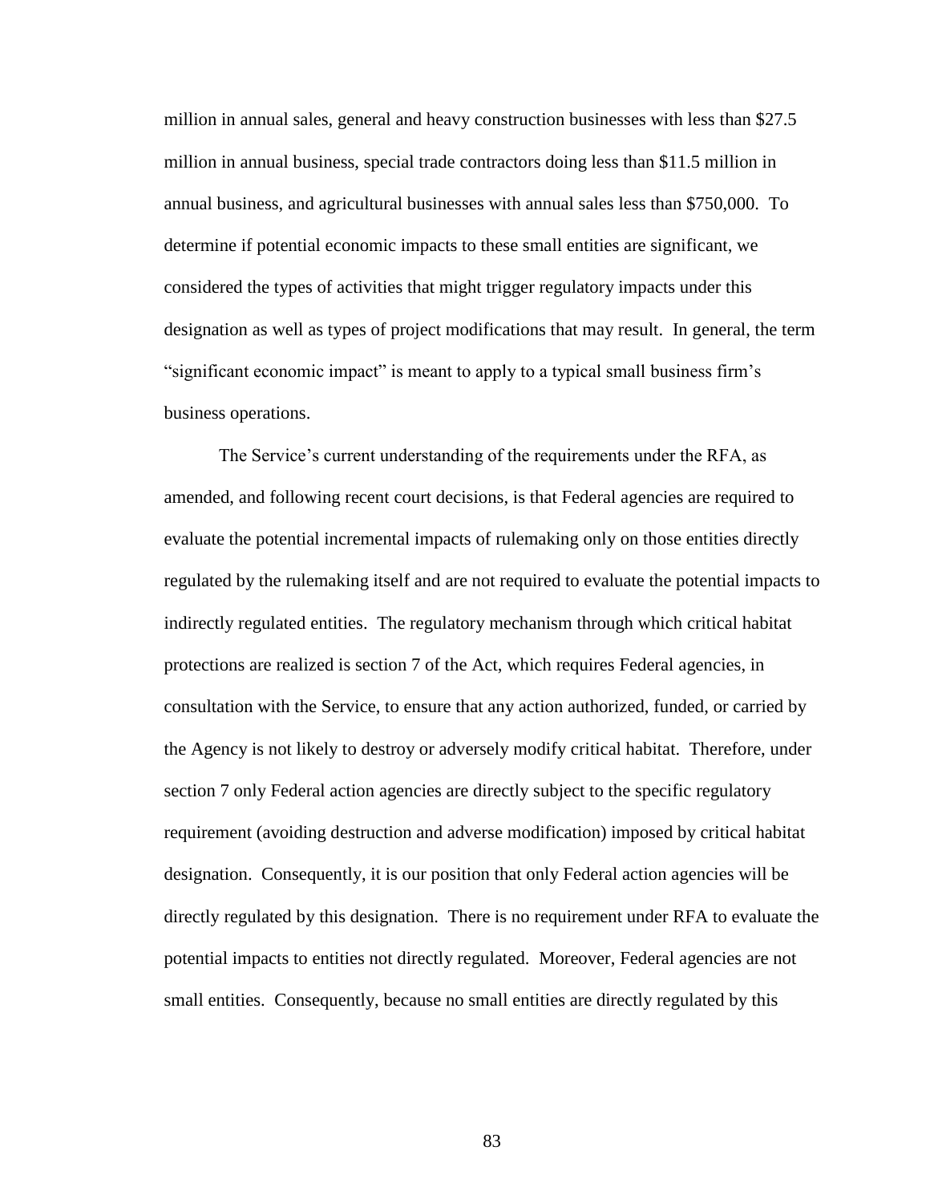million in annual sales, general and heavy construction businesses with less than $27.5 million in annual business, special trade contractors doing less than $11.5 million in annual business, and agricultural businesses with annual sales less than $750,000. To determine if potential economic impacts to these small entities are significant, we considered the types of activities that might trigger regulatory impacts under this designation as well as types of project modifications that may result. In general, the term "significant economic impact" is meant to apply to a typical small business firm's business operations.

The Service's current understanding of the requirements under the RFA, as amended, and following recent court decisions, is that Federal agencies are required to evaluate the potential incremental impacts of rulemaking only on those entities directly regulated by the rulemaking itself and are not required to evaluate the potential impacts to indirectly regulated entities. The regulatory mechanism through which critical habitat protections are realized is section 7 of the Act, which requires Federal agencies, in consultation with the Service, to ensure that any action authorized, funded, or carried by the Agency is not likely to destroy or adversely modify critical habitat. Therefore, under section 7 only Federal action agencies are directly subject to the specific regulatory requirement (avoiding destruction and adverse modification) imposed by critical habitat designation. Consequently, it is our position that only Federal action agencies will be directly regulated by this designation. There is no requirement under RFA to evaluate the potential impacts to entities not directly regulated. Moreover, Federal agencies are not small entities. Consequently, because no small entities are directly regulated by this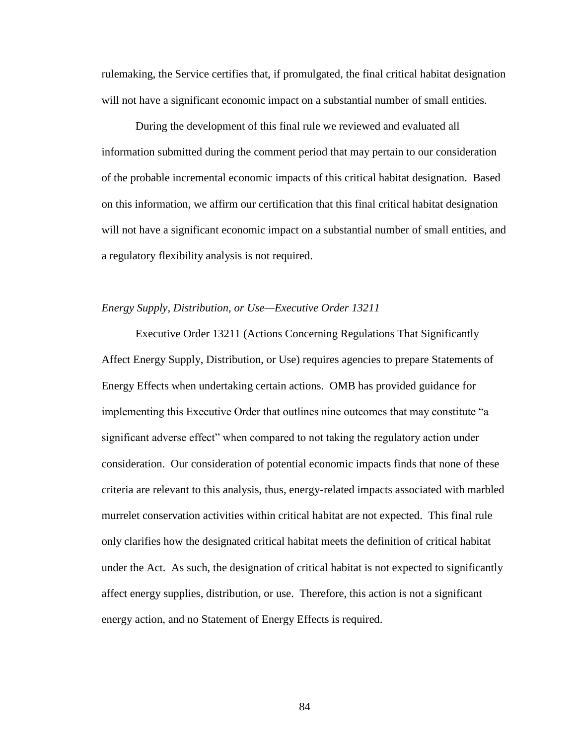rulemaking, the Service certifies that, if promulgated, the final critical habitat designation will not have a significant economic impact on a substantial number of small entities.

During the development of this final rule we reviewed and evaluated all information submitted during the comment period that may pertain to our consideration of the probable incremental economic impacts of this critical habitat designation. Based on this information, we affirm our certification that this final critical habitat designation will not have a significant economic impact on a substantial number of small entities, and a regulatory flexibility analysis is not required.

*Energy Supply, Distribution, or Use—Executive Order 13211*

Executive Order 13211 (Actions Concerning Regulations That Significantly Affect Energy Supply, Distribution, or Use) requires agencies to prepare Statements of Energy Effects when undertaking certain actions. OMB has provided guidance for implementing this Executive Order that outlines nine outcomes that may constitute "a significant adverse effect" when compared to not taking the regulatory action under consideration. Our consideration of potential economic impacts finds that none of these criteria are relevant to this analysis, thus, energy-related impacts associated with marbled murrelet conservation activities within critical habitat are not expected. This final rule only clarifies how the designated critical habitat meets the definition of critical habitat under the Act. As such, the designation of critical habitat is not expected to significantly affect energy supplies, distribution, or use. Therefore, this action is not a significant energy action, and no Statement of Energy Effects is required.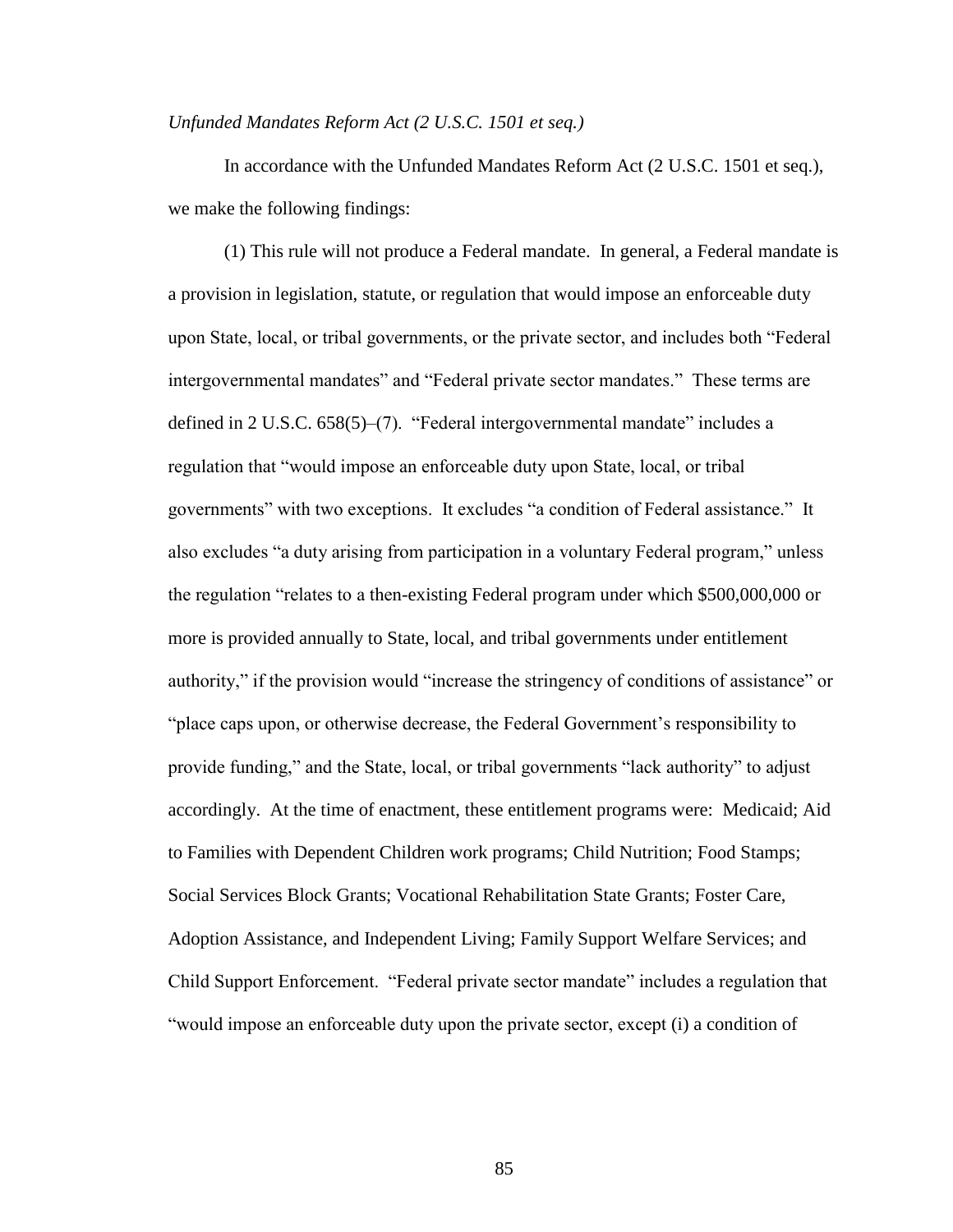*Unfunded Mandates Reform Act (2 U.S.C. 1501 et seq.)*

In accordance with the Unfunded Mandates Reform Act (2 U.S.C. 1501 et seq.), we make the following findings:

(1) This rule will not produce a Federal mandate. In general, a Federal mandate is a provision in legislation, statute, or regulation that would impose an enforceable duty upon State, local, or tribal governments, or the private sector, and includes both "Federal intergovernmental mandates" and "Federal private sector mandates." These terms are defined in 2 U.S.C. 658(5)–(7). "Federal intergovernmental mandate" includes a regulation that "would impose an enforceable duty upon State, local, or tribal governments" with two exceptions. It excludes "a condition of Federal assistance." It also excludes "a duty arising from participation in a voluntary Federal program," unless the regulation "relates to a then-existing Federal program under which $500,000,000 or more is provided annually to State, local, and tribal governments under entitlement authority," if the provision would "increase the stringency of conditions of assistance" or "place caps upon, or otherwise decrease, the Federal Government's responsibility to provide funding," and the State, local, or tribal governments "lack authority" to adjust accordingly. At the time of enactment, these entitlement programs were: Medicaid; Aid to Families with Dependent Children work programs; Child Nutrition; Food Stamps; Social Services Block Grants; Vocational Rehabilitation State Grants; Foster Care, Adoption Assistance, and Independent Living; Family Support Welfare Services; and Child Support Enforcement. "Federal private sector mandate" includes a regulation that "would impose an enforceable duty upon the private sector, except (i) a condition of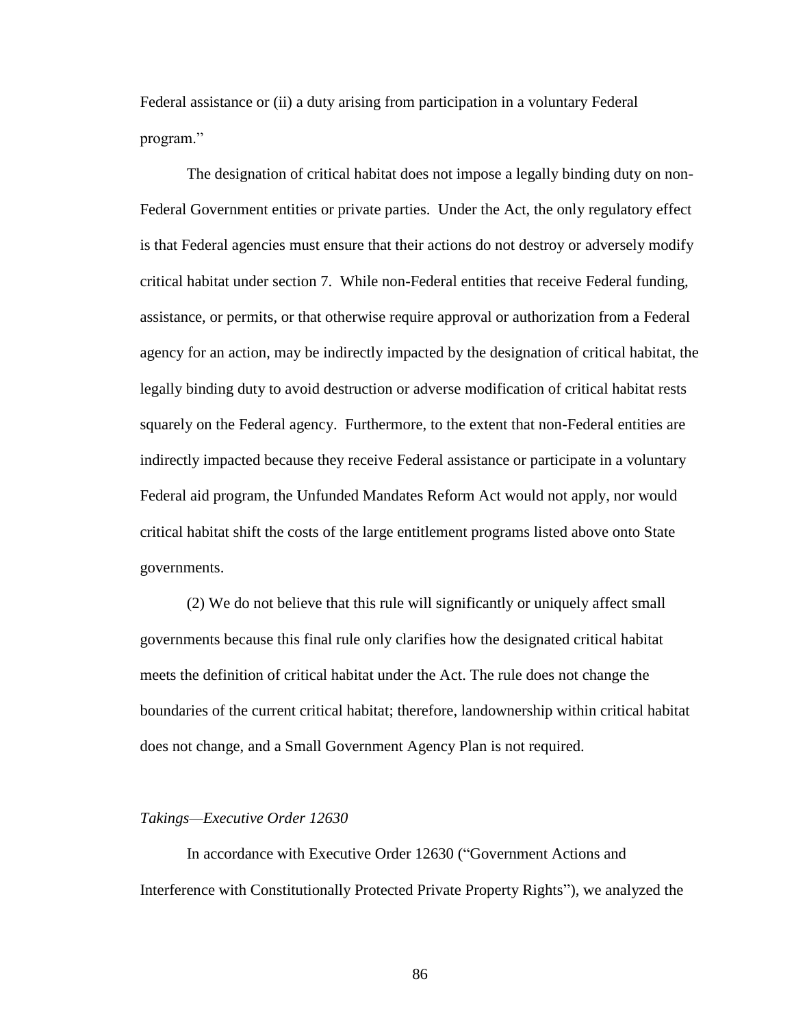Federal assistance or (ii) a duty arising from participation in a voluntary Federal program."

The designation of critical habitat does not impose a legally binding duty on non-Federal Government entities or private parties. Under the Act, the only regulatory effect is that Federal agencies must ensure that their actions do not destroy or adversely modify critical habitat under section 7. While non-Federal entities that receive Federal funding, assistance, or permits, or that otherwise require approval or authorization from a Federal agency for an action, may be indirectly impacted by the designation of critical habitat, the legally binding duty to avoid destruction or adverse modification of critical habitat rests squarely on the Federal agency. Furthermore, to the extent that non-Federal entities are indirectly impacted because they receive Federal assistance or participate in a voluntary Federal aid program, the Unfunded Mandates Reform Act would not apply, nor would critical habitat shift the costs of the large entitlement programs listed above onto State governments.

(2) We do not believe that this rule will significantly or uniquely affect small governments because this final rule only clarifies how the designated critical habitat meets the definition of critical habitat under the Act. The rule does not change the boundaries of the current critical habitat; therefore, landownership within critical habitat does not change, and a Small Government Agency Plan is not required.

*Takings—Executive Order 12630*

In accordance with Executive Order 12630 ("Government Actions and Interference with Constitutionally Protected Private Property Rights"), we analyzed the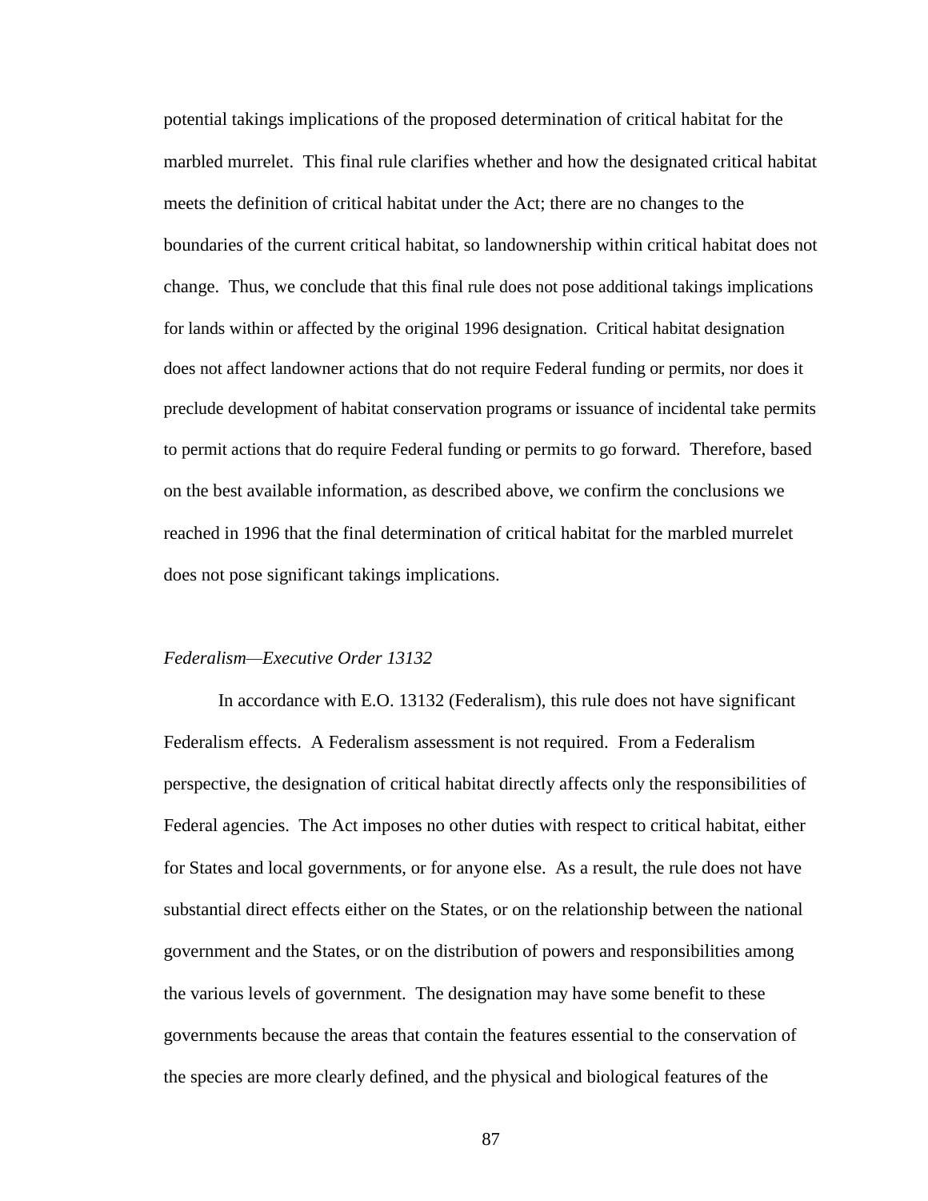potential takings implications of the proposed determination of critical habitat for the marbled murrelet. This final rule clarifies whether and how the designated critical habitat meets the definition of critical habitat under the Act; there are no changes to the boundaries of the current critical habitat, so landownership within critical habitat does not change. Thus, we conclude that this final rule does not pose additional takings implications for lands within or affected by the original 1996 designation. Critical habitat designation does not affect landowner actions that do not require Federal funding or permits, nor does it preclude development of habitat conservation programs or issuance of incidental take permits to permit actions that do require Federal funding or permits to go forward. Therefore, based on the best available information, as described above, we confirm the conclusions we reached in 1996 that the final determination of critical habitat for the marbled murrelet does not pose significant takings implications.

*Federalism—Executive Order 13132*

In accordance with E.O. 13132 (Federalism), this rule does not have significant Federalism effects. A Federalism assessment is not required. From a Federalism perspective, the designation of critical habitat directly affects only the responsibilities of Federal agencies. The Act imposes no other duties with respect to critical habitat, either for States and local governments, or for anyone else. As a result, the rule does not have substantial direct effects either on the States, or on the relationship between the national government and the States, or on the distribution of powers and responsibilities among the various levels of government. The designation may have some benefit to these governments because the areas that contain the features essential to the conservation of the species are more clearly defined, and the physical and biological features of the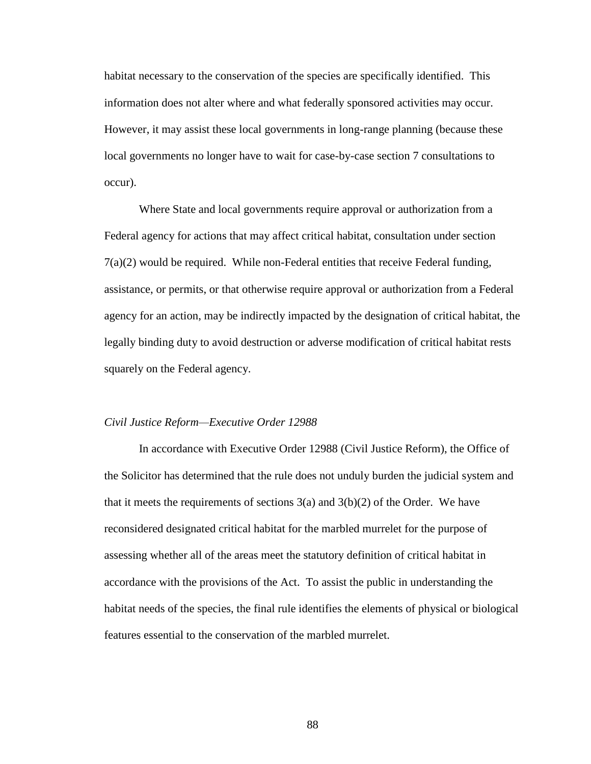habitat necessary to the conservation of the species are specifically identified. This information does not alter where and what federally sponsored activities may occur. However, it may assist these local governments in long-range planning (because these local governments no longer have to wait for case-by-case section 7 consultations to occur).

Where State and local governments require approval or authorization from a Federal agency for actions that may affect critical habitat, consultation under section 7(a)(2) would be required. While non-Federal entities that receive Federal funding, assistance, or permits, or that otherwise require approval or authorization from a Federal agency for an action, may be indirectly impacted by the designation of critical habitat, the legally binding duty to avoid destruction or adverse modification of critical habitat rests squarely on the Federal agency.

*Civil Justice Reform—Executive Order 12988*

In accordance with Executive Order 12988 (Civil Justice Reform), the Office of the Solicitor has determined that the rule does not unduly burden the judicial system and that it meets the requirements of sections 3(a) and 3(b)(2) of the Order. We have reconsidered designated critical habitat for the marbled murrelet for the purpose of assessing whether all of the areas meet the statutory definition of critical habitat in accordance with the provisions of the Act. To assist the public in understanding the habitat needs of the species, the final rule identifies the elements of physical or biological features essential to the conservation of the marbled murrelet.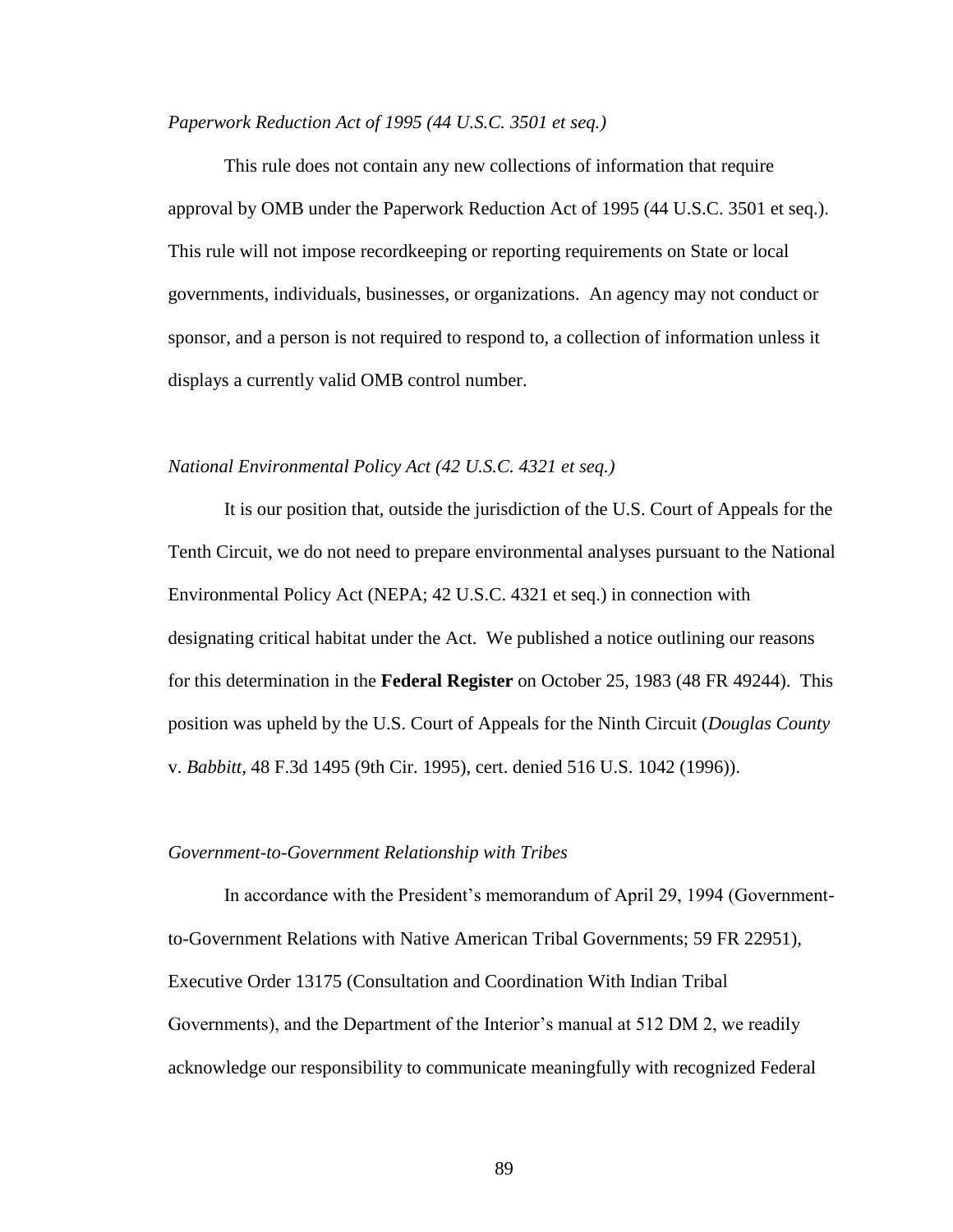*Paperwork Reduction Act of 1995 (44 U.S.C. 3501 et seq.)*

This rule does not contain any new collections of information that require approval by OMB under the Paperwork Reduction Act of 1995 (44 U.S.C. 3501 et seq.). This rule will not impose recordkeeping or reporting requirements on State or local governments, individuals, businesses, or organizations. An agency may not conduct or sponsor, and a person is not required to respond to, a collection of information unless it displays a currently valid OMB control number.

*National Environmental Policy Act (42 U.S.C. 4321 et seq.)*

It is our position that, outside the jurisdiction of the U.S. Court of Appeals for the Tenth Circuit, we do not need to prepare environmental analyses pursuant to the National Environmental Policy Act (NEPA; 42 U.S.C. 4321 et seq.) in connection with designating critical habitat under the Act. We published a notice outlining our reasons for this determination in the **Federal Register** on October 25, 1983 (48 FR 49244). This position was upheld by the U.S. Court of Appeals for the Ninth Circuit (*Douglas County* v. *Babbitt*, 48 F.3d 1495 (9th Cir. 1995), cert. denied 516 U.S. 1042 (1996)).

*Government-to-Government Relationship with Tribes*

In accordance with the President's memorandum of April 29, 1994 (Government-to-Government Relations with Native American Tribal Governments; 59 FR 22951), Executive Order 13175 (Consultation and Coordination With Indian Tribal Governments), and the Department of the Interior's manual at 512 DM 2, we readily acknowledge our responsibility to communicate meaningfully with recognized Federal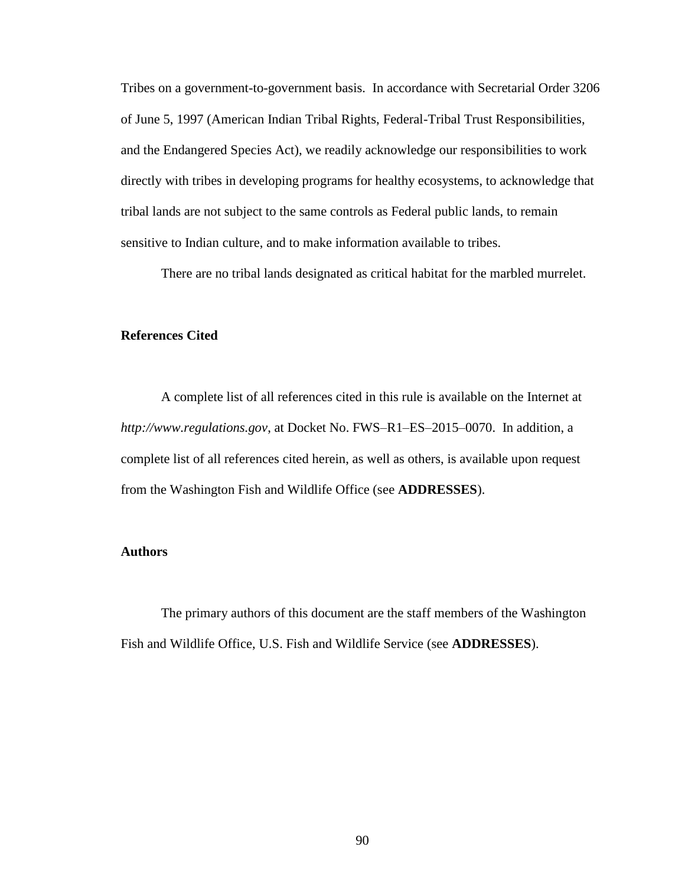Tribes on a government-to-government basis. In accordance with Secretarial Order 3206 of June 5, 1997 (American Indian Tribal Rights, Federal-Tribal Trust Responsibilities, and the Endangered Species Act), we readily acknowledge our responsibilities to work directly with tribes in developing programs for healthy ecosystems, to acknowledge that tribal lands are not subject to the same controls as Federal public lands, to remain sensitive to Indian culture, and to make information available to tribes.

There are no tribal lands designated as critical habitat for the marbled murrelet.

**References Cited**

A complete list of all references cited in this rule is available on the Internet at *http://www.regulations.gov*, at Docket No. FWS–R1–ES–2015–0070. In addition, a complete list of all references cited herein, as well as others, is available upon request from the Washington Fish and Wildlife Office (see **ADDRESSES**).

**Authors**

The primary authors of this document are the staff members of the Washington Fish and Wildlife Office, U.S. Fish and Wildlife Service (see **ADDRESSES**).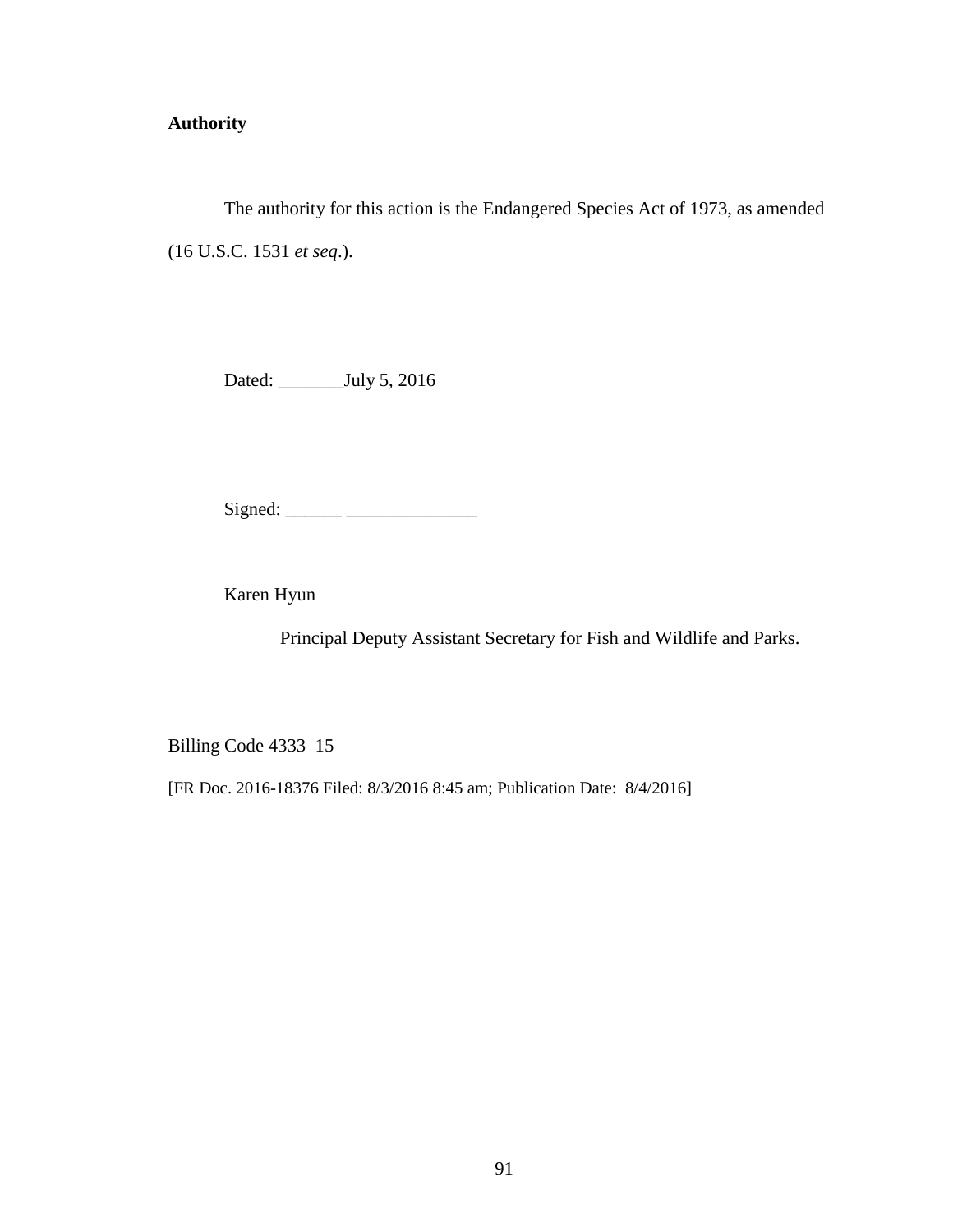**Authority**

The authority for this action is the Endangered Species Act of 1973, as amended (16 U.S.C. 1531 *et seq*.).

Dated: _______July 5, 2016

Signed: ______ ______________

Karen Hyun

Principal Deputy Assistant Secretary for Fish and Wildlife and Parks.

Billing Code 4333–15

[FR Doc. 2016-18376 Filed: 8/3/2016 8:45 am; Publication Date: 8/4/2016]